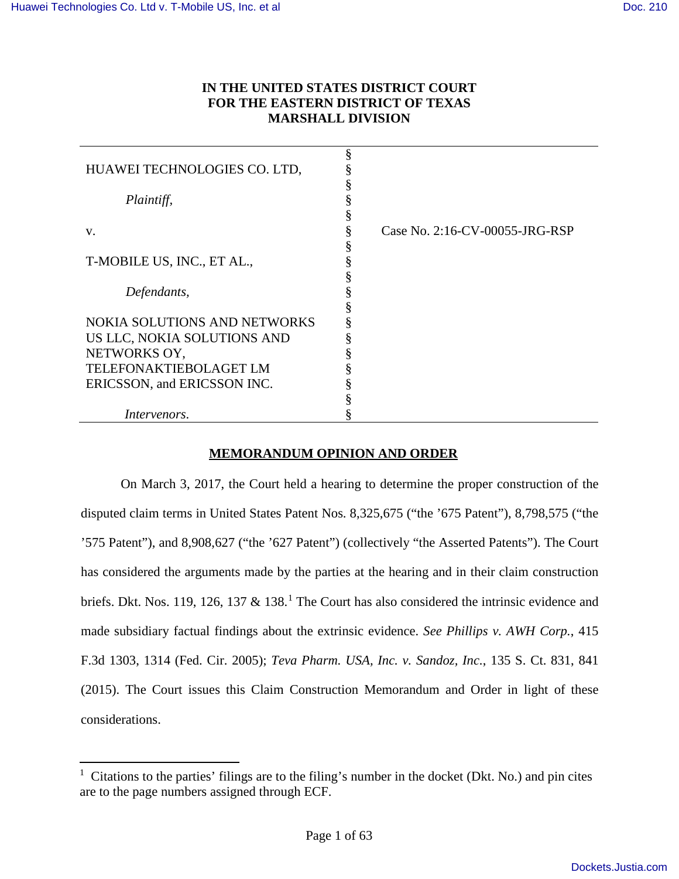**IN THE UNITED STATES DISTRICT COURT**
**FOR THE EASTERN DISTRICT OF TEXAS**
**MARSHALL DIVISION**

| | | |
|---|---|---|
| HUAWEI TECHNOLOGIES CO. LTD, | § | |
| *Plaintiff,* | § | |
| v. | § | Case No. 2:16-CV-00055-JRG-RSP |
| T-MOBILE US, INC., ET AL., | § | |
| *Defendants,* | § | |
| NOKIA SOLUTIONS AND NETWORKS US LLC, NOKIA SOLUTIONS AND NETWORKS OY, TELEFONAKTIEBOLAGET LM ERICSSON, and ERICSSON INC. | § | |
| *Intervenors.* | § | |

**MEMORANDUM OPINION AND ORDER**

On March 3, 2017, the Court held a hearing to determine the proper construction of the disputed claim terms in United States Patent Nos. 8,325,675 ("the '675 Patent"), 8,798,575 ("the '575 Patent"), and 8,908,627 ("the '627 Patent") (collectively "the Asserted Patents"). The Court has considered the arguments made by the parties at the hearing and in their claim construction briefs. Dkt. Nos. 119, 126, 137 & 138.[1] The Court has also considered the intrinsic evidence and made subsidiary factual findings about the extrinsic evidence. *See Phillips v. AWH Corp.*, 415 F.3d 1303, 1314 (Fed. Cir. 2005); *Teva Pharm. USA, Inc. v. Sandoz, Inc.*, 135 S. Ct. 831, 841 (2015). The Court issues this Claim Construction Memorandum and Order in light of these considerations.

[1] Citations to the parties' filings are to the filing's number in the docket (Dkt. No.) and pin cites are to the page numbers assigned through ECF.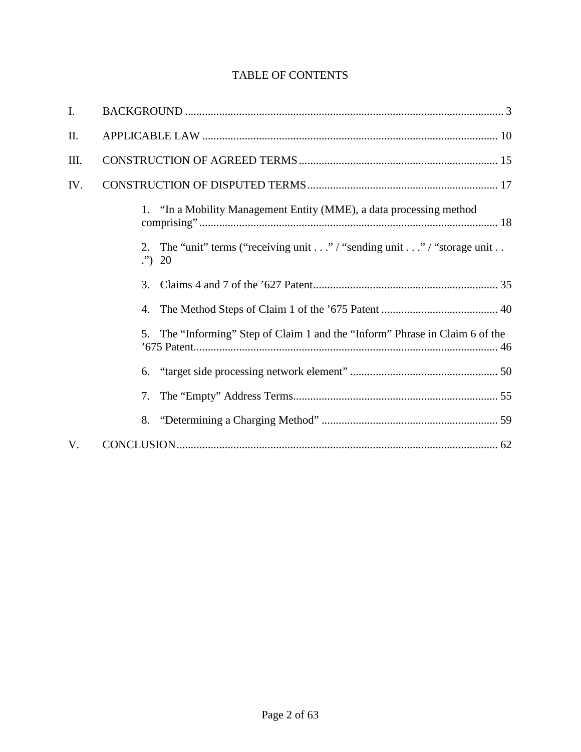# TABLE OF CONTENTS

I. BACKGROUND ..... 3

II. APPLICABLE LAW ..... 10

III. CONSTRUCTION OF AGREED TERMS ..... 15

IV. CONSTRUCTION OF DISPUTED TERMS ..... 17

- 1. "In a Mobility Management Entity (MME), a data processing method comprising" ..... 18
- 2. The "unit" terms ("receiving unit . . ." / "sending unit . . ." / "storage unit . . .") 20
- 3. Claims 4 and 7 of the '627 Patent ..... 35
- 4. The Method Steps of Claim 1 of the '675 Patent ..... 40
- 5. The "Informing" Step of Claim 1 and the "Inform" Phrase in Claim 6 of the '675 Patent ..... 46
- 6. "target side processing network element" ..... 50
- 7. The "Empty" Address Terms ..... 55
- 8. "Determining a Charging Method" ..... 59

V. CONCLUSION ..... 62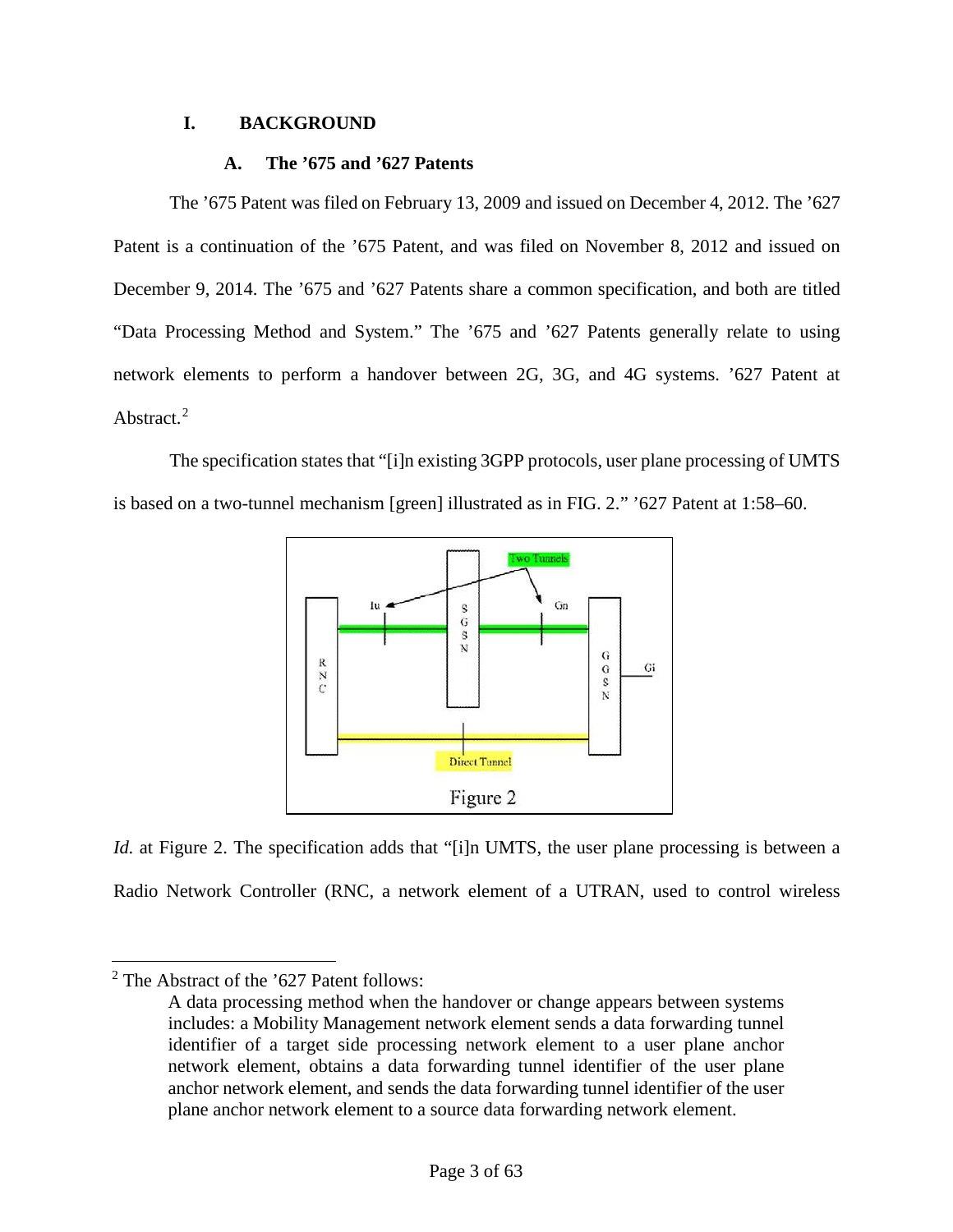## I. BACKGROUND

### A. The ’675 and ’627 Patents

The ’675 Patent was filed on February 13, 2009 and issued on December 4, 2012. The ’627 Patent is a continuation of the ’675 Patent, and was filed on November 8, 2012 and issued on December 9, 2014. The ’675 and ’627 Patents share a common specification, and both are titled “Data Processing Method and System.” The ’675 and ’627 Patents generally relate to using network elements to perform a handover between 2G, 3G, and 4G systems. ’627 Patent at Abstract.[2]

The specification states that “[i]n existing 3GPP protocols, user plane processing of UMTS is based on a two-tunnel mechanism [green] illustrated as in FIG. 2.” ’627 Patent at 1:58–60.

Figure 2

*Id.* at Figure 2. The specification adds that “[i]n UMTS, the user plane processing is between a Radio Network Controller (RNC, a network element of a UTRAN, used to control wireless

---

[2] The Abstract of the ’627 Patent follows:

> A data processing method when the handover or change appears between systems includes: a Mobility Management network element sends a data forwarding tunnel identifier of a target side processing network element to a user plane anchor network element, obtains a data forwarding tunnel identifier of the user plane anchor network element, and sends the data forwarding tunnel identifier of the user plane anchor network element to a source data forwarding network element.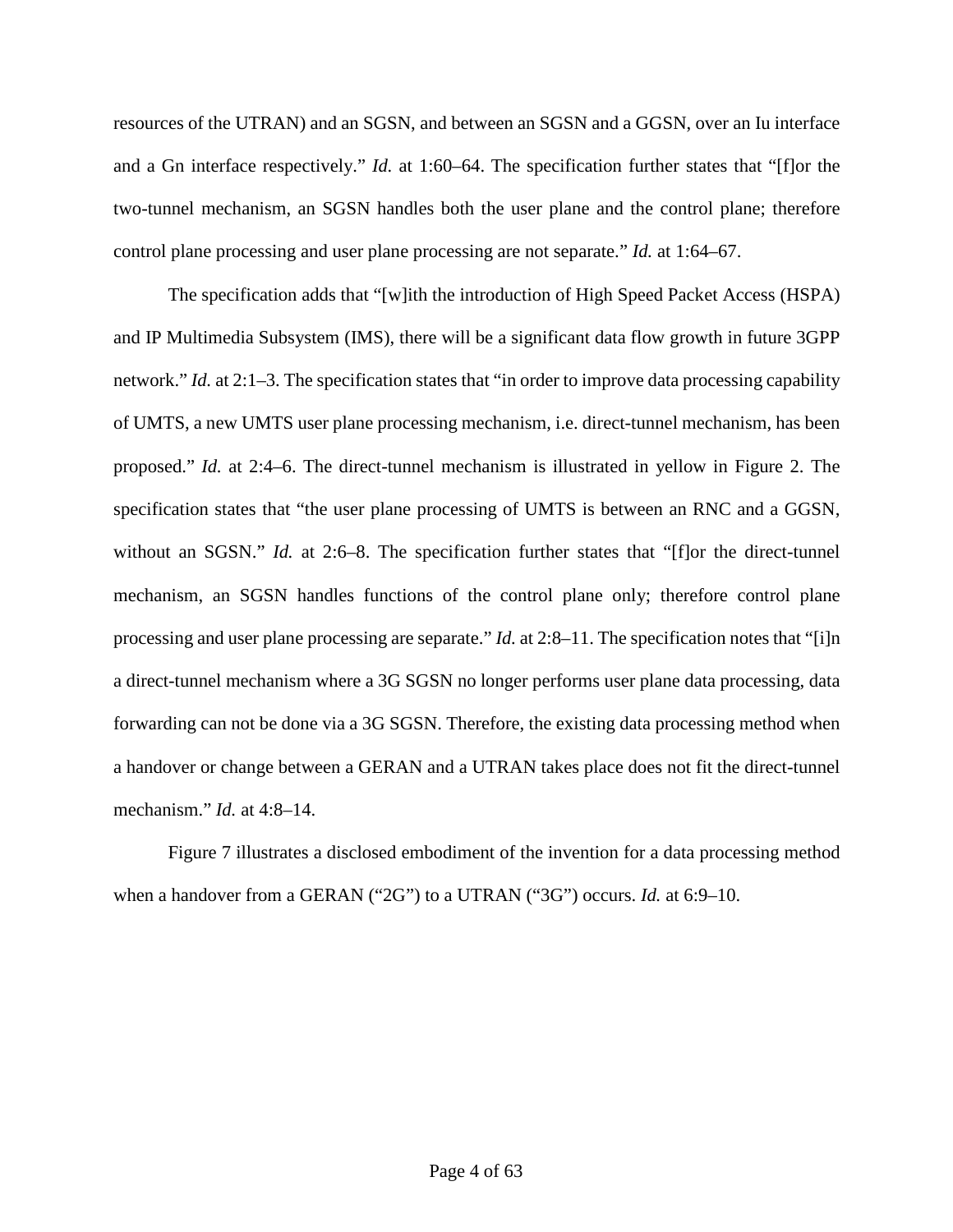resources of the UTRAN) and an SGSN, and between an SGSN and a GGSN, over an Iu interface and a Gn interface respectively." *Id.* at 1:60–64. The specification further states that "[f]or the two-tunnel mechanism, an SGSN handles both the user plane and the control plane; therefore control plane processing and user plane processing are not separate." *Id.* at 1:64–67.

The specification adds that "[w]ith the introduction of High Speed Packet Access (HSPA) and IP Multimedia Subsystem (IMS), there will be a significant data flow growth in future 3GPP network." *Id.* at 2:1–3. The specification states that "in order to improve data processing capability of UMTS, a new UMTS user plane processing mechanism, i.e. direct-tunnel mechanism, has been proposed." *Id.* at 2:4–6. The direct-tunnel mechanism is illustrated in yellow in Figure 2. The specification states that "the user plane processing of UMTS is between an RNC and a GGSN, without an SGSN." *Id.* at 2:6–8. The specification further states that "[f]or the direct-tunnel mechanism, an SGSN handles functions of the control plane only; therefore control plane processing and user plane processing are separate." *Id.* at 2:8–11. The specification notes that "[i]n a direct-tunnel mechanism where a 3G SGSN no longer performs user plane data processing, data forwarding can not be done via a 3G SGSN. Therefore, the existing data processing method when a handover or change between a GERAN and a UTRAN takes place does not fit the direct-tunnel mechanism." *Id.* at 4:8–14.

Figure 7 illustrates a disclosed embodiment of the invention for a data processing method when a handover from a GERAN ("2G") to a UTRAN ("3G") occurs. *Id.* at 6:9–10.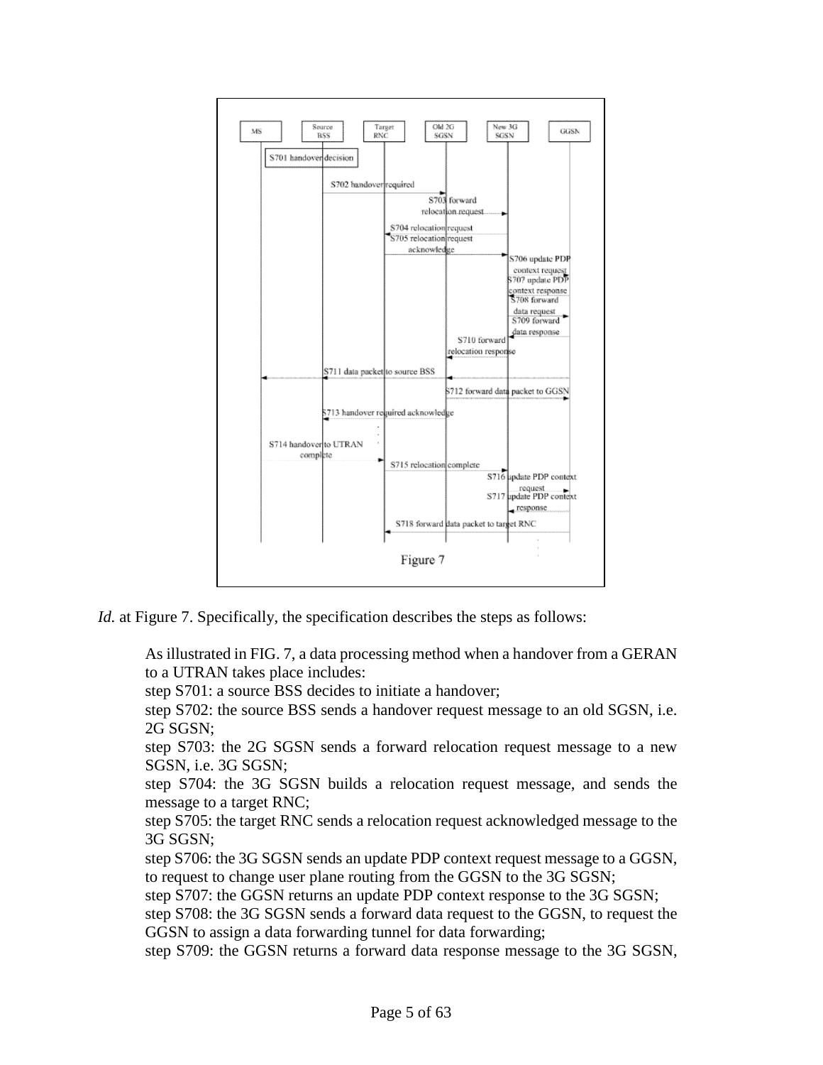*Id.* at Figure 7. Specifically, the specification describes the steps as follows:

> As illustrated in FIG. 7, a data processing method when a handover from a GERAN to a UTRAN takes place includes:
>
> step S701: a source BSS decides to initiate a handover;
>
> step S702: the source BSS sends a handover request message to an old SGSN, i.e. 2G SGSN;
>
> step S703: the 2G SGSN sends a forward relocation request message to a new SGSN, i.e. 3G SGSN;
>
> step S704: the 3G SGSN builds a relocation request message, and sends the message to a target RNC;
>
> step S705: the target RNC sends a relocation request acknowledged message to the 3G SGSN;
>
> step S706: the 3G SGSN sends an update PDP context request message to a GGSN, to request to change user plane routing from the GGSN to the 3G SGSN;
>
> step S707: the GGSN returns an update PDP context response to the 3G SGSN;
>
> step S708: the 3G SGSN sends a forward data request to the GGSN, to request the GGSN to assign a data forwarding tunnel for data forwarding;
>
> step S709: the GGSN returns a forward data response message to the 3G SGSN,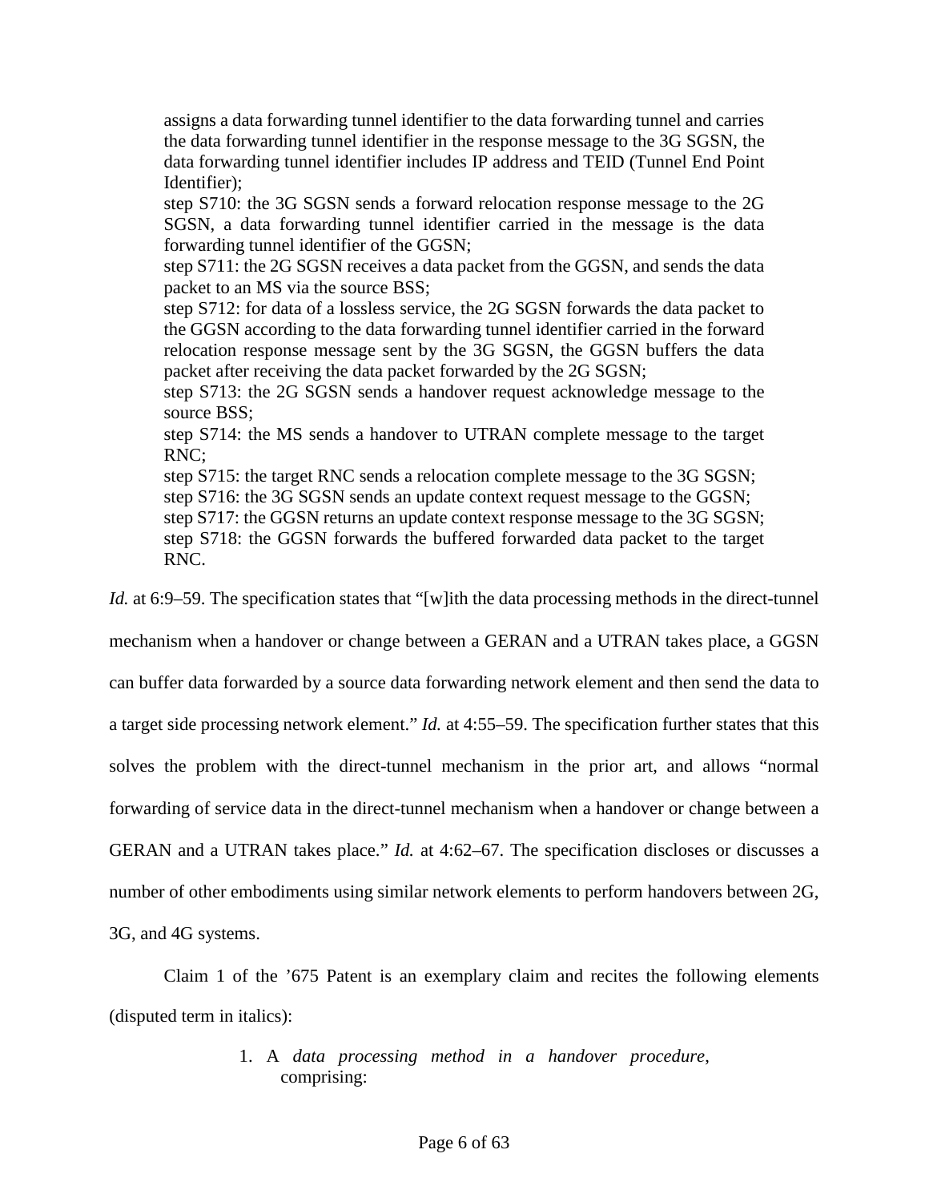> assigns a data forwarding tunnel identifier to the data forwarding tunnel and carries the data forwarding tunnel identifier in the response message to the 3G SGSN, the data forwarding tunnel identifier includes IP address and TEID (Tunnel End Point Identifier);
>
> step S710: the 3G SGSN sends a forward relocation response message to the 2G SGSN, a data forwarding tunnel identifier carried in the message is the data forwarding tunnel identifier of the GGSN;
>
> step S711: the 2G SGSN receives a data packet from the GGSN, and sends the data packet to an MS via the source BSS;
>
> step S712: for data of a lossless service, the 2G SGSN forwards the data packet to the GGSN according to the data forwarding tunnel identifier carried in the forward relocation response message sent by the 3G SGSN, the GGSN buffers the data packet after receiving the data packet forwarded by the 2G SGSN;
>
> step S713: the 2G SGSN sends a handover request acknowledge message to the source BSS;
>
> step S714: the MS sends a handover to UTRAN complete message to the target RNC;
>
> step S715: the target RNC sends a relocation complete message to the 3G SGSN;
>
> step S716: the 3G SGSN sends an update context request message to the GGSN;
>
> step S717: the GGSN returns an update context response message to the 3G SGSN;
>
> step S718: the GGSN forwards the buffered forwarded data packet to the target RNC.

*Id.* at 6:9–59. The specification states that "[w]ith the data processing methods in the direct-tunnel mechanism when a handover or change between a GERAN and a UTRAN takes place, a GGSN can buffer data forwarded by a source data forwarding network element and then send the data to a target side processing network element." *Id.* at 4:55–59. The specification further states that this solves the problem with the direct-tunnel mechanism in the prior art, and allows "normal forwarding of service data in the direct-tunnel mechanism when a handover or change between a GERAN and a UTRAN takes place." *Id.* at 4:62–67. The specification discloses or discusses a number of other embodiments using similar network elements to perform handovers between 2G, 3G, and 4G systems.

Claim 1 of the '675 Patent is an exemplary claim and recites the following elements (disputed term in italics):

> 1. A *data processing method in a handover procedure*, comprising: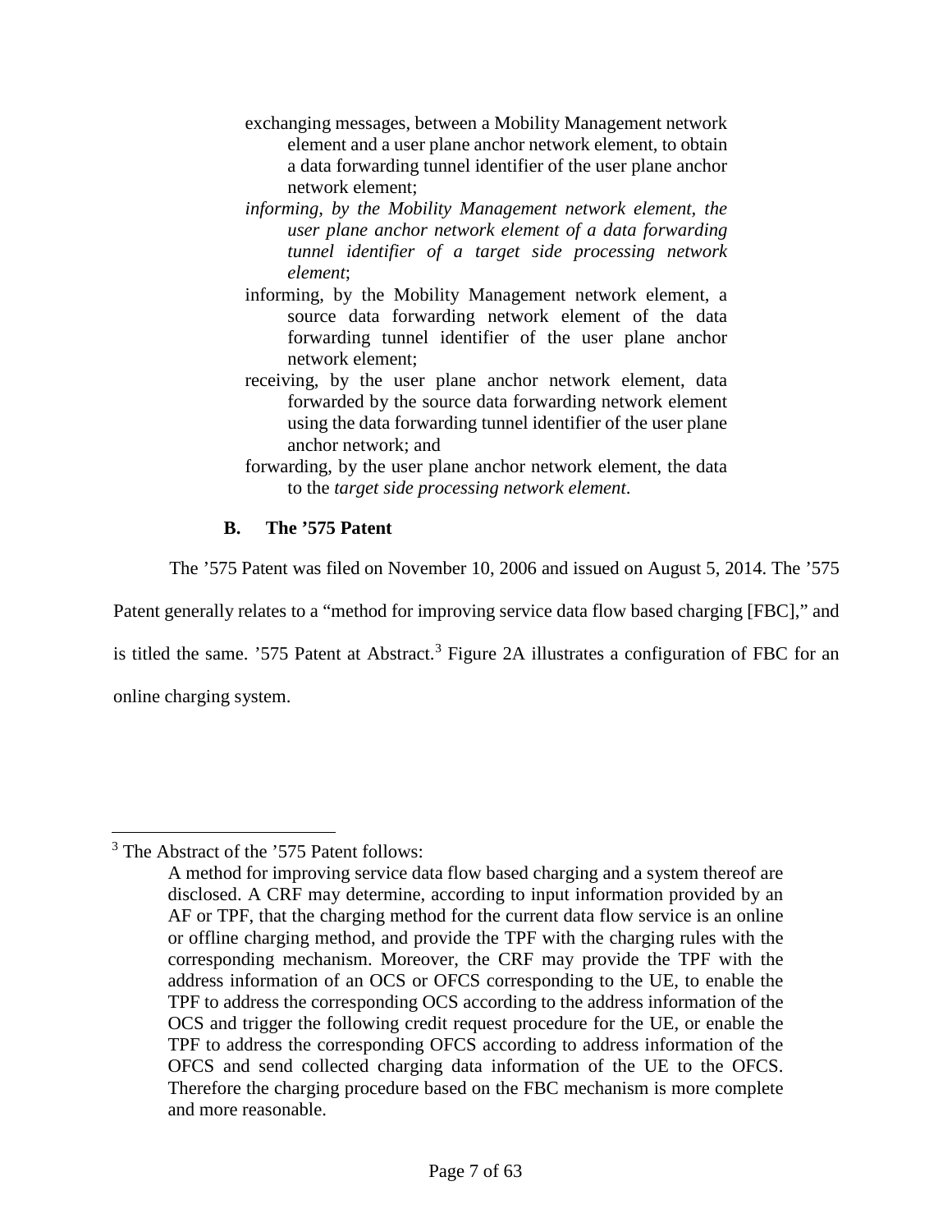> exchanging messages, between a Mobility Management network element and a user plane anchor network element, to obtain a data forwarding tunnel identifier of the user plane anchor network element;
>
> *informing, by the Mobility Management network element, the user plane anchor network element of a data forwarding tunnel identifier of a target side processing network element*;
>
> informing, by the Mobility Management network element, a source data forwarding network element of the data forwarding tunnel identifier of the user plane anchor network element;
>
> receiving, by the user plane anchor network element, data forwarded by the source data forwarding network element using the data forwarding tunnel identifier of the user plane anchor network; and
>
> forwarding, by the user plane anchor network element, the data to the *target side processing network element*.

### B. The ’575 Patent

The ’575 Patent was filed on November 10, 2006 and issued on August 5, 2014. The ’575 Patent generally relates to a “method for improving service data flow based charging [FBC],” and is titled the same. ’575 Patent at Abstract.[3] Figure 2A illustrates a configuration of FBC for an online charging system.

---

[3] The Abstract of the ’575 Patent follows:

> A method for improving service data flow based charging and a system thereof are disclosed. A CRF may determine, according to input information provided by an AF or TPF, that the charging method for the current data flow service is an online or offline charging method, and provide the TPF with the charging rules with the corresponding mechanism. Moreover, the CRF may provide the TPF with the address information of an OCS or OFCS corresponding to the UE, to enable the TPF to address the corresponding OCS according to the address information of the OCS and trigger the following credit request procedure for the UE, or enable the TPF to address the corresponding OFCS according to address information of the OFCS and send collected charging data information of the UE to the OFCS. Therefore the charging procedure based on the FBC mechanism is more complete and more reasonable.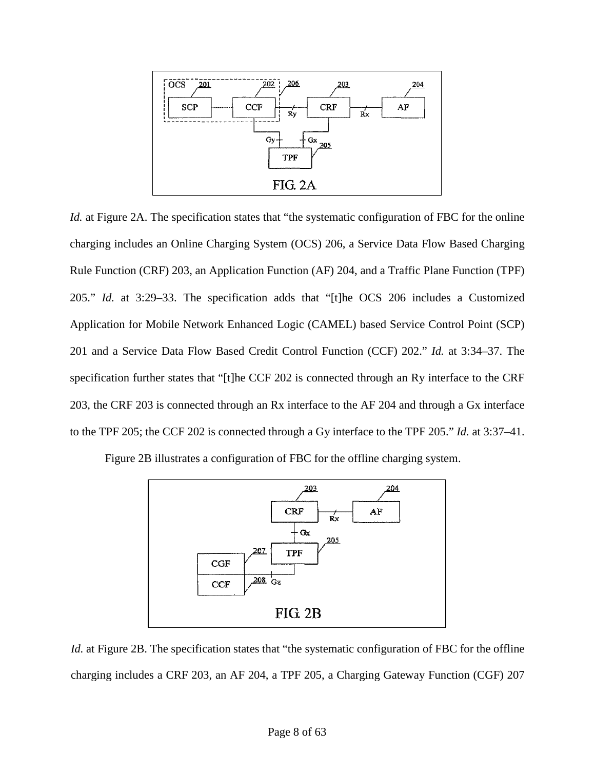*Id.* at Figure 2A. The specification states that "the systematic configuration of FBC for the online charging includes an Online Charging System (OCS) 206, a Service Data Flow Based Charging Rule Function (CRF) 203, an Application Function (AF) 204, and a Traffic Plane Function (TPF) 205." *Id.* at 3:29–33. The specification adds that "[t]he OCS 206 includes a Customized Application for Mobile Network Enhanced Logic (CAMEL) based Service Control Point (SCP) 201 and a Service Data Flow Based Credit Control Function (CCF) 202." *Id.* at 3:34–37. The specification further states that "[t]he CCF 202 is connected through an Ry interface to the CRF 203, the CRF 203 is connected through an Rx interface to the AF 204 and through a Gx interface to the TPF 205; the CCF 202 is connected through a Gy interface to the TPF 205." *Id.* at 3:37–41.

Figure 2B illustrates a configuration of FBC for the offline charging system.

*Id.* at Figure 2B. The specification states that "the systematic configuration of FBC for the offline charging includes a CRF 203, an AF 204, a TPF 205, a Charging Gateway Function (CGF) 207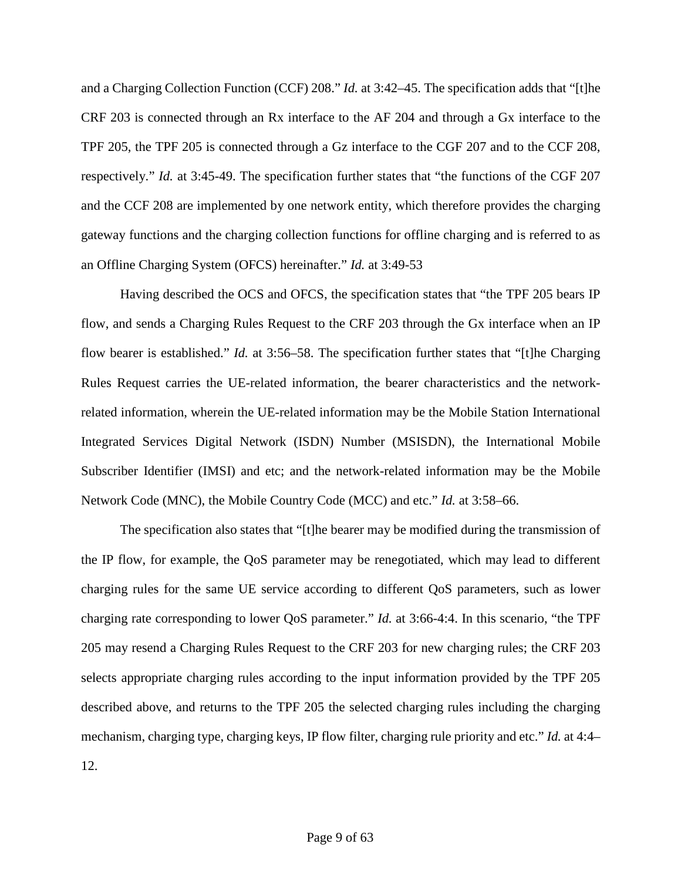and a Charging Collection Function (CCF) 208." *Id.* at 3:42–45. The specification adds that "[t]he CRF 203 is connected through an Rx interface to the AF 204 and through a Gx interface to the TPF 205, the TPF 205 is connected through a Gz interface to the CGF 207 and to the CCF 208, respectively." *Id.* at 3:45-49. The specification further states that "the functions of the CGF 207 and the CCF 208 are implemented by one network entity, which therefore provides the charging gateway functions and the charging collection functions for offline charging and is referred to as an Offline Charging System (OFCS) hereinafter." *Id.* at 3:49-53

Having described the OCS and OFCS, the specification states that "the TPF 205 bears IP flow, and sends a Charging Rules Request to the CRF 203 through the Gx interface when an IP flow bearer is established." *Id.* at 3:56–58. The specification further states that "[t]he Charging Rules Request carries the UE-related information, the bearer characteristics and the network-related information, wherein the UE-related information may be the Mobile Station International Integrated Services Digital Network (ISDN) Number (MSISDN), the International Mobile Subscriber Identifier (IMSI) and etc; and the network-related information may be the Mobile Network Code (MNC), the Mobile Country Code (MCC) and etc." *Id.* at 3:58–66.

The specification also states that "[t]he bearer may be modified during the transmission of the IP flow, for example, the QoS parameter may be renegotiated, which may lead to different charging rules for the same UE service according to different QoS parameters, such as lower charging rate corresponding to lower QoS parameter." *Id.* at 3:66-4:4. In this scenario, "the TPF 205 may resend a Charging Rules Request to the CRF 203 for new charging rules; the CRF 203 selects appropriate charging rules according to the input information provided by the TPF 205 described above, and returns to the TPF 205 the selected charging rules including the charging mechanism, charging type, charging keys, IP flow filter, charging rule priority and etc." *Id.* at 4:4–12.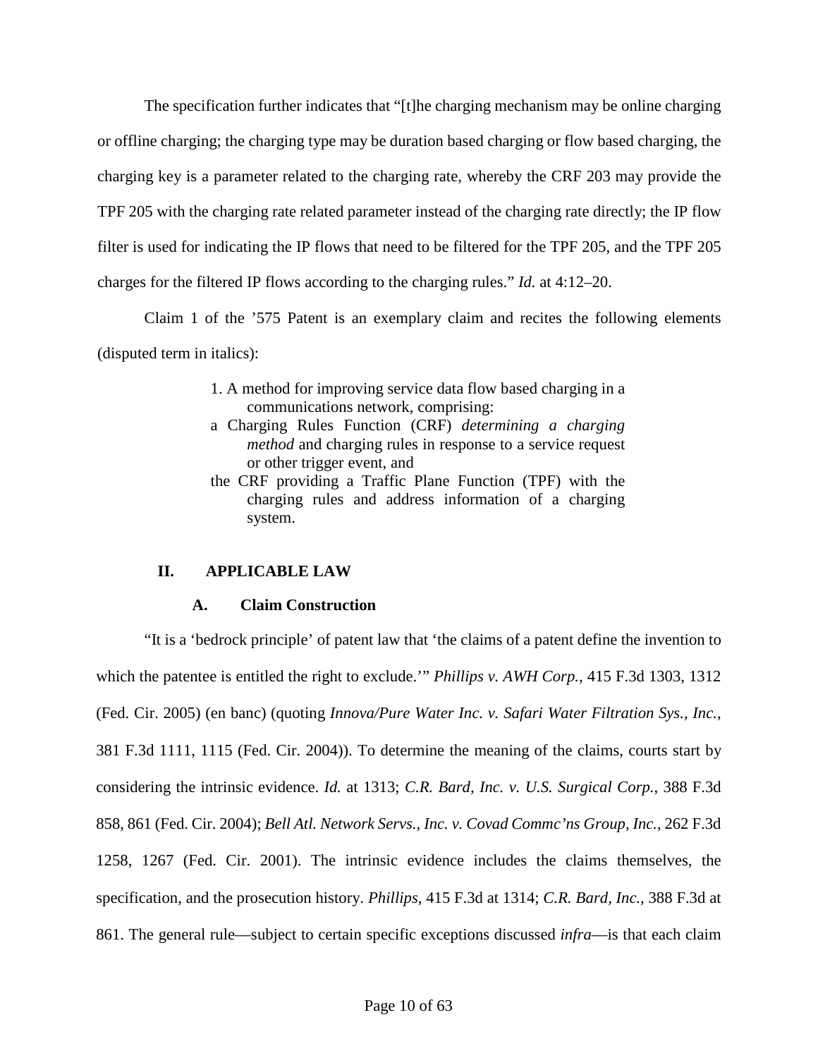The specification further indicates that "[t]he charging mechanism may be online charging or offline charging; the charging type may be duration based charging or flow based charging, the charging key is a parameter related to the charging rate, whereby the CRF 203 may provide the TPF 205 with the charging rate related parameter instead of the charging rate directly; the IP flow filter is used for indicating the IP flows that need to be filtered for the TPF 205, and the TPF 205 charges for the filtered IP flows according to the charging rules." *Id.* at 4:12–20.

Claim 1 of the '575 Patent is an exemplary claim and recites the following elements (disputed term in italics):

> 1. A method for improving service data flow based charging in a communications network, comprising:
>
> a Charging Rules Function (CRF) *determining a charging method* and charging rules in response to a service request or other trigger event, and
>
> the CRF providing a Traffic Plane Function (TPF) with the charging rules and address information of a charging system.

## II. APPLICABLE LAW

### A. Claim Construction

"It is a 'bedrock principle' of patent law that 'the claims of a patent define the invention to which the patentee is entitled the right to exclude.'" *Phillips v. AWH Corp.*, 415 F.3d 1303, 1312 (Fed. Cir. 2005) (en banc) (quoting *Innova/Pure Water Inc. v. Safari Water Filtration Sys., Inc.*, 381 F.3d 1111, 1115 (Fed. Cir. 2004)). To determine the meaning of the claims, courts start by considering the intrinsic evidence. *Id.* at 1313; *C.R. Bard, Inc. v. U.S. Surgical Corp.*, 388 F.3d 858, 861 (Fed. Cir. 2004); *Bell Atl. Network Servs., Inc. v. Covad Commc'ns Group, Inc.*, 262 F.3d 1258, 1267 (Fed. Cir. 2001). The intrinsic evidence includes the claims themselves, the specification, and the prosecution history. *Phillips*, 415 F.3d at 1314; *C.R. Bard, Inc.*, 388 F.3d at 861. The general rule—subject to certain specific exceptions discussed *infra*—is that each claim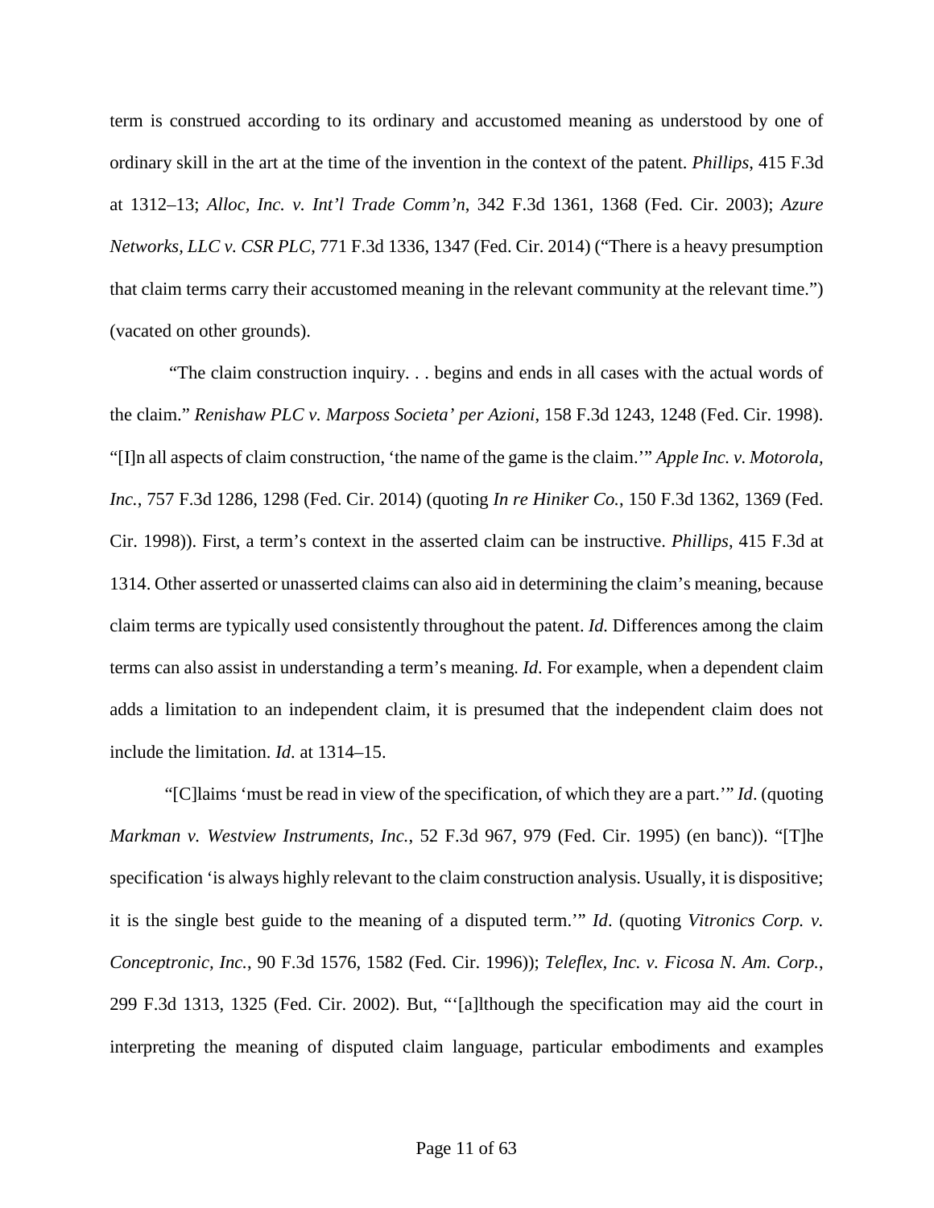term is construed according to its ordinary and accustomed meaning as understood by one of ordinary skill in the art at the time of the invention in the context of the patent. *Phillips*, 415 F.3d at 1312–13; *Alloc, Inc. v. Int'l Trade Comm'n*, 342 F.3d 1361, 1368 (Fed. Cir. 2003); *Azure Networks, LLC v. CSR PLC*, 771 F.3d 1336, 1347 (Fed. Cir. 2014) ("There is a heavy presumption that claim terms carry their accustomed meaning in the relevant community at the relevant time.") (vacated on other grounds).

"The claim construction inquiry. . . begins and ends in all cases with the actual words of the claim." *Renishaw PLC v. Marposs Societa' per Azioni*, 158 F.3d 1243, 1248 (Fed. Cir. 1998). "[I]n all aspects of claim construction, 'the name of the game is the claim.'" *Apple Inc. v. Motorola, Inc.*, 757 F.3d 1286, 1298 (Fed. Cir. 2014) (quoting *In re Hiniker Co.*, 150 F.3d 1362, 1369 (Fed. Cir. 1998)). First, a term's context in the asserted claim can be instructive. *Phillips*, 415 F.3d at 1314. Other asserted or unasserted claims can also aid in determining the claim's meaning, because claim terms are typically used consistently throughout the patent. *Id*. Differences among the claim terms can also assist in understanding a term's meaning. *Id*. For example, when a dependent claim adds a limitation to an independent claim, it is presumed that the independent claim does not include the limitation. *Id*. at 1314–15.

"[C]laims 'must be read in view of the specification, of which they are a part.'" *Id*. (quoting *Markman v. Westview Instruments, Inc.*, 52 F.3d 967, 979 (Fed. Cir. 1995) (en banc)). "[T]he specification 'is always highly relevant to the claim construction analysis. Usually, it is dispositive; it is the single best guide to the meaning of a disputed term.'" *Id*. (quoting *Vitronics Corp. v. Conceptronic, Inc.*, 90 F.3d 1576, 1582 (Fed. Cir. 1996)); *Teleflex, Inc. v. Ficosa N. Am. Corp.*, 299 F.3d 1313, 1325 (Fed. Cir. 2002). But, "'[a]lthough the specification may aid the court in interpreting the meaning of disputed claim language, particular embodiments and examples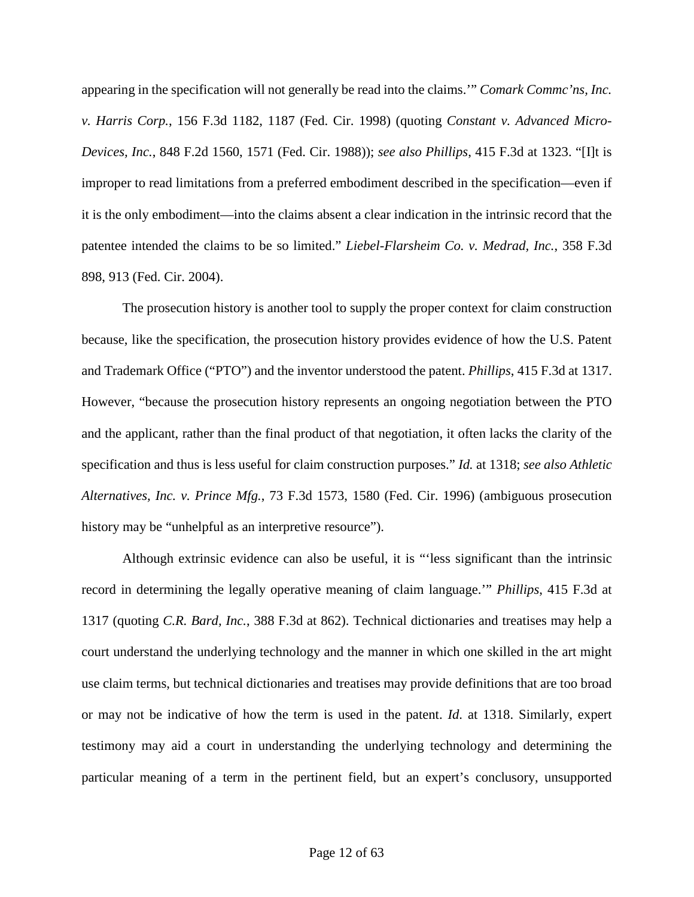appearing in the specification will not generally be read into the claims.'" *Comark Commc'ns, Inc. v. Harris Corp.*, 156 F.3d 1182, 1187 (Fed. Cir. 1998) (quoting *Constant v. Advanced Micro-Devices, Inc.*, 848 F.2d 1560, 1571 (Fed. Cir. 1988)); *see also Phillips*, 415 F.3d at 1323. "[I]t is improper to read limitations from a preferred embodiment described in the specification—even if it is the only embodiment—into the claims absent a clear indication in the intrinsic record that the patentee intended the claims to be so limited." *Liebel-Flarsheim Co. v. Medrad, Inc.*, 358 F.3d 898, 913 (Fed. Cir. 2004).

The prosecution history is another tool to supply the proper context for claim construction because, like the specification, the prosecution history provides evidence of how the U.S. Patent and Trademark Office ("PTO") and the inventor understood the patent. *Phillips*, 415 F.3d at 1317. However, "because the prosecution history represents an ongoing negotiation between the PTO and the applicant, rather than the final product of that negotiation, it often lacks the clarity of the specification and thus is less useful for claim construction purposes." *Id.* at 1318; *see also Athletic Alternatives, Inc. v. Prince Mfg.*, 73 F.3d 1573, 1580 (Fed. Cir. 1996) (ambiguous prosecution history may be "unhelpful as an interpretive resource").

Although extrinsic evidence can also be useful, it is "'less significant than the intrinsic record in determining the legally operative meaning of claim language.'" *Phillips*, 415 F.3d at 1317 (quoting *C.R. Bard, Inc.*, 388 F.3d at 862). Technical dictionaries and treatises may help a court understand the underlying technology and the manner in which one skilled in the art might use claim terms, but technical dictionaries and treatises may provide definitions that are too broad or may not be indicative of how the term is used in the patent. *Id.* at 1318. Similarly, expert testimony may aid a court in understanding the underlying technology and determining the particular meaning of a term in the pertinent field, but an expert's conclusory, unsupported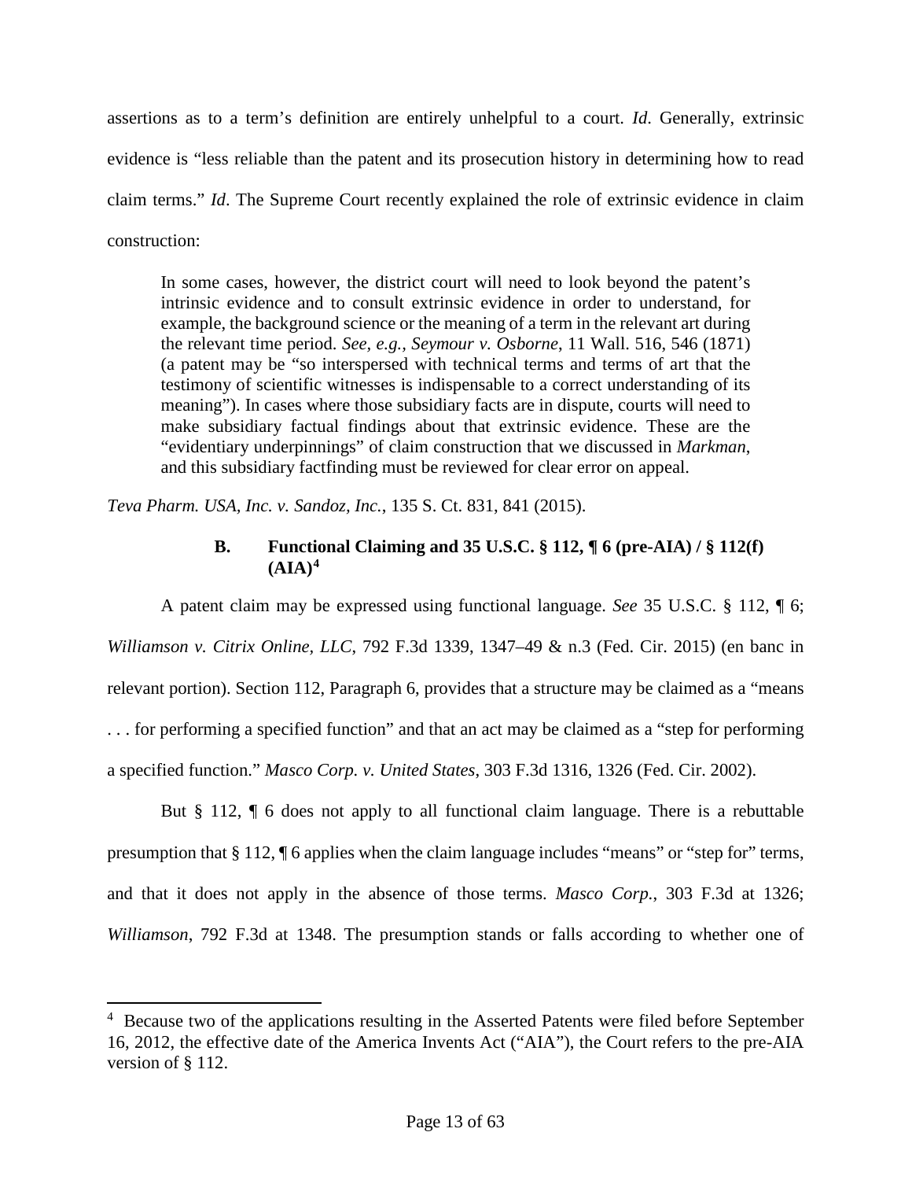assertions as to a term's definition are entirely unhelpful to a court. *Id*. Generally, extrinsic evidence is "less reliable than the patent and its prosecution history in determining how to read claim terms." *Id*. The Supreme Court recently explained the role of extrinsic evidence in claim construction:

> In some cases, however, the district court will need to look beyond the patent's intrinsic evidence and to consult extrinsic evidence in order to understand, for example, the background science or the meaning of a term in the relevant art during the relevant time period. *See, e.g.*, *Seymour v. Osborne*, 11 Wall. 516, 546 (1871) (a patent may be "so interspersed with technical terms and terms of art that the testimony of scientific witnesses is indispensable to a correct understanding of its meaning"). In cases where those subsidiary facts are in dispute, courts will need to make subsidiary factual findings about that extrinsic evidence. These are the "evidentiary underpinnings" of claim construction that we discussed in *Markman*, and this subsidiary factfinding must be reviewed for clear error on appeal.

*Teva Pharm. USA, Inc. v. Sandoz, Inc.*, 135 S. Ct. 831, 841 (2015).

### B. Functional Claiming and 35 U.S.C. § 112, ¶ 6 (pre-AIA) / § 112(f) (AIA)[4]

A patent claim may be expressed using functional language. *See* 35 U.S.C. § 112, ¶ 6; *Williamson v. Citrix Online, LLC*, 792 F.3d 1339, 1347–49 & n.3 (Fed. Cir. 2015) (en banc in relevant portion). Section 112, Paragraph 6, provides that a structure may be claimed as a "means . . . for performing a specified function" and that an act may be claimed as a "step for performing a specified function." *Masco Corp. v. United States*, 303 F.3d 1316, 1326 (Fed. Cir. 2002).

But § 112, ¶ 6 does not apply to all functional claim language. There is a rebuttable presumption that § 112, ¶ 6 applies when the claim language includes "means" or "step for" terms, and that it does not apply in the absence of those terms. *Masco Corp.*, 303 F.3d at 1326; *Williamson*, 792 F.3d at 1348. The presumption stands or falls according to whether one of

---

[4] Because two of the applications resulting in the Asserted Patents were filed before September 16, 2012, the effective date of the America Invents Act ("AIA"), the Court refers to the pre-AIA version of § 112.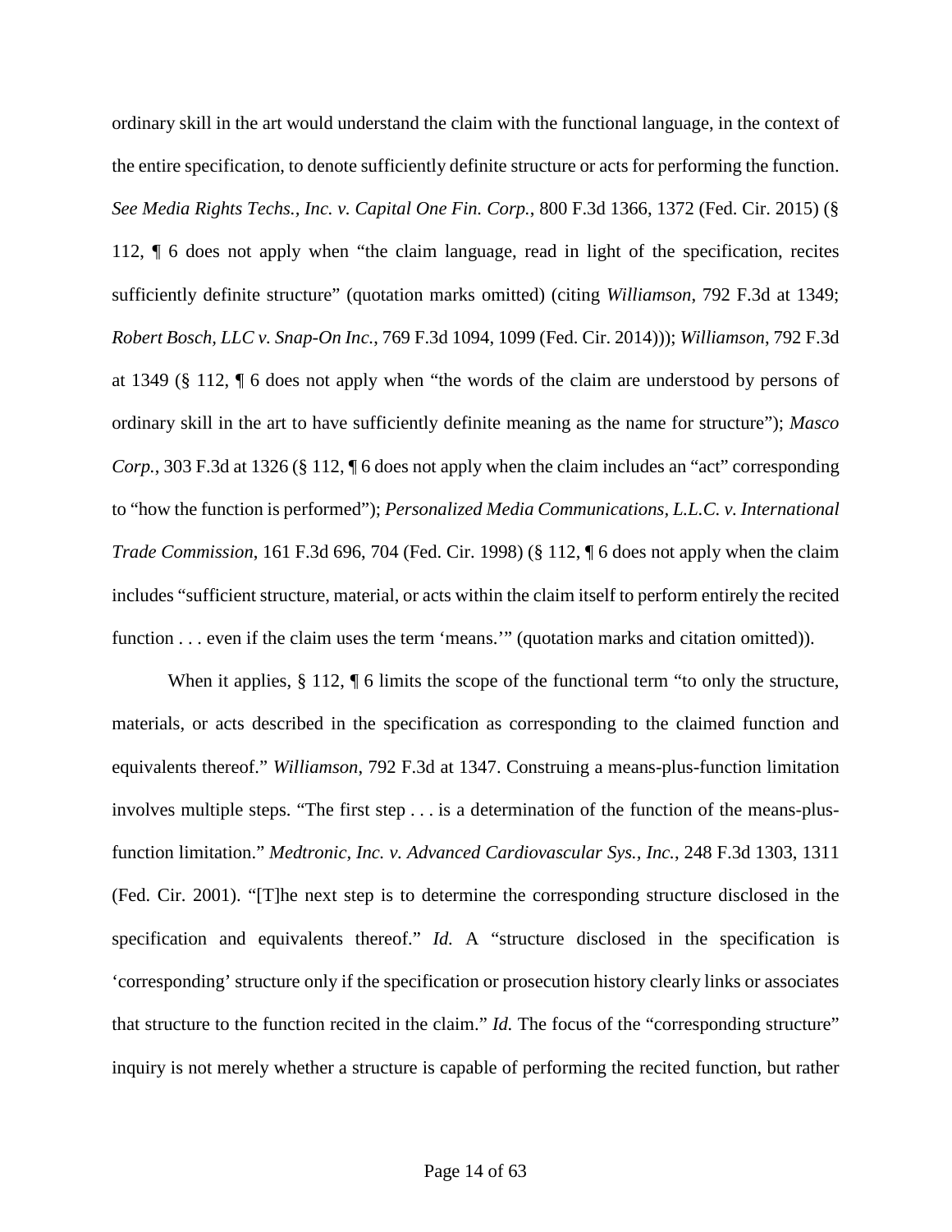ordinary skill in the art would understand the claim with the functional language, in the context of the entire specification, to denote sufficiently definite structure or acts for performing the function. *See Media Rights Techs., Inc. v. Capital One Fin. Corp.*, 800 F.3d 1366, 1372 (Fed. Cir. 2015) (§ 112, ¶ 6 does not apply when "the claim language, read in light of the specification, recites sufficiently definite structure" (quotation marks omitted) (citing *Williamson*, 792 F.3d at 1349; *Robert Bosch, LLC v. Snap-On Inc.*, 769 F.3d 1094, 1099 (Fed. Cir. 2014))); *Williamson*, 792 F.3d at 1349 (§ 112, ¶ 6 does not apply when "the words of the claim are understood by persons of ordinary skill in the art to have sufficiently definite meaning as the name for structure"); *Masco Corp.*, 303 F.3d at 1326 (§ 112, ¶ 6 does not apply when the claim includes an "act" corresponding to "how the function is performed"); *Personalized Media Communications, L.L.C. v. International Trade Commission*, 161 F.3d 696, 704 (Fed. Cir. 1998) (§ 112, ¶ 6 does not apply when the claim includes "sufficient structure, material, or acts within the claim itself to perform entirely the recited function . . . even if the claim uses the term 'means.'" (quotation marks and citation omitted)).

When it applies, § 112, ¶ 6 limits the scope of the functional term "to only the structure, materials, or acts described in the specification as corresponding to the claimed function and equivalents thereof." *Williamson*, 792 F.3d at 1347. Construing a means-plus-function limitation involves multiple steps. "The first step . . . is a determination of the function of the means-plus-function limitation." *Medtronic, Inc. v. Advanced Cardiovascular Sys., Inc.*, 248 F.3d 1303, 1311 (Fed. Cir. 2001). "[T]he next step is to determine the corresponding structure disclosed in the specification and equivalents thereof." *Id.* A "structure disclosed in the specification is 'corresponding' structure only if the specification or prosecution history clearly links or associates that structure to the function recited in the claim." *Id.* The focus of the "corresponding structure" inquiry is not merely whether a structure is capable of performing the recited function, but rather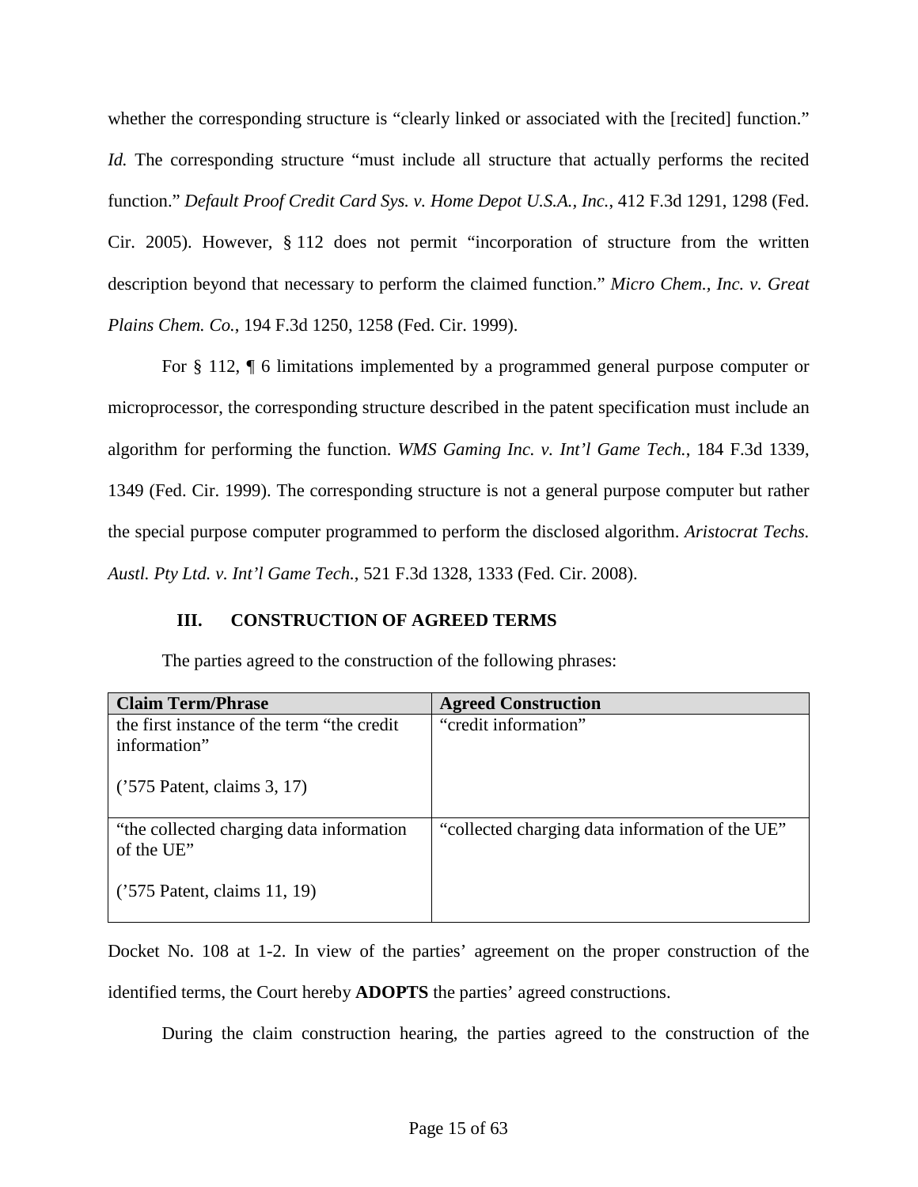whether the corresponding structure is "clearly linked or associated with the [recited] function." *Id.* The corresponding structure "must include all structure that actually performs the recited function." *Default Proof Credit Card Sys. v. Home Depot U.S.A., Inc.*, 412 F.3d 1291, 1298 (Fed. Cir. 2005). However, § 112 does not permit "incorporation of structure from the written description beyond that necessary to perform the claimed function." *Micro Chem., Inc. v. Great Plains Chem. Co.*, 194 F.3d 1250, 1258 (Fed. Cir. 1999).

For § 112, ¶ 6 limitations implemented by a programmed general purpose computer or microprocessor, the corresponding structure described in the patent specification must include an algorithm for performing the function. *WMS Gaming Inc. v. Int'l Game Tech.*, 184 F.3d 1339, 1349 (Fed. Cir. 1999). The corresponding structure is not a general purpose computer but rather the special purpose computer programmed to perform the disclosed algorithm. *Aristocrat Techs. Austl. Pty Ltd. v. Int'l Game Tech.*, 521 F.3d 1328, 1333 (Fed. Cir. 2008).

## III. CONSTRUCTION OF AGREED TERMS

The parties agreed to the construction of the following phrases:

| Claim Term/Phrase | Agreed Construction |
|---|---|
| the first instance of the term "the credit information"<br><br>('575 Patent, claims 3, 17) | "credit information" |
| "the collected charging data information of the UE"<br><br>('575 Patent, claims 11, 19) | "collected charging data information of the UE" |

Docket No. 108 at 1-2. In view of the parties' agreement on the proper construction of the identified terms, the Court hereby **ADOPTS** the parties' agreed constructions.

During the claim construction hearing, the parties agreed to the construction of the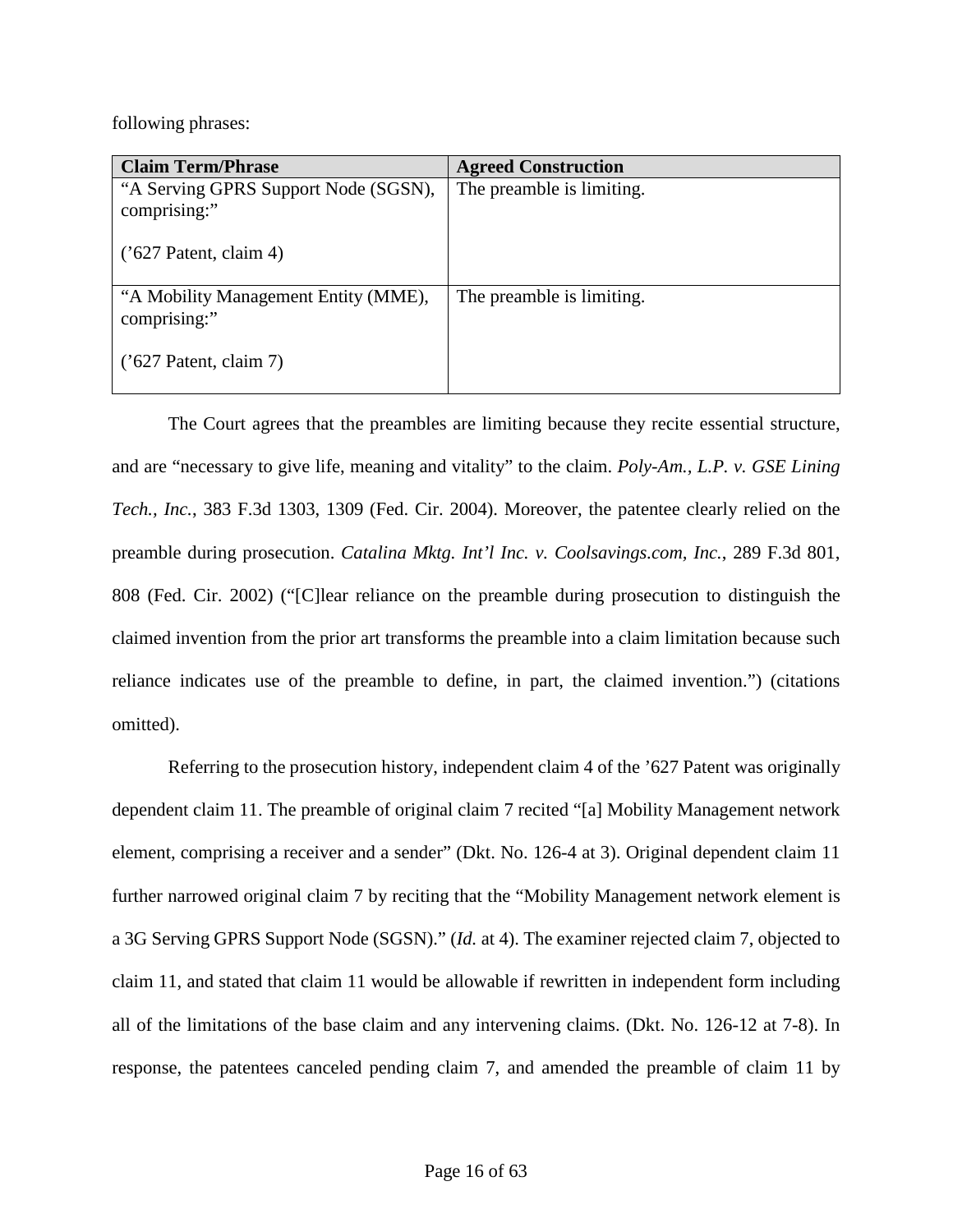following phrases:

| Claim Term/Phrase | Agreed Construction |
|---|---|
| "A Serving GPRS Support Node (SGSN), comprising:"<br><br>('627 Patent, claim 4) | The preamble is limiting. |
| "A Mobility Management Entity (MME), comprising:"<br><br>('627 Patent, claim 7) | The preamble is limiting. |

The Court agrees that the preambles are limiting because they recite essential structure, and are "necessary to give life, meaning and vitality" to the claim. *Poly-Am., L.P. v. GSE Lining Tech., Inc.*, 383 F.3d 1303, 1309 (Fed. Cir. 2004). Moreover, the patentee clearly relied on the preamble during prosecution. *Catalina Mktg. Int'l Inc. v. Coolsavings.com, Inc.*, 289 F.3d 801, 808 (Fed. Cir. 2002) ("[C]lear reliance on the preamble during prosecution to distinguish the claimed invention from the prior art transforms the preamble into a claim limitation because such reliance indicates use of the preamble to define, in part, the claimed invention.") (citations omitted).

Referring to the prosecution history, independent claim 4 of the '627 Patent was originally dependent claim 11. The preamble of original claim 7 recited "[a] Mobility Management network element, comprising a receiver and a sender" (Dkt. No. 126-4 at 3). Original dependent claim 11 further narrowed original claim 7 by reciting that the "Mobility Management network element is a 3G Serving GPRS Support Node (SGSN)." (*Id.* at 4). The examiner rejected claim 7, objected to claim 11, and stated that claim 11 would be allowable if rewritten in independent form including all of the limitations of the base claim and any intervening claims. (Dkt. No. 126-12 at 7-8). In response, the patentees canceled pending claim 7, and amended the preamble of claim 11 by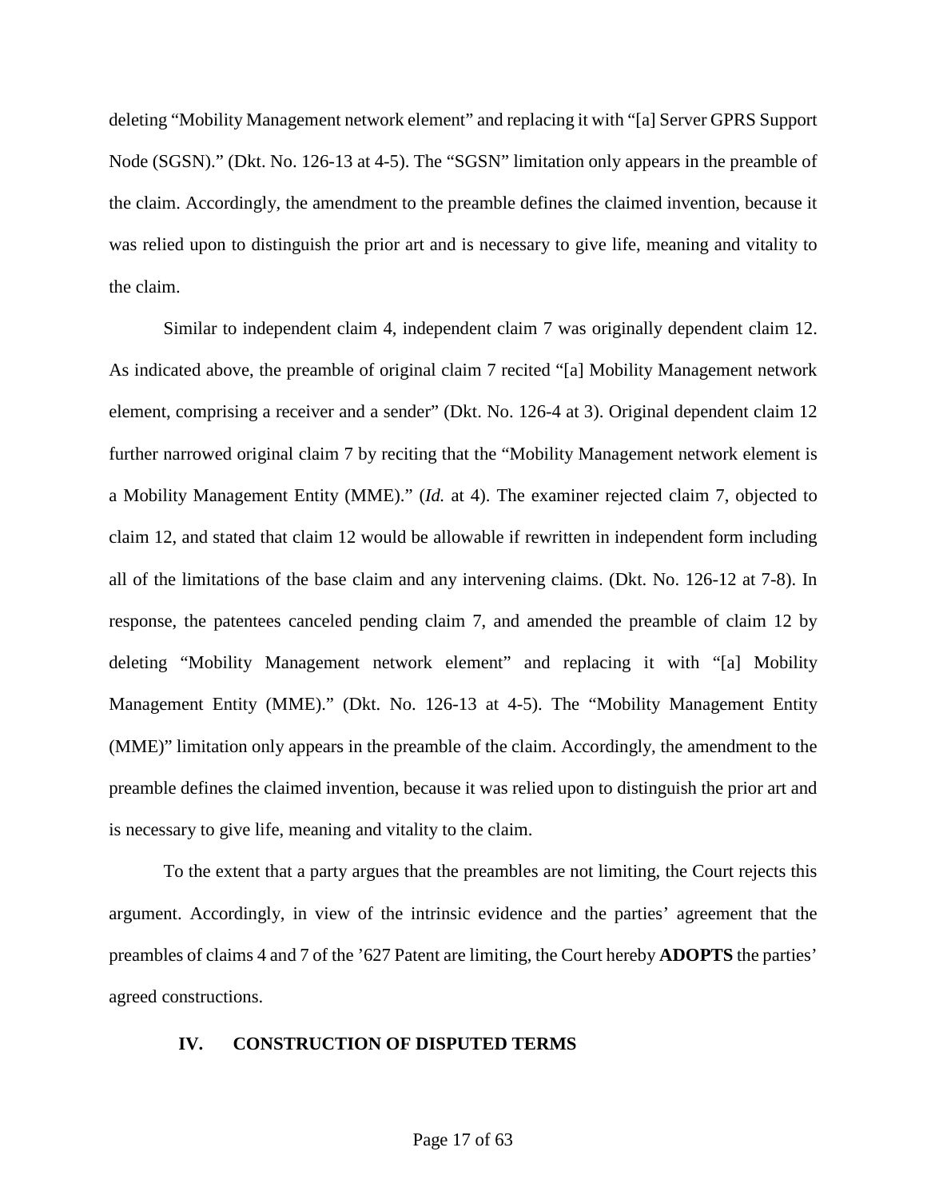deleting "Mobility Management network element" and replacing it with "[a] Server GPRS Support Node (SGSN)." (Dkt. No. 126-13 at 4-5). The "SGSN" limitation only appears in the preamble of the claim. Accordingly, the amendment to the preamble defines the claimed invention, because it was relied upon to distinguish the prior art and is necessary to give life, meaning and vitality to the claim.

Similar to independent claim 4, independent claim 7 was originally dependent claim 12. As indicated above, the preamble of original claim 7 recited "[a] Mobility Management network element, comprising a receiver and a sender" (Dkt. No. 126-4 at 3). Original dependent claim 12 further narrowed original claim 7 by reciting that the "Mobility Management network element is a Mobility Management Entity (MME)." (*Id.* at 4). The examiner rejected claim 7, objected to claim 12, and stated that claim 12 would be allowable if rewritten in independent form including all of the limitations of the base claim and any intervening claims. (Dkt. No. 126-12 at 7-8). In response, the patentees canceled pending claim 7, and amended the preamble of claim 12 by deleting "Mobility Management network element" and replacing it with "[a] Mobility Management Entity (MME)." (Dkt. No. 126-13 at 4-5). The "Mobility Management Entity (MME)" limitation only appears in the preamble of the claim. Accordingly, the amendment to the preamble defines the claimed invention, because it was relied upon to distinguish the prior art and is necessary to give life, meaning and vitality to the claim.

To the extent that a party argues that the preambles are not limiting, the Court rejects this argument. Accordingly, in view of the intrinsic evidence and the parties' agreement that the preambles of claims 4 and 7 of the '627 Patent are limiting, the Court hereby **ADOPTS** the parties' agreed constructions.

## IV. CONSTRUCTION OF DISPUTED TERMS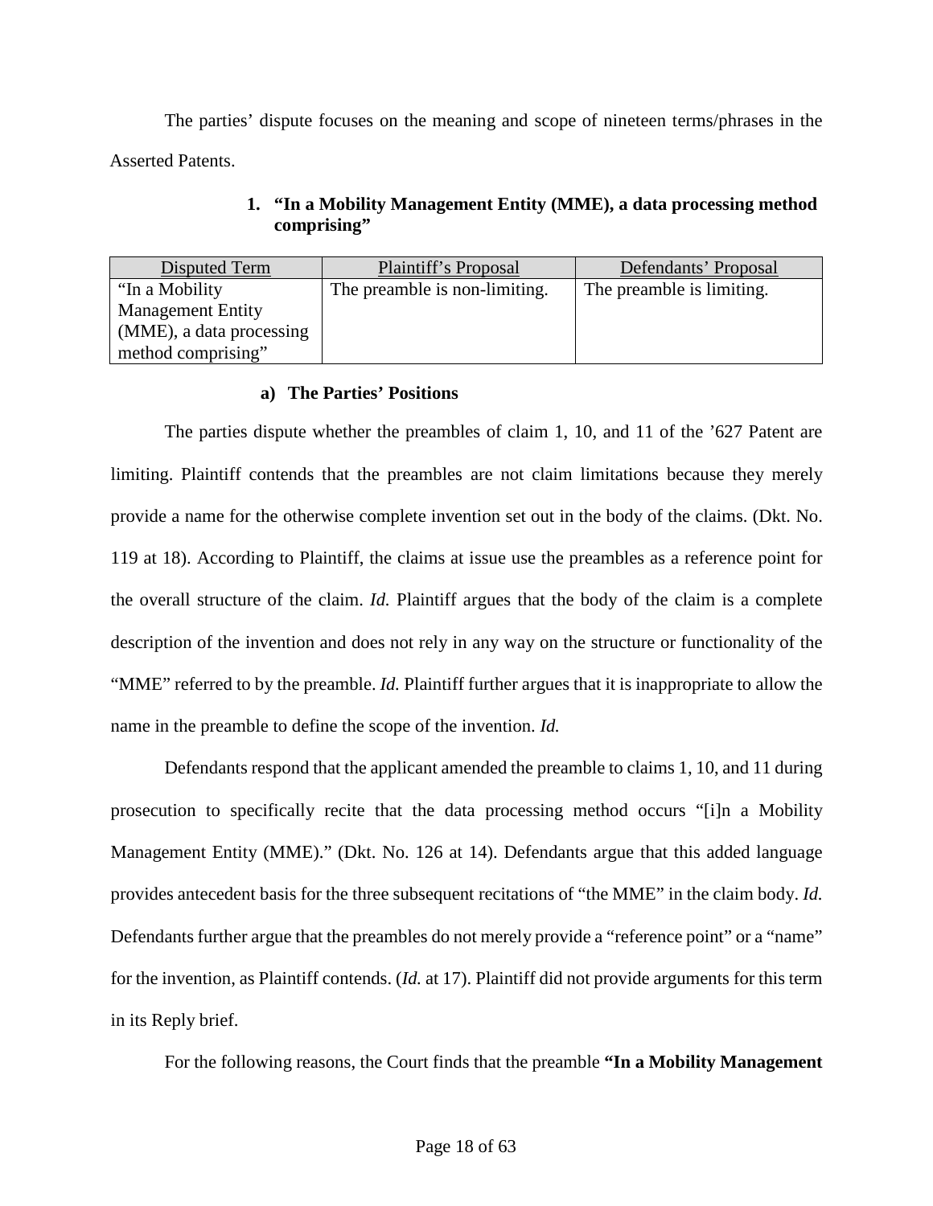The parties' dispute focuses on the meaning and scope of nineteen terms/phrases in the Asserted Patents.

### 1. "In a Mobility Management Entity (MME), a data processing method comprising"

| Disputed Term | Plaintiff's Proposal | Defendants' Proposal |
| --- | --- | --- |
| "In a Mobility Management Entity (MME), a data processing method comprising" | The preamble is non-limiting. | The preamble is limiting. |

#### a) The Parties' Positions

The parties dispute whether the preambles of claim 1, 10, and 11 of the '627 Patent are limiting. Plaintiff contends that the preambles are not claim limitations because they merely provide a name for the otherwise complete invention set out in the body of the claims. (Dkt. No. 119 at 18). According to Plaintiff, the claims at issue use the preambles as a reference point for the overall structure of the claim. *Id.* Plaintiff argues that the body of the claim is a complete description of the invention and does not rely in any way on the structure or functionality of the "MME" referred to by the preamble. *Id.* Plaintiff further argues that it is inappropriate to allow the name in the preamble to define the scope of the invention. *Id.*

Defendants respond that the applicant amended the preamble to claims 1, 10, and 11 during prosecution to specifically recite that the data processing method occurs "[i]n a Mobility Management Entity (MME)." (Dkt. No. 126 at 14). Defendants argue that this added language provides antecedent basis for the three subsequent recitations of "the MME" in the claim body. *Id.* Defendants further argue that the preambles do not merely provide a "reference point" or a "name" for the invention, as Plaintiff contends. (*Id.* at 17). Plaintiff did not provide arguments for this term in its Reply brief.

For the following reasons, the Court finds that the preamble **"In a Mobility Management**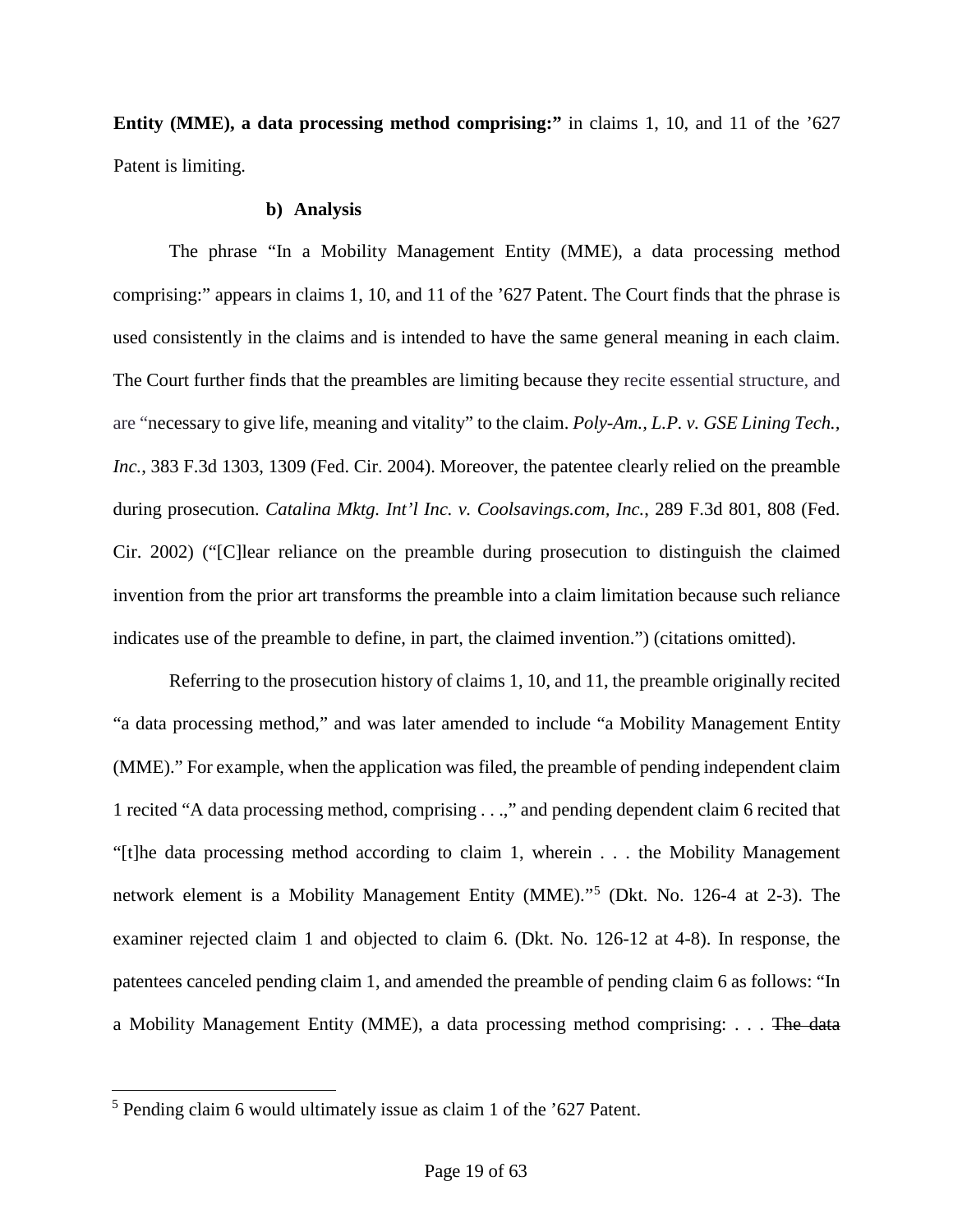**Entity (MME), a data processing method comprising:"** in claims 1, 10, and 11 of the '627 Patent is limiting.

#### b) Analysis

The phrase "In a Mobility Management Entity (MME), a data processing method comprising:" appears in claims 1, 10, and 11 of the '627 Patent. The Court finds that the phrase is used consistently in the claims and is intended to have the same general meaning in each claim. The Court further finds that the preambles are limiting because they recite essential structure, and are "necessary to give life, meaning and vitality" to the claim. *Poly-Am., L.P. v. GSE Lining Tech., Inc.*, 383 F.3d 1303, 1309 (Fed. Cir. 2004). Moreover, the patentee clearly relied on the preamble during prosecution. *Catalina Mktg. Int'l Inc. v. Coolsavings.com, Inc.*, 289 F.3d 801, 808 (Fed. Cir. 2002) ("[C]lear reliance on the preamble during prosecution to distinguish the claimed invention from the prior art transforms the preamble into a claim limitation because such reliance indicates use of the preamble to define, in part, the claimed invention.") (citations omitted).

Referring to the prosecution history of claims 1, 10, and 11, the preamble originally recited "a data processing method," and was later amended to include "a Mobility Management Entity (MME)." For example, when the application was filed, the preamble of pending independent claim 1 recited "A data processing method, comprising . . .," and pending dependent claim 6 recited that "[t]he data processing method according to claim 1, wherein . . . the Mobility Management network element is a Mobility Management Entity (MME)."[5] (Dkt. No. 126-4 at 2-3). The examiner rejected claim 1 and objected to claim 6. (Dkt. No. 126-12 at 4-8). In response, the patentees canceled pending claim 1, and amended the preamble of pending claim 6 as follows: "In a Mobility Management Entity (MME), a data processing method comprising: . . . ~~The data~~

[5] Pending claim 6 would ultimately issue as claim 1 of the '627 Patent.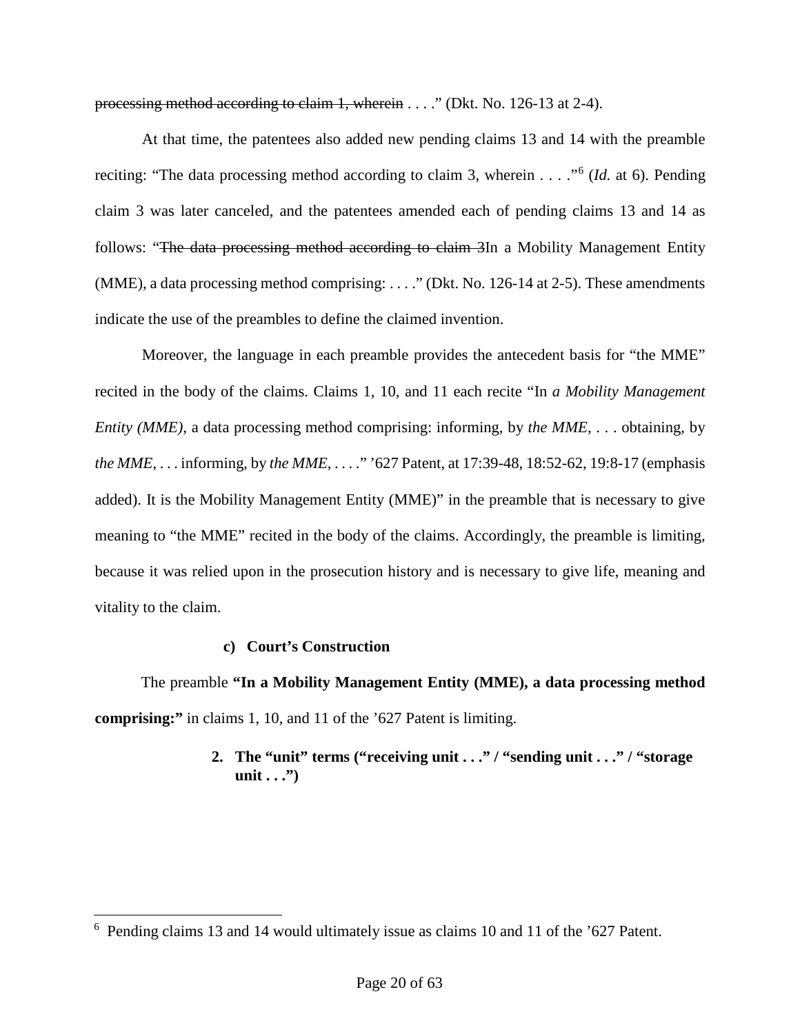~~processing method according to claim 1, wherein~~ . . . ." (Dkt. No. 126-13 at 2-4).

At that time, the patentees also added new pending claims 13 and 14 with the preamble reciting: "The data processing method according to claim 3, wherein . . . ."[6] (*Id.* at 6). Pending claim 3 was later canceled, and the patentees amended each of pending claims 13 and 14 as follows: "~~The data processing method according to claim 3~~In a Mobility Management Entity (MME), a data processing method comprising: . . . ." (Dkt. No. 126-14 at 2-5). These amendments indicate the use of the preambles to define the claimed invention.

Moreover, the language in each preamble provides the antecedent basis for "the MME" recited in the body of the claims. Claims 1, 10, and 11 each recite "In *a Mobility Management Entity (MME)*, a data processing method comprising: informing, by *the MME*, . . . obtaining, by *the MME*, . . . informing, by *the MME*, . . . ." '627 Patent, at 17:39-48, 18:52-62, 19:8-17 (emphasis added). It is the Mobility Management Entity (MME)" in the preamble that is necessary to give meaning to "the MME" recited in the body of the claims. Accordingly, the preamble is limiting, because it was relied upon in the prosecution history and is necessary to give life, meaning and vitality to the claim.

#### c) Court's Construction

The preamble **"In a Mobility Management Entity (MME), a data processing method comprising:"** in claims 1, 10, and 11 of the '627 Patent is limiting.

### 2. The "unit" terms ("receiving unit . . ." / "sending unit . . ." / "storage unit . . .")

---

[6] Pending claims 13 and 14 would ultimately issue as claims 10 and 11 of the '627 Patent.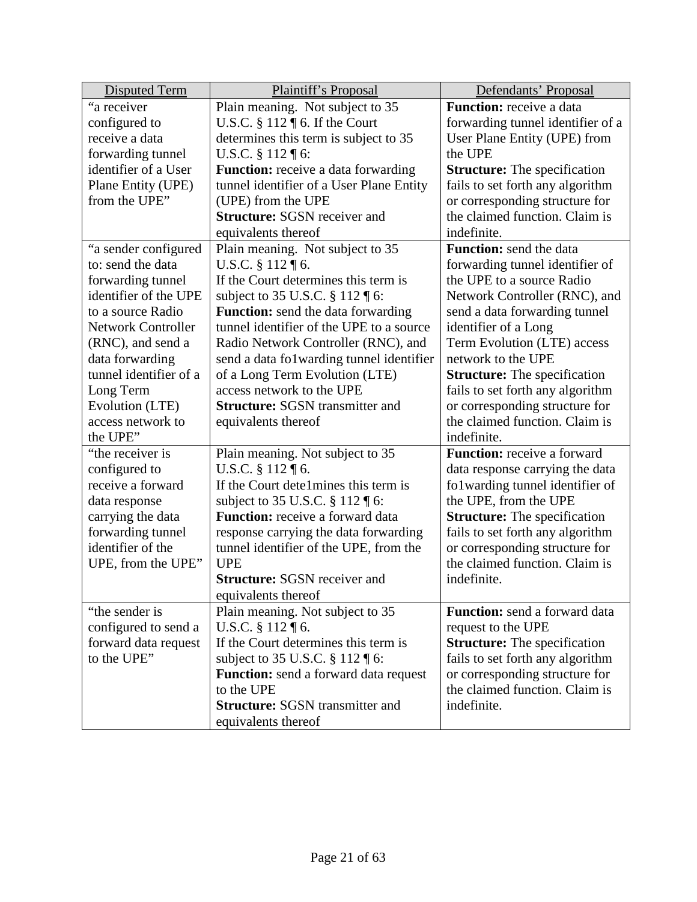| Disputed Term | Plaintiff's Proposal | Defendants' Proposal |
|---|---|---|
| "a receiver configured to receive a data forwarding tunnel identifier of a User Plane Entity (UPE) from the UPE" | Plain meaning. Not subject to 35 U.S.C. § 112 ¶ 6. If the Court determines this term is subject to 35 U.S.C. § 112 ¶ 6:<br>**Function:** receive a data forwarding tunnel identifier of a User Plane Entity (UPE) from the UPE<br>**Structure:** SGSN receiver and equivalents thereof | **Function:** receive a data forwarding tunnel identifier of a User Plane Entity (UPE) from the UPE<br>**Structure:** The specification fails to set forth any algorithm or corresponding structure for the claimed function. Claim is indefinite. |
| "a sender configured to: send the data forwarding tunnel identifier of the UPE to a source Radio Network Controller (RNC), and send a data forwarding tunnel identifier of a Long Term Evolution (LTE) access network to the UPE" | Plain meaning. Not subject to 35 U.S.C. § 112 ¶ 6.<br>If the Court determines this term is subject to 35 U.S.C. § 112 ¶ 6:<br>**Function:** send the data forwarding tunnel identifier of the UPE to a source Radio Network Controller (RNC), and send a data fo1warding tunnel identifier of a Long Term Evolution (LTE) access network to the UPE<br>**Structure:** SGSN transmitter and equivalents thereof | **Function:** send the data forwarding tunnel identifier of the UPE to a source Radio Network Controller (RNC), and send a data forwarding tunnel identifier of a Long Term Evolution (LTE) access network to the UPE<br>**Structure:** The specification fails to set forth any algorithm or corresponding structure for the claimed function. Claim is indefinite. |
| "the receiver is configured to receive a forward data response carrying the data forwarding tunnel identifier of the UPE, from the UPE" | Plain meaning. Not subject to 35 U.S.C. § 112 ¶ 6.<br>If the Court dete1mines this term is subject to 35 U.S.C. § 112 ¶ 6:<br>**Function:** receive a forward data response carrying the data forwarding tunnel identifier of the UPE, from the UPE<br>**Structure:** SGSN receiver and equivalents thereof | **Function:** receive a forward data response carrying the data fo1warding tunnel identifier of the UPE, from the UPE<br>**Structure:** The specification fails to set forth any algorithm or corresponding structure for the claimed function. Claim is indefinite. |
| "the sender is configured to send a forward data request to the UPE" | Plain meaning. Not subject to 35 U.S.C. § 112 ¶ 6.<br>If the Court determines this term is subject to 35 U.S.C. § 112 ¶ 6:<br>**Function:** send a forward data request to the UPE<br>**Structure:** SGSN transmitter and equivalents thereof | **Function:** send a forward data request to the UPE<br>**Structure:** The specification fails to set forth any algorithm or corresponding structure for the claimed function. Claim is indefinite. |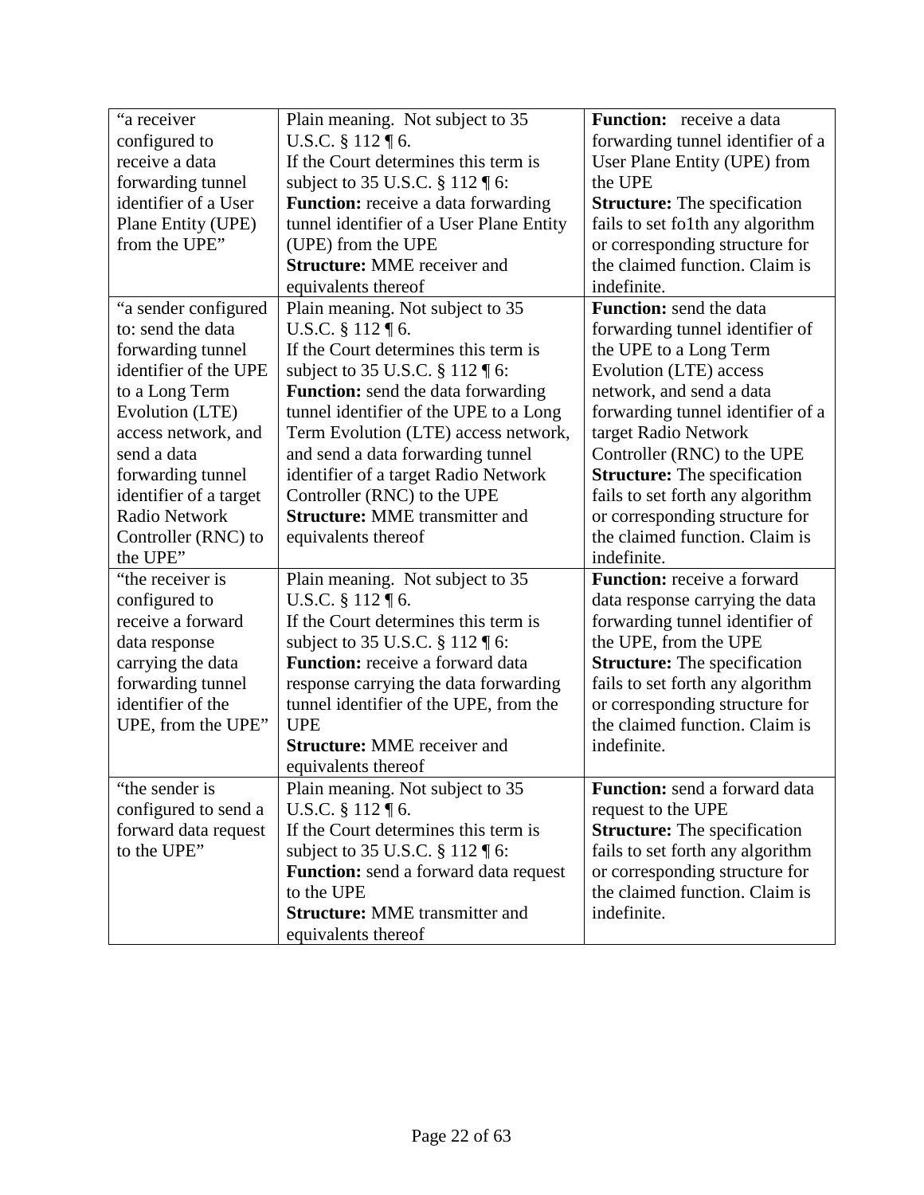| | | |
|---|---|---|
| "a receiver configured to receive a data forwarding tunnel identifier of a User Plane Entity (UPE) from the UPE" | Plain meaning. Not subject to 35 U.S.C. § 112 ¶ 6.<br>If the Court determines this term is subject to 35 U.S.C. § 112 ¶ 6:<br>**Function:** receive a data forwarding tunnel identifier of a User Plane Entity (UPE) from the UPE<br>**Structure:** MME receiver and equivalents thereof | **Function:** receive a data forwarding tunnel identifier of a User Plane Entity (UPE) from the UPE<br>**Structure:** The specification fails to set fo1th any algorithm or corresponding structure for the claimed function. Claim is indefinite. |
| "a sender configured to: send the data forwarding tunnel identifier of the UPE to a Long Term Evolution (LTE) access network, and send a data forwarding tunnel identifier of a target Radio Network Controller (RNC) to the UPE" | Plain meaning. Not subject to 35 U.S.C. § 112 ¶ 6.<br>If the Court determines this term is subject to 35 U.S.C. § 112 ¶ 6:<br>**Function:** send the data forwarding tunnel identifier of the UPE to a Long Term Evolution (LTE) access network, and send a data forwarding tunnel identifier of a target Radio Network Controller (RNC) to the UPE<br>**Structure:** MME transmitter and equivalents thereof | **Function:** send the data forwarding tunnel identifier of the UPE to a Long Term Evolution (LTE) access network, and send a data forwarding tunnel identifier of a target Radio Network Controller (RNC) to the UPE<br>**Structure:** The specification fails to set forth any algorithm or corresponding structure for the claimed function. Claim is indefinite. |
| "the receiver is configured to receive a forward data response carrying the data forwarding tunnel identifier of the UPE, from the UPE" | Plain meaning. Not subject to 35 U.S.C. § 112 ¶ 6.<br>If the Court determines this term is subject to 35 U.S.C. § 112 ¶ 6:<br>**Function:** receive a forward data response carrying the data forwarding tunnel identifier of the UPE, from the UPE<br>**Structure:** MME receiver and equivalents thereof | **Function:** receive a forward data response carrying the data forwarding tunnel identifier of the UPE, from the UPE<br>**Structure:** The specification fails to set forth any algorithm or corresponding structure for the claimed function. Claim is indefinite. |
| "the sender is configured to send a forward data request to the UPE" | Plain meaning. Not subject to 35 U.S.C. § 112 ¶ 6.<br>If the Court determines this term is subject to 35 U.S.C. § 112 ¶ 6:<br>**Function:** send a forward data request to the UPE<br>**Structure:** MME transmitter and equivalents thereof | **Function:** send a forward data request to the UPE<br>**Structure:** The specification fails to set forth any algorithm or corresponding structure for the claimed function. Claim is indefinite. |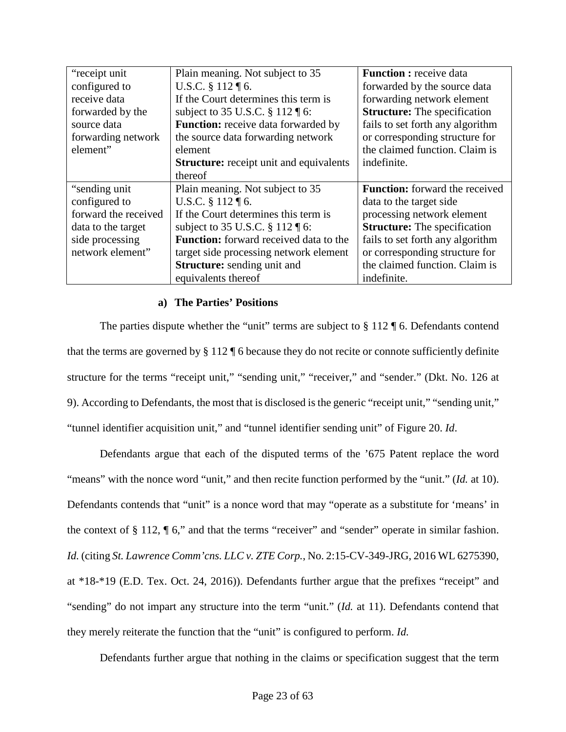| | | |
|---|---|---|
| "receipt unit configured to receive data forwarded by the source data forwarding network element" | Plain meaning. Not subject to 35 U.S.C. § 112 ¶ 6.<br>If the Court determines this term is subject to 35 U.S.C. § 112 ¶ 6:<br>**Function:** receive data forwarded by the source data forwarding network element<br>**Structure:** receipt unit and equivalents thereof | **Function :** receive data forwarded by the source data forwarding network element<br>**Structure:** The specification fails to set forth any algorithm or corresponding structure for the claimed function. Claim is indefinite. |
| "sending unit configured to forward the received data to the target side processing network element" | Plain meaning. Not subject to 35 U.S.C. § 112 ¶ 6.<br>If the Court determines this term is subject to 35 U.S.C. § 112 ¶ 6:<br>**Function:** forward received data to the target side processing network element<br>**Structure:** sending unit and equivalents thereof | **Function:** forward the received data to the target side processing network element<br>**Structure:** The specification fails to set forth any algorithm or corresponding structure for the claimed function. Claim is indefinite. |

#### a) The Parties' Positions

The parties dispute whether the "unit" terms are subject to § 112 ¶ 6. Defendants contend that the terms are governed by § 112 ¶ 6 because they do not recite or connote sufficiently definite structure for the terms "receipt unit," "sending unit," "receiver," and "sender." (Dkt. No. 126 at 9). According to Defendants, the most that is disclosed is the generic "receipt unit," "sending unit," "tunnel identifier acquisition unit," and "tunnel identifier sending unit" of Figure 20. *Id*.

Defendants argue that each of the disputed terms of the '675 Patent replace the word "means" with the nonce word "unit," and then recite function performed by the "unit." (*Id.* at 10). Defendants contends that "unit" is a nonce word that may "operate as a substitute for 'means' in the context of § 112, ¶ 6," and that the terms "receiver" and "sender" operate in similar fashion. *Id.* (citing *St. Lawrence Comm'cns. LLC v. ZTE Corp.*, No. 2:15-CV-349-JRG, 2016 WL 6275390, at *18-*19 (E.D. Tex. Oct. 24, 2016)). Defendants further argue that the prefixes "receipt" and "sending" do not impart any structure into the term "unit." (*Id.* at 11). Defendants contend that they merely reiterate the function that the "unit" is configured to perform. *Id.*

Defendants further argue that nothing in the claims or specification suggest that the term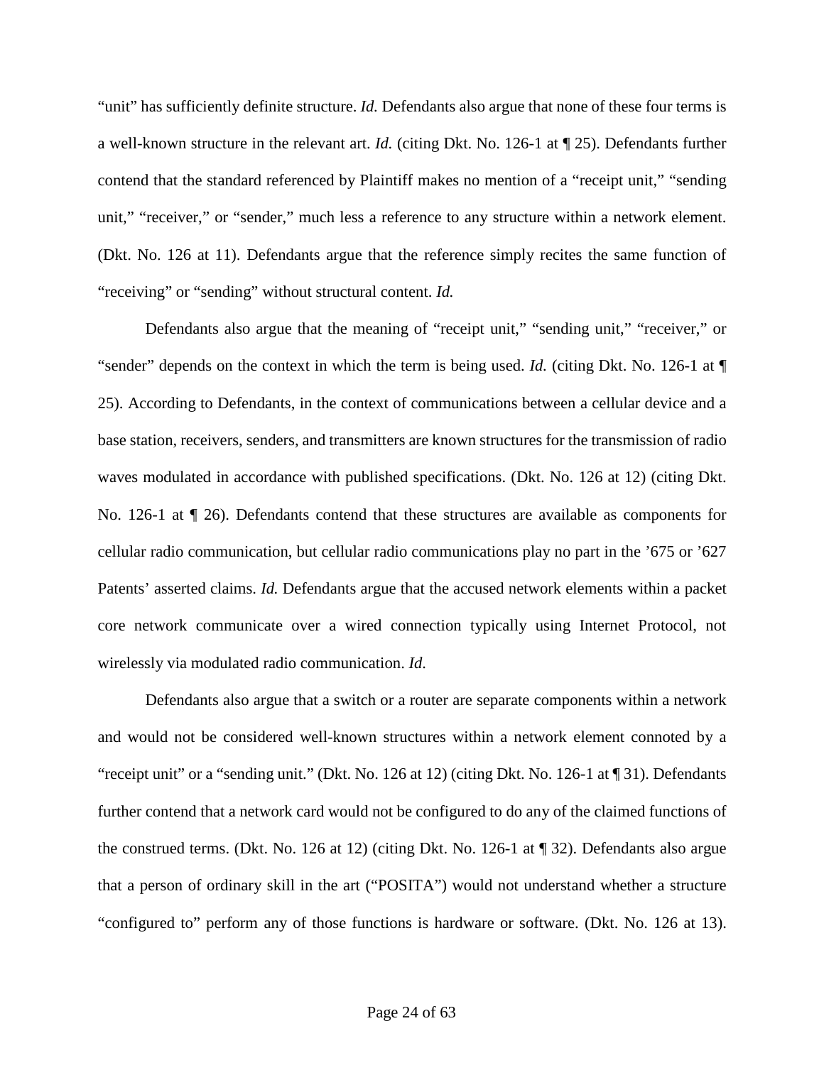"unit" has sufficiently definite structure. *Id.* Defendants also argue that none of these four terms is a well-known structure in the relevant art. *Id.* (citing Dkt. No. 126-1 at ¶ 25). Defendants further contend that the standard referenced by Plaintiff makes no mention of a "receipt unit," "sending unit," "receiver," or "sender," much less a reference to any structure within a network element. (Dkt. No. 126 at 11). Defendants argue that the reference simply recites the same function of "receiving" or "sending" without structural content. *Id.*

Defendants also argue that the meaning of "receipt unit," "sending unit," "receiver," or "sender" depends on the context in which the term is being used. *Id.* (citing Dkt. No. 126-1 at ¶ 25). According to Defendants, in the context of communications between a cellular device and a base station, receivers, senders, and transmitters are known structures for the transmission of radio waves modulated in accordance with published specifications. (Dkt. No. 126 at 12) (citing Dkt. No. 126-1 at ¶ 26). Defendants contend that these structures are available as components for cellular radio communication, but cellular radio communications play no part in the '675 or '627 Patents' asserted claims. *Id.* Defendants argue that the accused network elements within a packet core network communicate over a wired connection typically using Internet Protocol, not wirelessly via modulated radio communication. *Id*.

Defendants also argue that a switch or a router are separate components within a network and would not be considered well-known structures within a network element connoted by a "receipt unit" or a "sending unit." (Dkt. No. 126 at 12) (citing Dkt. No. 126-1 at ¶ 31). Defendants further contend that a network card would not be configured to do any of the claimed functions of the construed terms. (Dkt. No. 126 at 12) (citing Dkt. No. 126-1 at ¶ 32). Defendants also argue that a person of ordinary skill in the art ("POSITA") would not understand whether a structure "configured to" perform any of those functions is hardware or software. (Dkt. No. 126 at 13).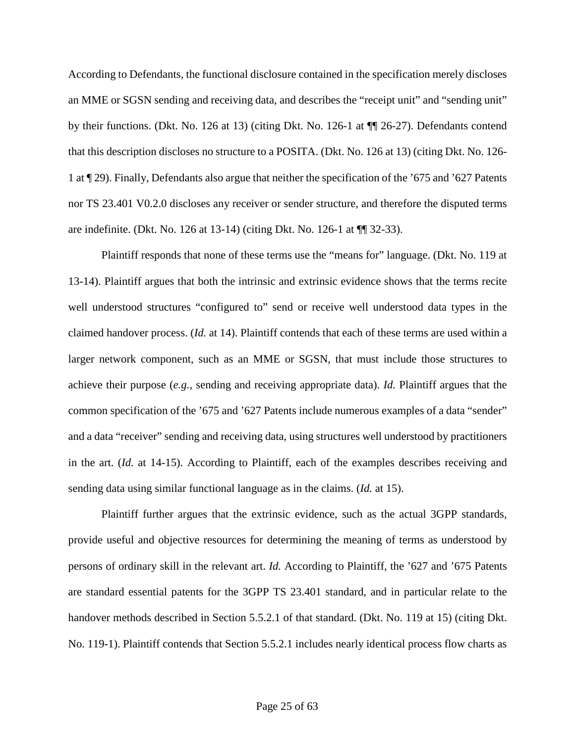According to Defendants, the functional disclosure contained in the specification merely discloses an MME or SGSN sending and receiving data, and describes the "receipt unit" and "sending unit" by their functions. (Dkt. No. 126 at 13) (citing Dkt. No. 126-1 at ¶¶ 26-27). Defendants contend that this description discloses no structure to a POSITA. (Dkt. No. 126 at 13) (citing Dkt. No. 126-1 at ¶ 29). Finally, Defendants also argue that neither the specification of the '675 and '627 Patents nor TS 23.401 V0.2.0 discloses any receiver or sender structure, and therefore the disputed terms are indefinite. (Dkt. No. 126 at 13-14) (citing Dkt. No. 126-1 at ¶¶ 32-33).

Plaintiff responds that none of these terms use the "means for" language. (Dkt. No. 119 at 13-14). Plaintiff argues that both the intrinsic and extrinsic evidence shows that the terms recite well understood structures "configured to" send or receive well understood data types in the claimed handover process. (*Id.* at 14). Plaintiff contends that each of these terms are used within a larger network component, such as an MME or SGSN, that must include those structures to achieve their purpose (*e.g.*, sending and receiving appropriate data). *Id.* Plaintiff argues that the common specification of the '675 and '627 Patents include numerous examples of a data "sender" and a data "receiver" sending and receiving data, using structures well understood by practitioners in the art. (*Id.* at 14-15). According to Plaintiff, each of the examples describes receiving and sending data using similar functional language as in the claims. (*Id.* at 15).

Plaintiff further argues that the extrinsic evidence, such as the actual 3GPP standards, provide useful and objective resources for determining the meaning of terms as understood by persons of ordinary skill in the relevant art. *Id.* According to Plaintiff, the '627 and '675 Patents are standard essential patents for the 3GPP TS 23.401 standard, and in particular relate to the handover methods described in Section 5.5.2.1 of that standard. (Dkt. No. 119 at 15) (citing Dkt. No. 119-1). Plaintiff contends that Section 5.5.2.1 includes nearly identical process flow charts as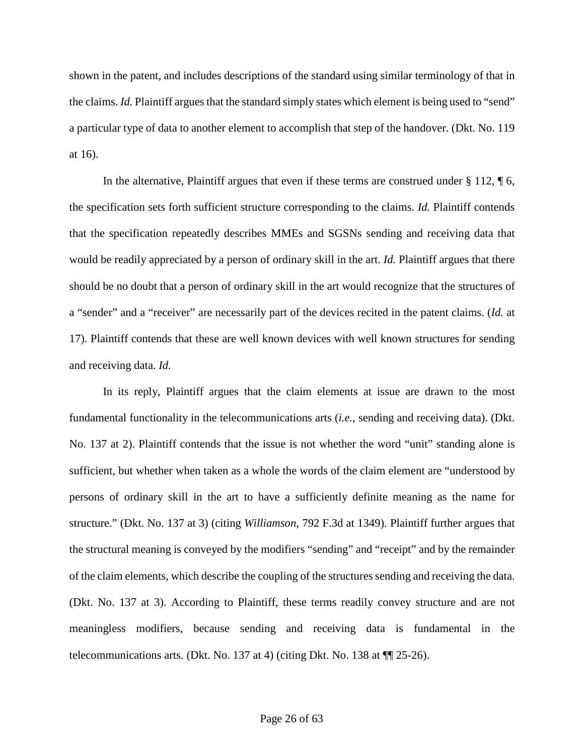shown in the patent, and includes descriptions of the standard using similar terminology of that in the claims. *Id.* Plaintiff argues that the standard simply states which element is being used to "send" a particular type of data to another element to accomplish that step of the handover. (Dkt. No. 119 at 16).

In the alternative, Plaintiff argues that even if these terms are construed under § 112, ¶ 6, the specification sets forth sufficient structure corresponding to the claims. *Id.* Plaintiff contends that the specification repeatedly describes MMEs and SGSNs sending and receiving data that would be readily appreciated by a person of ordinary skill in the art. *Id.* Plaintiff argues that there should be no doubt that a person of ordinary skill in the art would recognize that the structures of a "sender" and a "receiver" are necessarily part of the devices recited in the patent claims. (*Id.* at 17). Plaintiff contends that these are well known devices with well known structures for sending and receiving data. *Id.*

In its reply, Plaintiff argues that the claim elements at issue are drawn to the most fundamental functionality in the telecommunications arts (*i.e.*, sending and receiving data). (Dkt. No. 137 at 2). Plaintiff contends that the issue is not whether the word "unit" standing alone is sufficient, but whether when taken as a whole the words of the claim element are "understood by persons of ordinary skill in the art to have a sufficiently definite meaning as the name for structure." (Dkt. No. 137 at 3) (citing *Williamson*, 792 F.3d at 1349). Plaintiff further argues that the structural meaning is conveyed by the modifiers "sending" and "receipt" and by the remainder of the claim elements, which describe the coupling of the structures sending and receiving the data. (Dkt. No. 137 at 3). According to Plaintiff, these terms readily convey structure and are not meaningless modifiers, because sending and receiving data is fundamental in the telecommunications arts. (Dkt. No. 137 at 4) (citing Dkt. No. 138 at ¶¶ 25-26).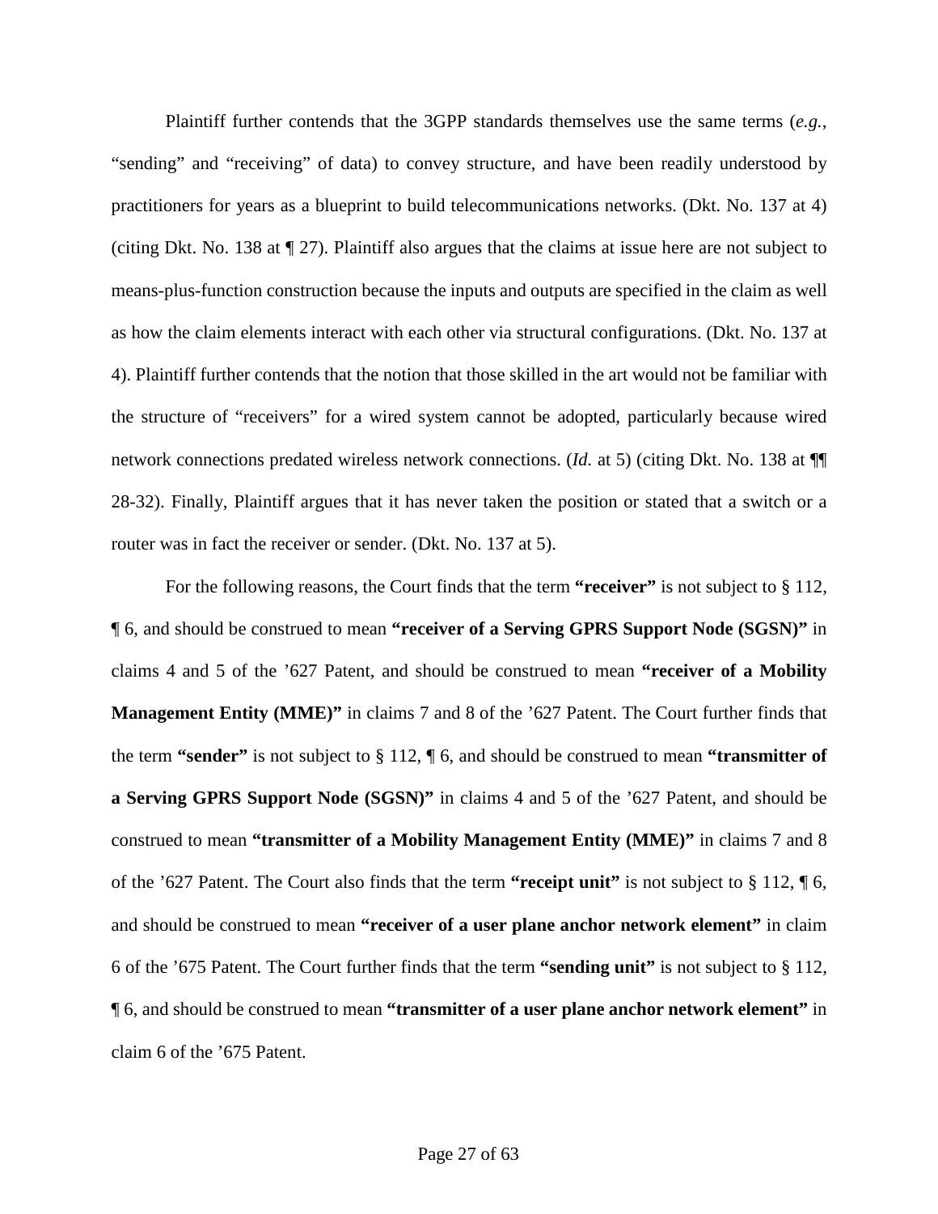Plaintiff further contends that the 3GPP standards themselves use the same terms (*e.g.*, "sending" and "receiving" of data) to convey structure, and have been readily understood by practitioners for years as a blueprint to build telecommunications networks. (Dkt. No. 137 at 4) (citing Dkt. No. 138 at ¶ 27). Plaintiff also argues that the claims at issue here are not subject to means-plus-function construction because the inputs and outputs are specified in the claim as well as how the claim elements interact with each other via structural configurations. (Dkt. No. 137 at 4). Plaintiff further contends that the notion that those skilled in the art would not be familiar with the structure of "receivers" for a wired system cannot be adopted, particularly because wired network connections predated wireless network connections. (*Id.* at 5) (citing Dkt. No. 138 at ¶¶ 28-32). Finally, Plaintiff argues that it has never taken the position or stated that a switch or a router was in fact the receiver or sender. (Dkt. No. 137 at 5).

For the following reasons, the Court finds that the term **"receiver"** is not subject to § 112, ¶ 6, and should be construed to mean **"receiver of a Serving GPRS Support Node (SGSN)"** in claims 4 and 5 of the '627 Patent, and should be construed to mean **"receiver of a Mobility Management Entity (MME)"** in claims 7 and 8 of the '627 Patent. The Court further finds that the term **"sender"** is not subject to § 112, ¶ 6, and should be construed to mean **"transmitter of a Serving GPRS Support Node (SGSN)"** in claims 4 and 5 of the '627 Patent, and should be construed to mean **"transmitter of a Mobility Management Entity (MME)"** in claims 7 and 8 of the '627 Patent. The Court also finds that the term **"receipt unit"** is not subject to § 112, ¶ 6, and should be construed to mean **"receiver of a user plane anchor network element"** in claim 6 of the '675 Patent. The Court further finds that the term **"sending unit"** is not subject to § 112, ¶ 6, and should be construed to mean **"transmitter of a user plane anchor network element"** in claim 6 of the '675 Patent.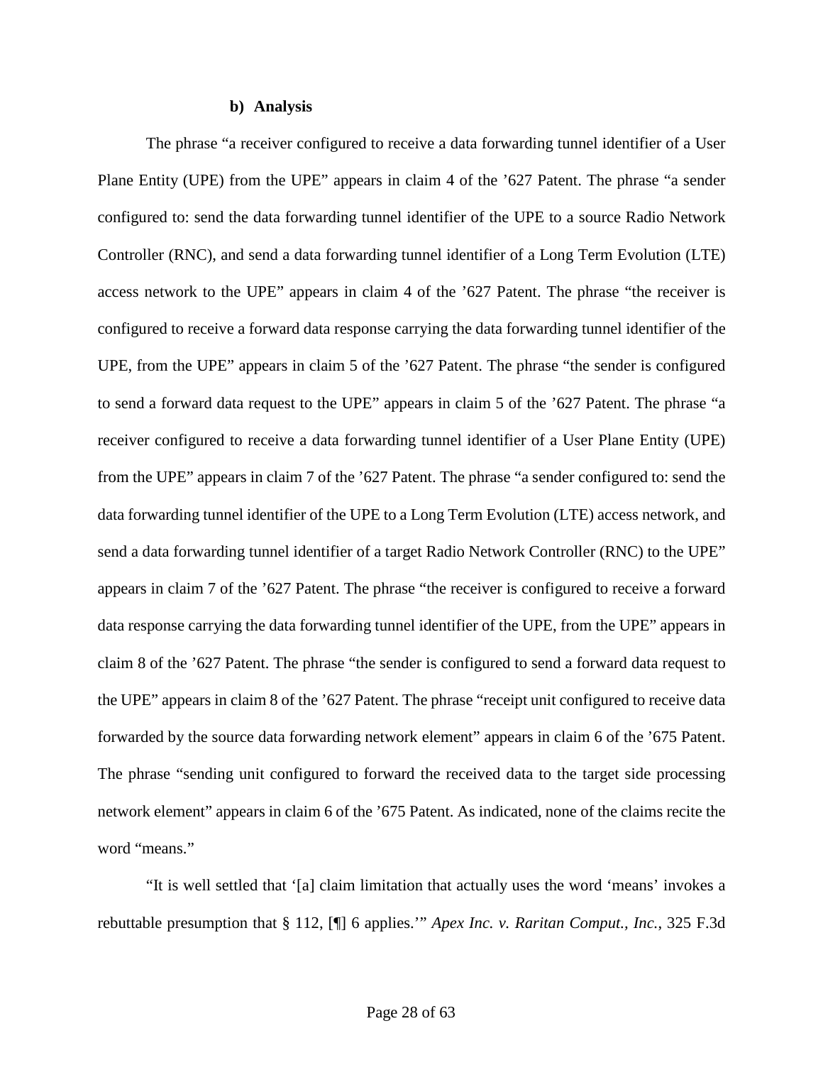#### b) Analysis

The phrase "a receiver configured to receive a data forwarding tunnel identifier of a User Plane Entity (UPE) from the UPE" appears in claim 4 of the '627 Patent. The phrase "a sender configured to: send the data forwarding tunnel identifier of the UPE to a source Radio Network Controller (RNC), and send a data forwarding tunnel identifier of a Long Term Evolution (LTE) access network to the UPE" appears in claim 4 of the '627 Patent. The phrase "the receiver is configured to receive a forward data response carrying the data forwarding tunnel identifier of the UPE, from the UPE" appears in claim 5 of the '627 Patent. The phrase "the sender is configured to send a forward data request to the UPE" appears in claim 5 of the '627 Patent. The phrase "a receiver configured to receive a data forwarding tunnel identifier of a User Plane Entity (UPE) from the UPE" appears in claim 7 of the '627 Patent. The phrase "a sender configured to: send the data forwarding tunnel identifier of the UPE to a Long Term Evolution (LTE) access network, and send a data forwarding tunnel identifier of a target Radio Network Controller (RNC) to the UPE" appears in claim 7 of the '627 Patent. The phrase "the receiver is configured to receive a forward data response carrying the data forwarding tunnel identifier of the UPE, from the UPE" appears in claim 8 of the '627 Patent. The phrase "the sender is configured to send a forward data request to the UPE" appears in claim 8 of the '627 Patent. The phrase "receipt unit configured to receive data forwarded by the source data forwarding network element" appears in claim 6 of the '675 Patent. The phrase "sending unit configured to forward the received data to the target side processing network element" appears in claim 6 of the '675 Patent. As indicated, none of the claims recite the word "means."

"It is well settled that '[a] claim limitation that actually uses the word 'means' invokes a rebuttable presumption that § 112, [¶] 6 applies.'" *Apex Inc. v. Raritan Comput., Inc.*, 325 F.3d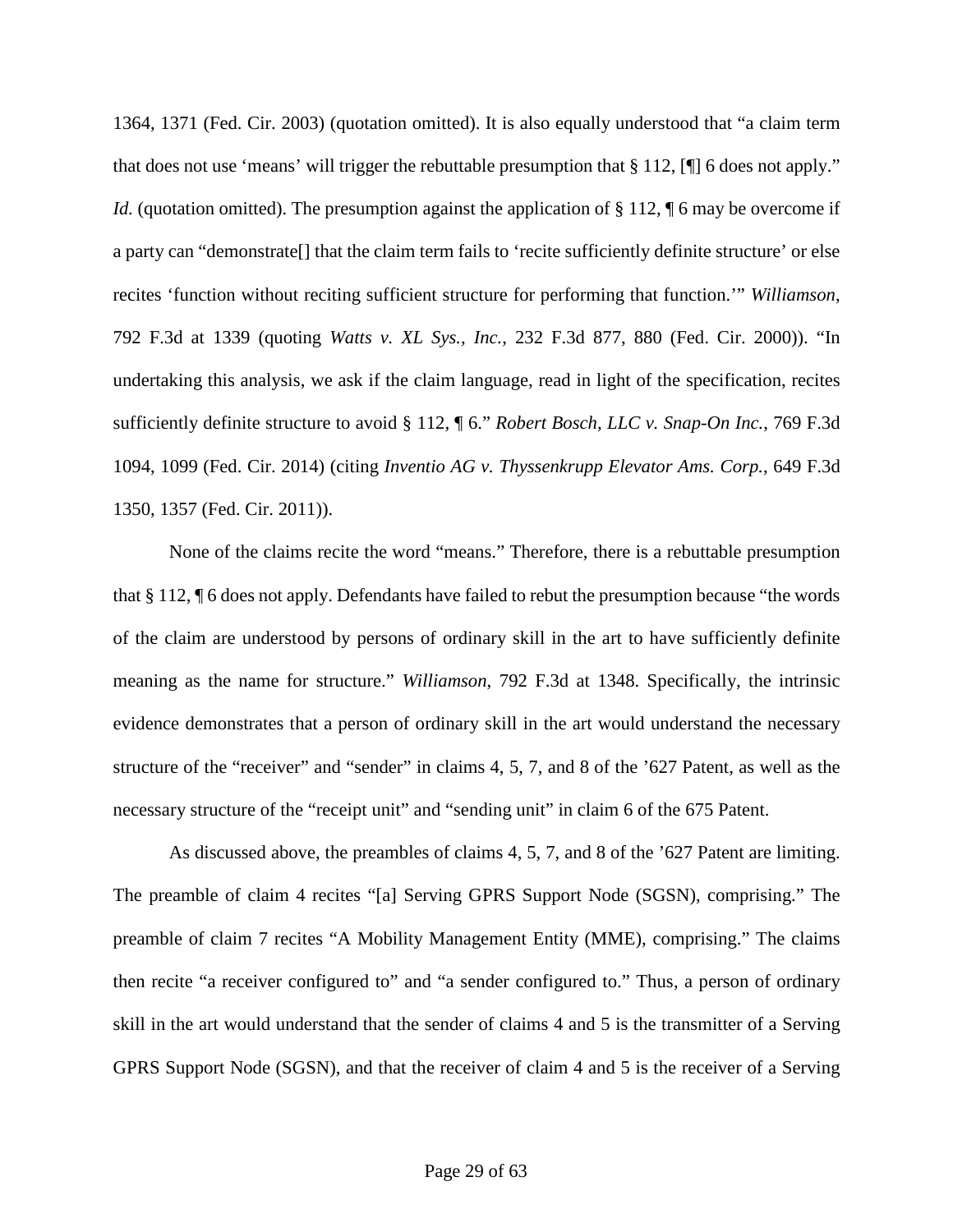1364, 1371 (Fed. Cir. 2003) (quotation omitted). It is also equally understood that "a claim term that does not use 'means' will trigger the rebuttable presumption that § 112, [¶] 6 does not apply." *Id.* (quotation omitted). The presumption against the application of § 112, ¶ 6 may be overcome if a party can "demonstrate[] that the claim term fails to 'recite sufficiently definite structure' or else recites 'function without reciting sufficient structure for performing that function.'" *Williamson*, 792 F.3d at 1339 (quoting *Watts v. XL Sys., Inc.*, 232 F.3d 877, 880 (Fed. Cir. 2000)). "In undertaking this analysis, we ask if the claim language, read in light of the specification, recites sufficiently definite structure to avoid § 112, ¶ 6." *Robert Bosch, LLC v. Snap-On Inc.*, 769 F.3d 1094, 1099 (Fed. Cir. 2014) (citing *Inventio AG v. Thyssenkrupp Elevator Ams. Corp.*, 649 F.3d 1350, 1357 (Fed. Cir. 2011)).

None of the claims recite the word "means." Therefore, there is a rebuttable presumption that § 112, ¶ 6 does not apply. Defendants have failed to rebut the presumption because "the words of the claim are understood by persons of ordinary skill in the art to have sufficiently definite meaning as the name for structure." *Williamson*, 792 F.3d at 1348. Specifically, the intrinsic evidence demonstrates that a person of ordinary skill in the art would understand the necessary structure of the "receiver" and "sender" in claims 4, 5, 7, and 8 of the '627 Patent, as well as the necessary structure of the "receipt unit" and "sending unit" in claim 6 of the 675 Patent.

As discussed above, the preambles of claims 4, 5, 7, and 8 of the '627 Patent are limiting. The preamble of claim 4 recites "[a] Serving GPRS Support Node (SGSN), comprising." The preamble of claim 7 recites "A Mobility Management Entity (MME), comprising." The claims then recite "a receiver configured to" and "a sender configured to." Thus, a person of ordinary skill in the art would understand that the sender of claims 4 and 5 is the transmitter of a Serving GPRS Support Node (SGSN), and that the receiver of claim 4 and 5 is the receiver of a Serving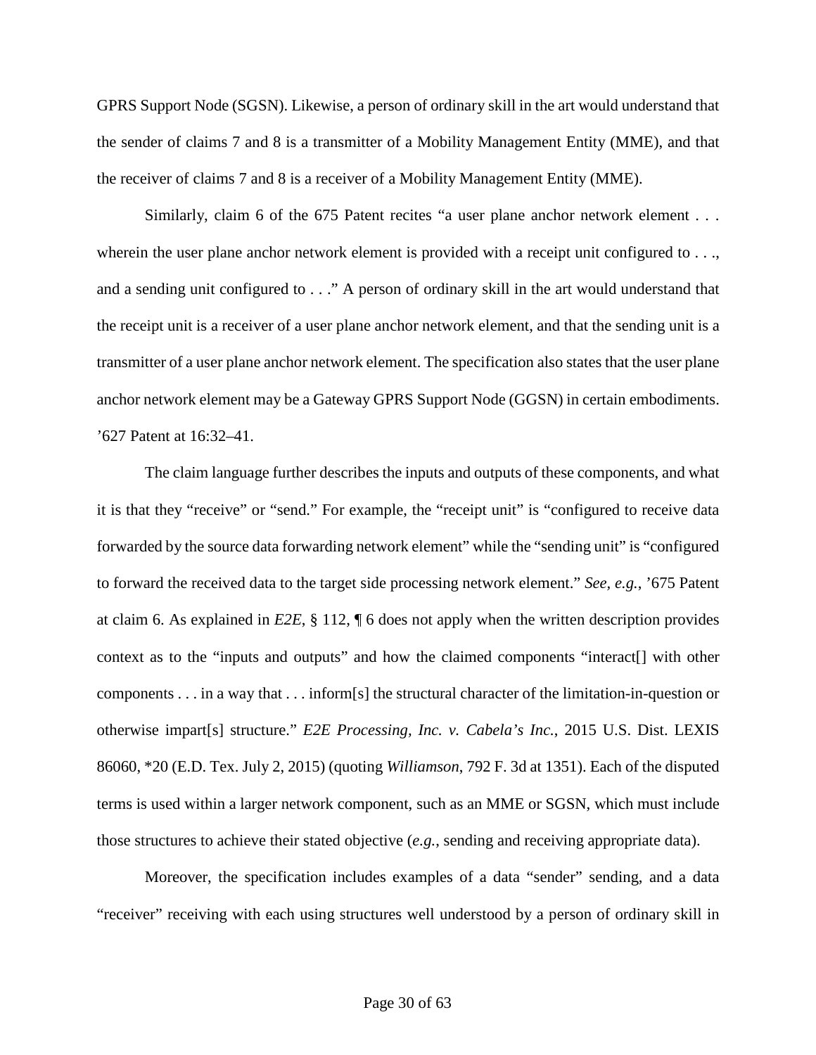GPRS Support Node (SGSN). Likewise, a person of ordinary skill in the art would understand that the sender of claims 7 and 8 is a transmitter of a Mobility Management Entity (MME), and that the receiver of claims 7 and 8 is a receiver of a Mobility Management Entity (MME).

Similarly, claim 6 of the 675 Patent recites "a user plane anchor network element . . . wherein the user plane anchor network element is provided with a receipt unit configured to . . ., and a sending unit configured to . . ." A person of ordinary skill in the art would understand that the receipt unit is a receiver of a user plane anchor network element, and that the sending unit is a transmitter of a user plane anchor network element. The specification also states that the user plane anchor network element may be a Gateway GPRS Support Node (GGSN) in certain embodiments. '627 Patent at 16:32–41.

The claim language further describes the inputs and outputs of these components, and what it is that they "receive" or "send." For example, the "receipt unit" is "configured to receive data forwarded by the source data forwarding network element" while the "sending unit" is "configured to forward the received data to the target side processing network element." *See, e.g.*, '675 Patent at claim 6. As explained in *E2E*, § 112, ¶ 6 does not apply when the written description provides context as to the "inputs and outputs" and how the claimed components "interact[] with other components . . . in a way that . . . inform[s] the structural character of the limitation-in-question or otherwise impart[s] structure." *E2E Processing, Inc. v. Cabela's Inc.*, 2015 U.S. Dist. LEXIS 86060, *20 (E.D. Tex. July 2, 2015) (quoting *Williamson*, 792 F. 3d at 1351). Each of the disputed terms is used within a larger network component, such as an MME or SGSN, which must include those structures to achieve their stated objective (*e.g.*, sending and receiving appropriate data).

Moreover, the specification includes examples of a data "sender" sending, and a data "receiver" receiving with each using structures well understood by a person of ordinary skill in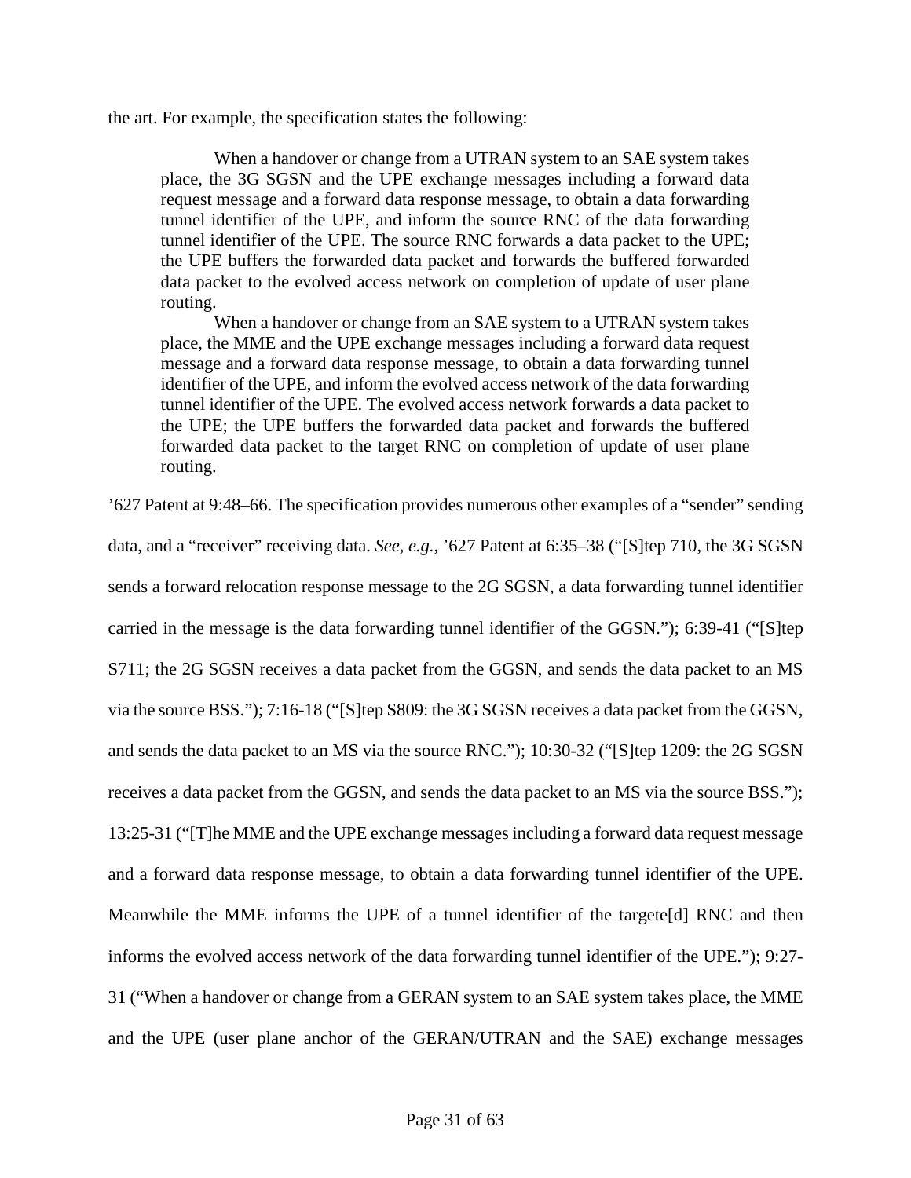the art. For example, the specification states the following:

> When a handover or change from a UTRAN system to an SAE system takes place, the 3G SGSN and the UPE exchange messages including a forward data request message and a forward data response message, to obtain a data forwarding tunnel identifier of the UPE, and inform the source RNC of the data forwarding tunnel identifier of the UPE. The source RNC forwards a data packet to the UPE; the UPE buffers the forwarded data packet and forwards the buffered forwarded data packet to the evolved access network on completion of update of user plane routing.
>
> When a handover or change from an SAE system to a UTRAN system takes place, the MME and the UPE exchange messages including a forward data request message and a forward data response message, to obtain a data forwarding tunnel identifier of the UPE, and inform the evolved access network of the data forwarding tunnel identifier of the UPE. The evolved access network forwards a data packet to the UPE; the UPE buffers the forwarded data packet and forwards the buffered forwarded data packet to the target RNC on completion of update of user plane routing.

'627 Patent at 9:48–66. The specification provides numerous other examples of a "sender" sending data, and a "receiver" receiving data. *See, e.g.*, '627 Patent at 6:35–38 ("[S]tep 710, the 3G SGSN sends a forward relocation response message to the 2G SGSN, a data forwarding tunnel identifier carried in the message is the data forwarding tunnel identifier of the GGSN."); 6:39-41 ("[S]tep S711; the 2G SGSN receives a data packet from the GGSN, and sends the data packet to an MS via the source BSS."); 7:16-18 ("[S]tep S809: the 3G SGSN receives a data packet from the GGSN, and sends the data packet to an MS via the source RNC."); 10:30-32 ("[S]tep 1209: the 2G SGSN receives a data packet from the GGSN, and sends the data packet to an MS via the source BSS."); 13:25-31 ("[T]he MME and the UPE exchange messages including a forward data request message and a forward data response message, to obtain a data forwarding tunnel identifier of the UPE. Meanwhile the MME informs the UPE of a tunnel identifier of the targete[d] RNC and then informs the evolved access network of the data forwarding tunnel identifier of the UPE."); 9:27-31 ("When a handover or change from a GERAN system to an SAE system takes place, the MME and the UPE (user plane anchor of the GERAN/UTRAN and the SAE) exchange messages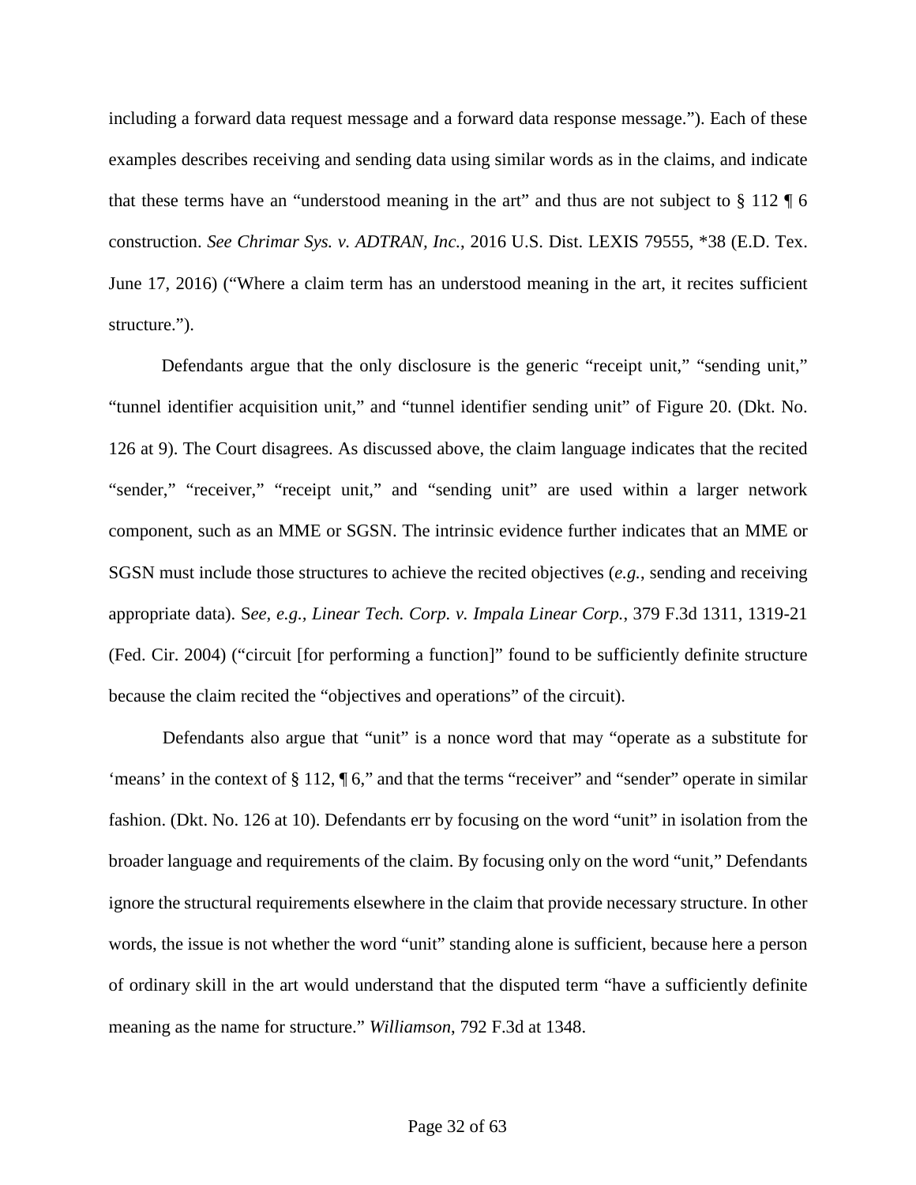including a forward data request message and a forward data response message."). Each of these examples describes receiving and sending data using similar words as in the claims, and indicate that these terms have an "understood meaning in the art" and thus are not subject to § 112 ¶ 6 construction. *See Chrimar Sys. v. ADTRAN, Inc.*, 2016 U.S. Dist. LEXIS 79555, *38 (E.D. Tex. June 17, 2016) ("Where a claim term has an understood meaning in the art, it recites sufficient structure.").

Defendants argue that the only disclosure is the generic "receipt unit," "sending unit," "tunnel identifier acquisition unit," and "tunnel identifier sending unit" of Figure 20. (Dkt. No. 126 at 9). The Court disagrees. As discussed above, the claim language indicates that the recited "sender," "receiver," "receipt unit," and "sending unit" are used within a larger network component, such as an MME or SGSN. The intrinsic evidence further indicates that an MME or SGSN must include those structures to achieve the recited objectives (*e.g.*, sending and receiving appropriate data). S*ee, e.g., Linear Tech. Corp. v. Impala Linear Corp.*, 379 F.3d 1311, 1319-21 (Fed. Cir. 2004) ("circuit [for performing a function]" found to be sufficiently definite structure because the claim recited the "objectives and operations" of the circuit).

Defendants also argue that "unit" is a nonce word that may "operate as a substitute for 'means' in the context of § 112, ¶ 6," and that the terms "receiver" and "sender" operate in similar fashion. (Dkt. No. 126 at 10). Defendants err by focusing on the word "unit" in isolation from the broader language and requirements of the claim. By focusing only on the word "unit," Defendants ignore the structural requirements elsewhere in the claim that provide necessary structure. In other words, the issue is not whether the word "unit" standing alone is sufficient, because here a person of ordinary skill in the art would understand that the disputed term "have a sufficiently definite meaning as the name for structure." *Williamson*, 792 F.3d at 1348.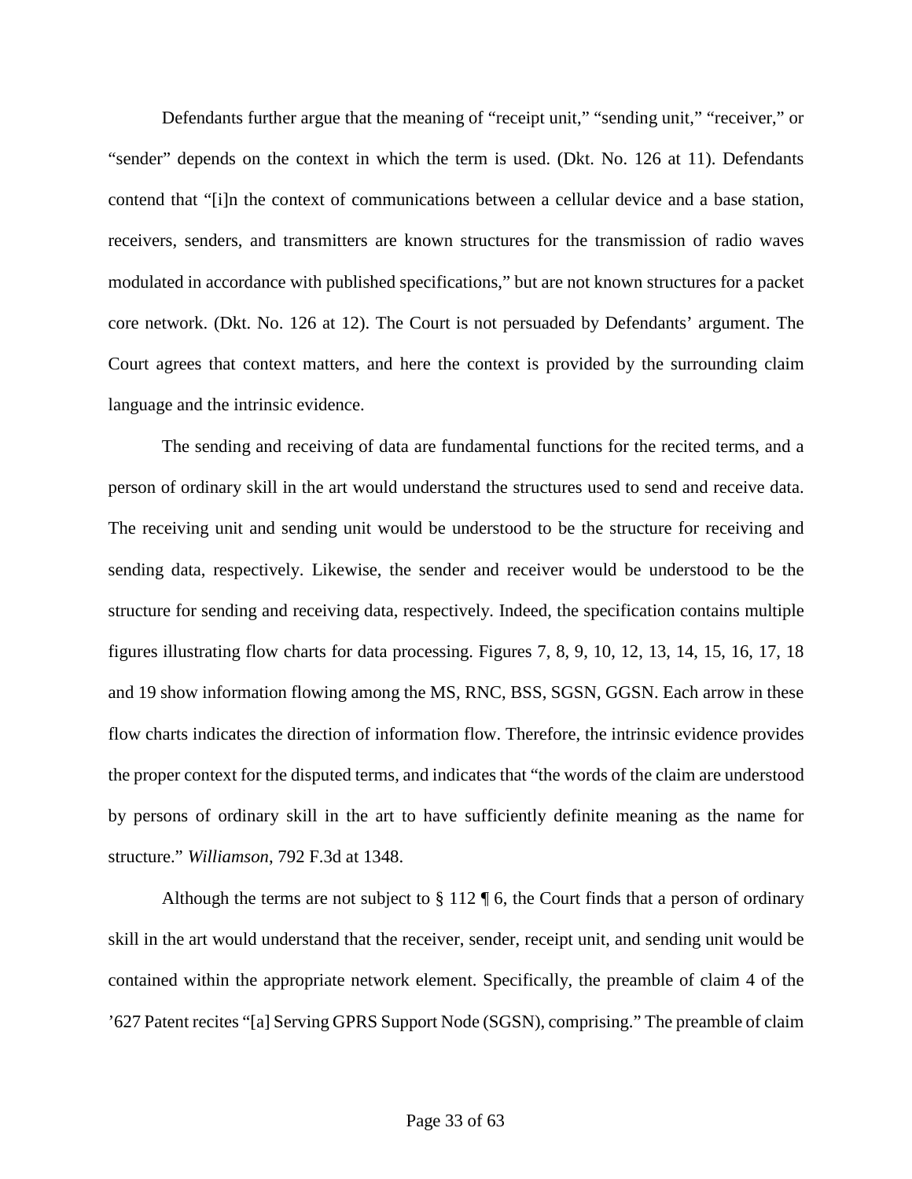Defendants further argue that the meaning of "receipt unit," "sending unit," "receiver," or "sender" depends on the context in which the term is used. (Dkt. No. 126 at 11). Defendants contend that "[i]n the context of communications between a cellular device and a base station, receivers, senders, and transmitters are known structures for the transmission of radio waves modulated in accordance with published specifications," but are not known structures for a packet core network. (Dkt. No. 126 at 12). The Court is not persuaded by Defendants' argument. The Court agrees that context matters, and here the context is provided by the surrounding claim language and the intrinsic evidence.

The sending and receiving of data are fundamental functions for the recited terms, and a person of ordinary skill in the art would understand the structures used to send and receive data. The receiving unit and sending unit would be understood to be the structure for receiving and sending data, respectively. Likewise, the sender and receiver would be understood to be the structure for sending and receiving data, respectively. Indeed, the specification contains multiple figures illustrating flow charts for data processing. Figures 7, 8, 9, 10, 12, 13, 14, 15, 16, 17, 18 and 19 show information flowing among the MS, RNC, BSS, SGSN, GGSN. Each arrow in these flow charts indicates the direction of information flow. Therefore, the intrinsic evidence provides the proper context for the disputed terms, and indicates that "the words of the claim are understood by persons of ordinary skill in the art to have sufficiently definite meaning as the name for structure." *Williamson*, 792 F.3d at 1348.

Although the terms are not subject to § 112 ¶ 6, the Court finds that a person of ordinary skill in the art would understand that the receiver, sender, receipt unit, and sending unit would be contained within the appropriate network element. Specifically, the preamble of claim 4 of the '627 Patent recites "[a] Serving GPRS Support Node (SGSN), comprising." The preamble of claim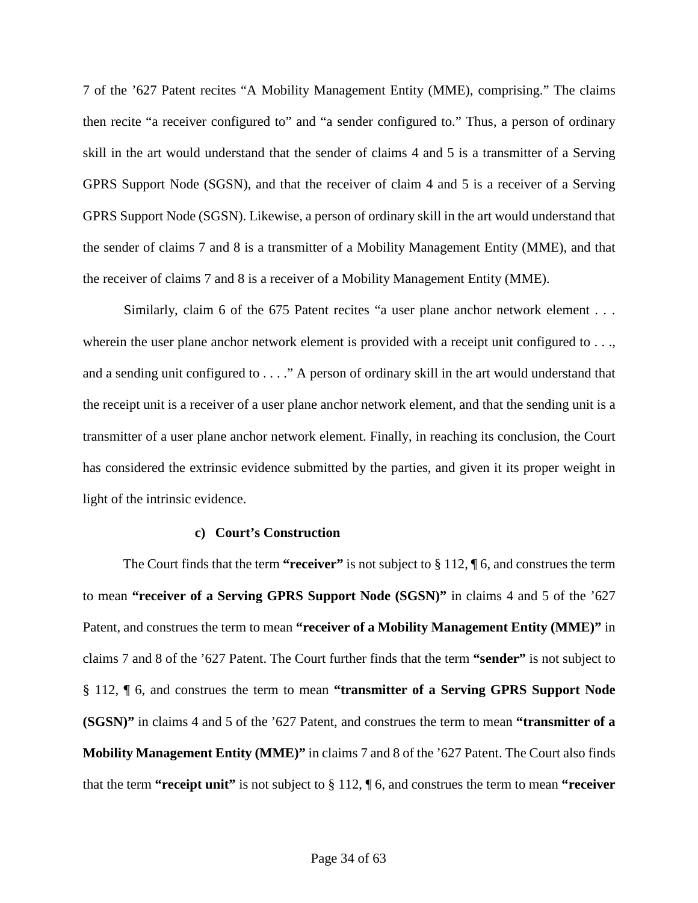7 of the '627 Patent recites "A Mobility Management Entity (MME), comprising." The claims then recite "a receiver configured to" and "a sender configured to." Thus, a person of ordinary skill in the art would understand that the sender of claims 4 and 5 is a transmitter of a Serving GPRS Support Node (SGSN), and that the receiver of claim 4 and 5 is a receiver of a Serving GPRS Support Node (SGSN). Likewise, a person of ordinary skill in the art would understand that the sender of claims 7 and 8 is a transmitter of a Mobility Management Entity (MME), and that the receiver of claims 7 and 8 is a receiver of a Mobility Management Entity (MME).

Similarly, claim 6 of the 675 Patent recites "a user plane anchor network element . . . wherein the user plane anchor network element is provided with a receipt unit configured to . . ., and a sending unit configured to . . . ." A person of ordinary skill in the art would understand that the receipt unit is a receiver of a user plane anchor network element, and that the sending unit is a transmitter of a user plane anchor network element. Finally, in reaching its conclusion, the Court has considered the extrinsic evidence submitted by the parties, and given it its proper weight in light of the intrinsic evidence.

#### c) Court's Construction

The Court finds that the term **"receiver"** is not subject to § 112, ¶ 6, and construes the term to mean **"receiver of a Serving GPRS Support Node (SGSN)"** in claims 4 and 5 of the '627 Patent, and construes the term to mean **"receiver of a Mobility Management Entity (MME)"** in claims 7 and 8 of the '627 Patent. The Court further finds that the term **"sender"** is not subject to § 112, ¶ 6, and construes the term to mean **"transmitter of a Serving GPRS Support Node (SGSN)"** in claims 4 and 5 of the '627 Patent, and construes the term to mean **"transmitter of a Mobility Management Entity (MME)"** in claims 7 and 8 of the '627 Patent. The Court also finds that the term **"receipt unit"** is not subject to § 112, ¶ 6, and construes the term to mean **"receiver**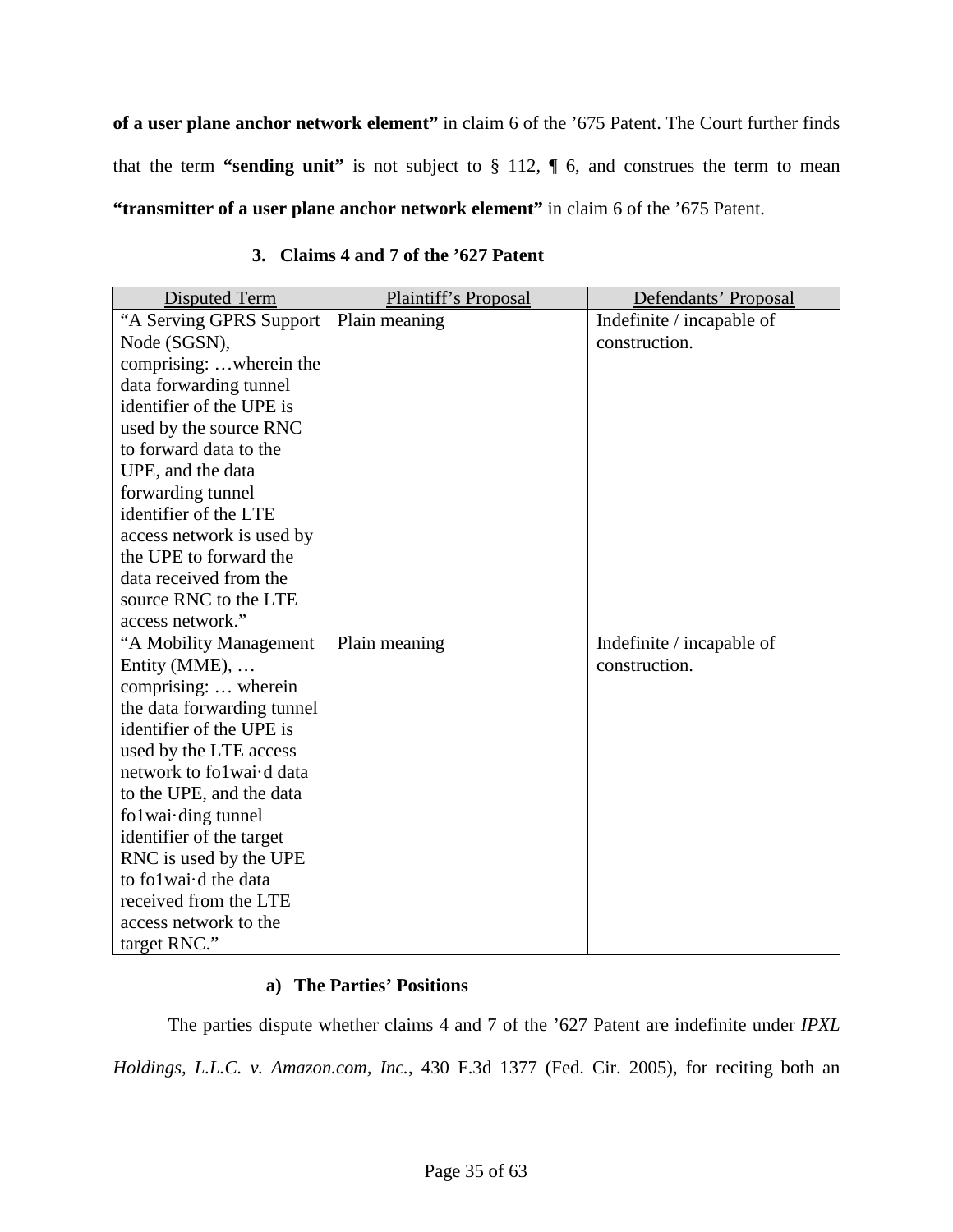**of a user plane anchor network element"** in claim 6 of the '675 Patent. The Court further finds that the term **"sending unit"** is not subject to § 112, ¶ 6, and construes the term to mean **"transmitter of a user plane anchor network element"** in claim 6 of the '675 Patent.

### 3. Claims 4 and 7 of the '627 Patent

| Disputed Term | Plaintiff's Proposal | Defendants' Proposal |
|---|---|---|
| "A Serving GPRS Support Node (SGSN), comprising: …wherein the data forwarding tunnel identifier of the UPE is used by the source RNC to forward data to the UPE, and the data forwarding tunnel identifier of the LTE access network is used by the UPE to forward the data received from the source RNC to the LTE access network." | Plain meaning | Indefinite / incapable of construction. |
| "A Mobility Management Entity (MME), … comprising: … wherein the data forwarding tunnel identifier of the UPE is used by the LTE access network to fo1wai·d data to the UPE, and the data fo1wai·ding tunnel identifier of the target RNC is used by the UPE to fo1wai·d the data received from the LTE access network to the target RNC." | Plain meaning | Indefinite / incapable of construction. |

#### a) The Parties' Positions

The parties dispute whether claims 4 and 7 of the '627 Patent are indefinite under *IPXL Holdings, L.L.C. v. Amazon.com, Inc.*, 430 F.3d 1377 (Fed. Cir. 2005), for reciting both an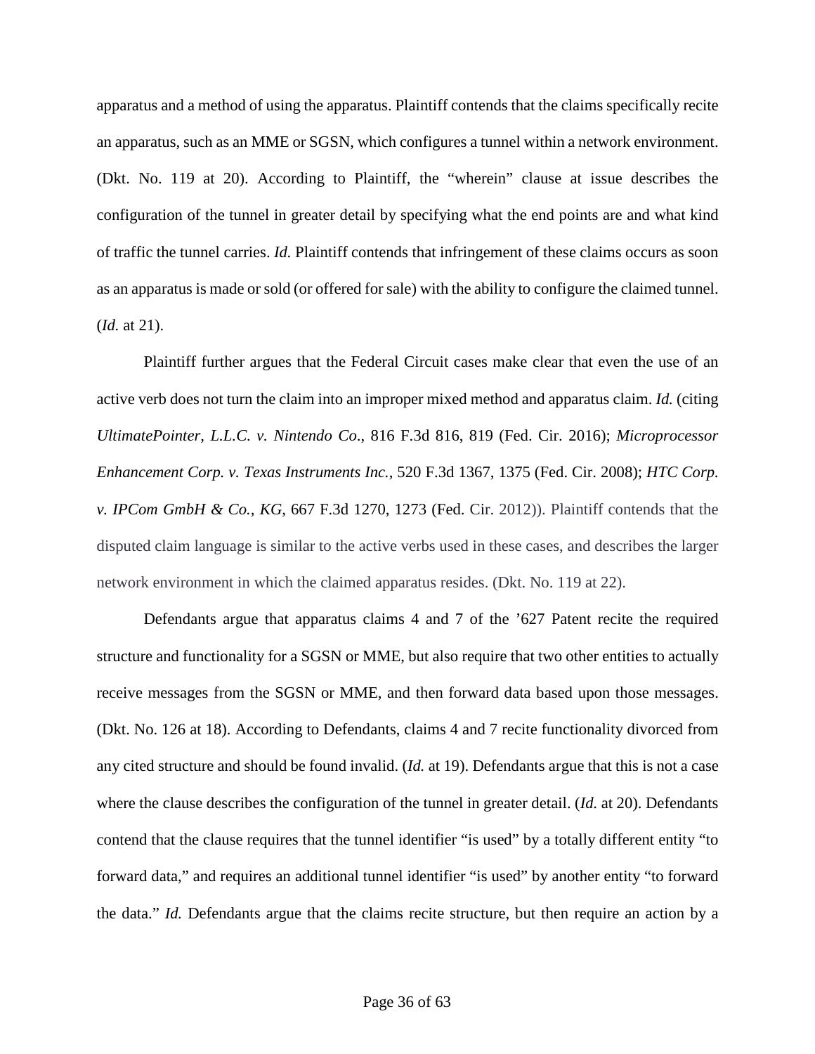apparatus and a method of using the apparatus. Plaintiff contends that the claims specifically recite an apparatus, such as an MME or SGSN, which configures a tunnel within a network environment. (Dkt. No. 119 at 20). According to Plaintiff, the "wherein" clause at issue describes the configuration of the tunnel in greater detail by specifying what the end points are and what kind of traffic the tunnel carries. *Id.* Plaintiff contends that infringement of these claims occurs as soon as an apparatus is made or sold (or offered for sale) with the ability to configure the claimed tunnel. (*Id.* at 21).

Plaintiff further argues that the Federal Circuit cases make clear that even the use of an active verb does not turn the claim into an improper mixed method and apparatus claim. *Id.* (citing *UltimatePointer, L.L.C. v. Nintendo Co.*, 816 F.3d 816, 819 (Fed. Cir. 2016); *Microprocessor Enhancement Corp. v. Texas Instruments Inc.*, 520 F.3d 1367, 1375 (Fed. Cir. 2008); *HTC Corp. v. IPCom GmbH & Co., KG*, 667 F.3d 1270, 1273 (Fed. Cir. 2012)). Plaintiff contends that the disputed claim language is similar to the active verbs used in these cases, and describes the larger network environment in which the claimed apparatus resides. (Dkt. No. 119 at 22).

Defendants argue that apparatus claims 4 and 7 of the '627 Patent recite the required structure and functionality for a SGSN or MME, but also require that two other entities to actually receive messages from the SGSN or MME, and then forward data based upon those messages. (Dkt. No. 126 at 18). According to Defendants, claims 4 and 7 recite functionality divorced from any cited structure and should be found invalid. (*Id.* at 19). Defendants argue that this is not a case where the clause describes the configuration of the tunnel in greater detail. (*Id.* at 20). Defendants contend that the clause requires that the tunnel identifier "is used" by a totally different entity "to forward data," and requires an additional tunnel identifier "is used" by another entity "to forward the data." *Id.* Defendants argue that the claims recite structure, but then require an action by a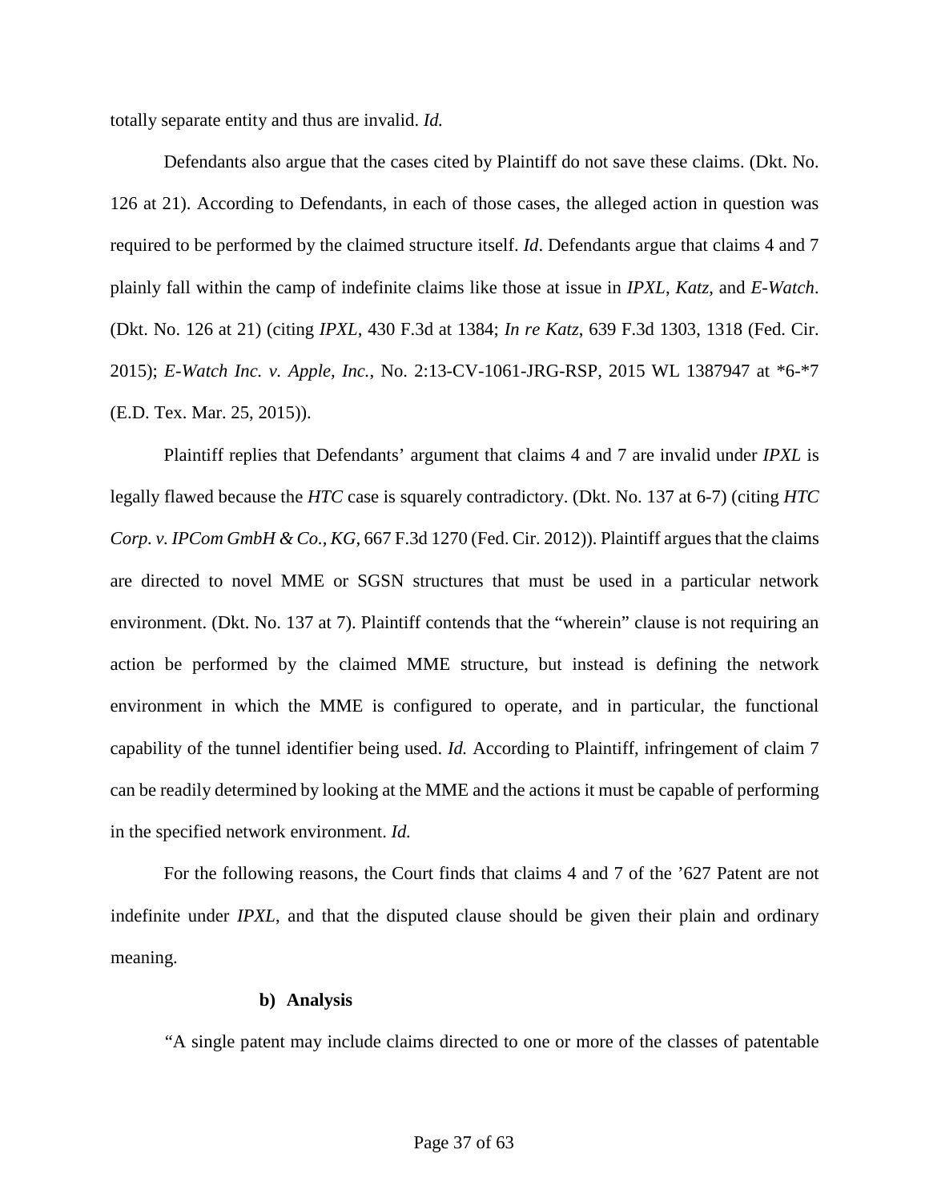totally separate entity and thus are invalid. *Id.*

Defendants also argue that the cases cited by Plaintiff do not save these claims. (Dkt. No. 126 at 21). According to Defendants, in each of those cases, the alleged action in question was required to be performed by the claimed structure itself. *Id*. Defendants argue that claims 4 and 7 plainly fall within the camp of indefinite claims like those at issue in *IPXL*, *Katz*, and *E-Watch*. (Dkt. No. 126 at 21) (citing *IPXL*, 430 F.3d at 1384; *In re Katz*, 639 F.3d 1303, 1318 (Fed. Cir. 2015); *E-Watch Inc. v. Apple, Inc.*, No. 2:13-CV-1061-JRG-RSP, 2015 WL 1387947 at *6-*7 (E.D. Tex. Mar. 25, 2015)).

Plaintiff replies that Defendants' argument that claims 4 and 7 are invalid under *IPXL* is legally flawed because the *HTC* case is squarely contradictory. (Dkt. No. 137 at 6-7) (citing *HTC Corp. v. IPCom GmbH & Co., KG*, 667 F.3d 1270 (Fed. Cir. 2012)). Plaintiff argues that the claims are directed to novel MME or SGSN structures that must be used in a particular network environment. (Dkt. No. 137 at 7). Plaintiff contends that the "wherein" clause is not requiring an action be performed by the claimed MME structure, but instead is defining the network environment in which the MME is configured to operate, and in particular, the functional capability of the tunnel identifier being used. *Id.* According to Plaintiff, infringement of claim 7 can be readily determined by looking at the MME and the actions it must be capable of performing in the specified network environment. *Id.*

For the following reasons, the Court finds that claims 4 and 7 of the '627 Patent are not indefinite under *IPXL*, and that the disputed clause should be given their plain and ordinary meaning.

**b) Analysis**

"A single patent may include claims directed to one or more of the classes of patentable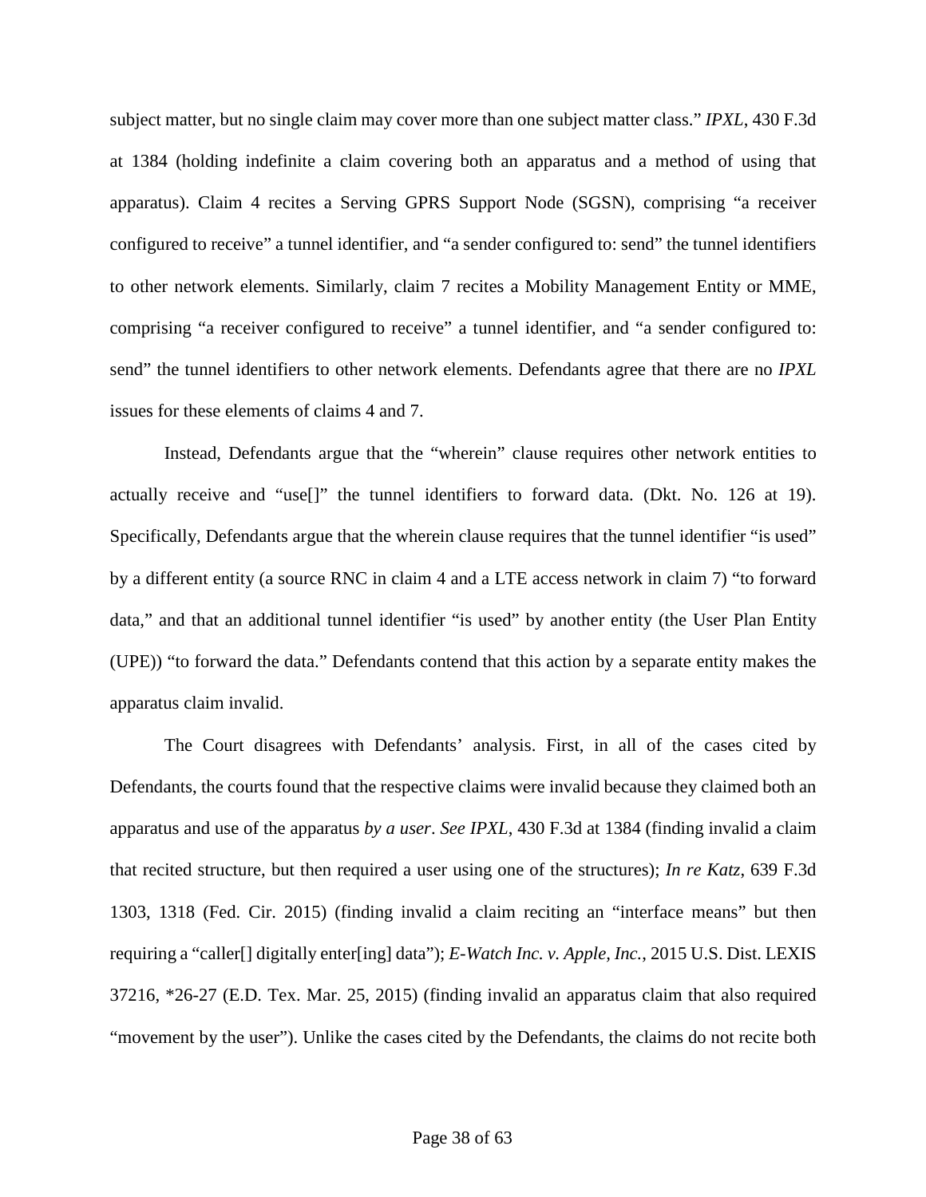subject matter, but no single claim may cover more than one subject matter class." *IPXL*, 430 F.3d at 1384 (holding indefinite a claim covering both an apparatus and a method of using that apparatus). Claim 4 recites a Serving GPRS Support Node (SGSN), comprising "a receiver configured to receive" a tunnel identifier, and "a sender configured to: send" the tunnel identifiers to other network elements. Similarly, claim 7 recites a Mobility Management Entity or MME, comprising "a receiver configured to receive" a tunnel identifier, and "a sender configured to: send" the tunnel identifiers to other network elements. Defendants agree that there are no *IPXL* issues for these elements of claims 4 and 7.

Instead, Defendants argue that the "wherein" clause requires other network entities to actually receive and "use[]" the tunnel identifiers to forward data. (Dkt. No. 126 at 19). Specifically, Defendants argue that the wherein clause requires that the tunnel identifier "is used" by a different entity (a source RNC in claim 4 and a LTE access network in claim 7) "to forward data," and that an additional tunnel identifier "is used" by another entity (the User Plan Entity (UPE)) "to forward the data." Defendants contend that this action by a separate entity makes the apparatus claim invalid.

The Court disagrees with Defendants' analysis. First, in all of the cases cited by Defendants, the courts found that the respective claims were invalid because they claimed both an apparatus and use of the apparatus *by a user*. *See IPXL*, 430 F.3d at 1384 (finding invalid a claim that recited structure, but then required a user using one of the structures); *In re Katz*, 639 F.3d 1303, 1318 (Fed. Cir. 2015) (finding invalid a claim reciting an "interface means" but then requiring a "caller[] digitally enter[ing] data"); *E-Watch Inc. v. Apple, Inc.*, 2015 U.S. Dist. LEXIS 37216, *26-27 (E.D. Tex. Mar. 25, 2015) (finding invalid an apparatus claim that also required "movement by the user"). Unlike the cases cited by the Defendants, the claims do not recite both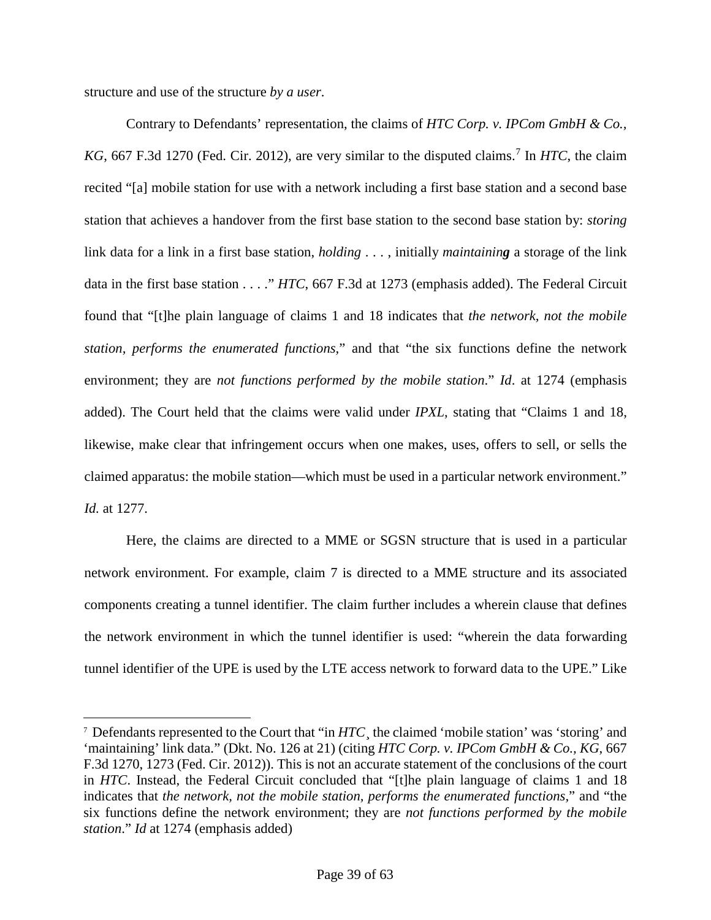structure and use of the structure *by a user*.

Contrary to Defendants' representation, the claims of *HTC Corp. v. IPCom GmbH & Co., KG*, 667 F.3d 1270 (Fed. Cir. 2012), are very similar to the disputed claims.[7] In *HTC*, the claim recited "[a] mobile station for use with a network including a first base station and a second base station that achieves a handover from the first base station to the second base station by: *storing* link data for a link in a first base station, *holding* . . . , initially ***maintaining*** a storage of the link data in the first base station . . . ." *HTC*, 667 F.3d at 1273 (emphasis added). The Federal Circuit found that "[t]he plain language of claims 1 and 18 indicates that *the network, not the mobile station, performs the enumerated functions*," and that "the six functions define the network environment; they are *not functions performed by the mobile station*." *Id*. at 1274 (emphasis added). The Court held that the claims were valid under *IPXL*, stating that "Claims 1 and 18, likewise, make clear that infringement occurs when one makes, uses, offers to sell, or sells the claimed apparatus: the mobile station—which must be used in a particular network environment." *Id.* at 1277.

Here, the claims are directed to a MME or SGSN structure that is used in a particular network environment. For example, claim 7 is directed to a MME structure and its associated components creating a tunnel identifier. The claim further includes a wherein clause that defines the network environment in which the tunnel identifier is used: "wherein the data forwarding tunnel identifier of the UPE is used by the LTE access network to forward data to the UPE." Like

---

[7] Defendants represented to the Court that "in *HTC*¸ the claimed 'mobile station' was 'storing' and 'maintaining' link data." (Dkt. No. 126 at 21) (citing *HTC Corp. v. IPCom GmbH & Co., KG*, 667 F.3d 1270, 1273 (Fed. Cir. 2012)). This is not an accurate statement of the conclusions of the court in *HTC*. Instead, the Federal Circuit concluded that "[t]he plain language of claims 1 and 18 indicates that *the network, not the mobile station, performs the enumerated functions*," and "the six functions define the network environment; they are *not functions performed by the mobile station*." *Id* at 1274 (emphasis added)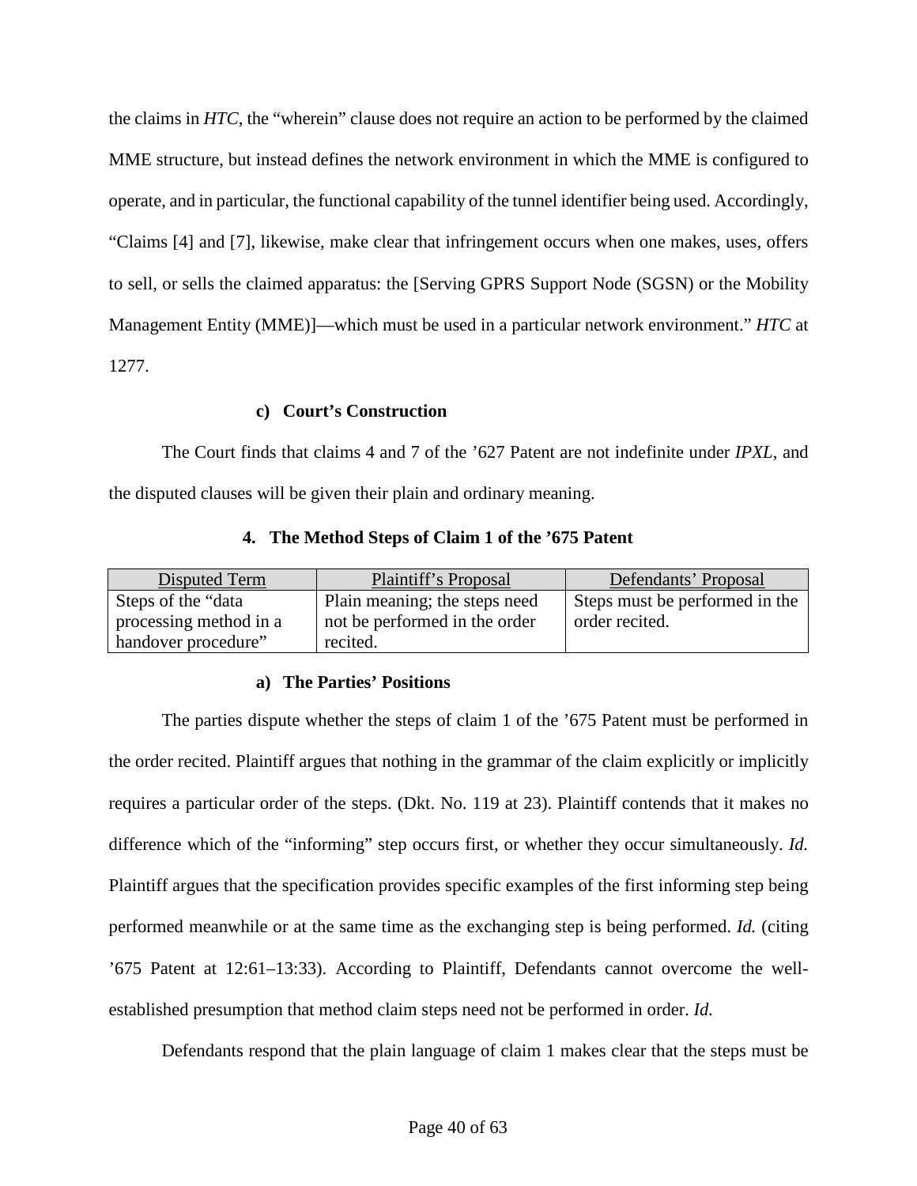the claims in *HTC*, the "wherein" clause does not require an action to be performed by the claimed MME structure, but instead defines the network environment in which the MME is configured to operate, and in particular, the functional capability of the tunnel identifier being used. Accordingly, "Claims [4] and [7], likewise, make clear that infringement occurs when one makes, uses, offers to sell, or sells the claimed apparatus: the [Serving GPRS Support Node (SGSN) or the Mobility Management Entity (MME)]—which must be used in a particular network environment." *HTC* at 1277.

#### c) Court's Construction

The Court finds that claims 4 and 7 of the '627 Patent are not indefinite under *IPXL*, and the disputed clauses will be given their plain and ordinary meaning.

### 4. The Method Steps of Claim 1 of the '675 Patent

| Disputed Term | Plaintiff's Proposal | Defendants' Proposal |
| --- | --- | --- |
| Steps of the "data processing method in a handover procedure" | Plain meaning; the steps need not be performed in the order recited. | Steps must be performed in the order recited. |

#### a) The Parties' Positions

The parties dispute whether the steps of claim 1 of the '675 Patent must be performed in the order recited. Plaintiff argues that nothing in the grammar of the claim explicitly or implicitly requires a particular order of the steps. (Dkt. No. 119 at 23). Plaintiff contends that it makes no difference which of the "informing" step occurs first, or whether they occur simultaneously. *Id.* Plaintiff argues that the specification provides specific examples of the first informing step being performed meanwhile or at the same time as the exchanging step is being performed. *Id.* (citing '675 Patent at 12:61–13:33). According to Plaintiff, Defendants cannot overcome the well-established presumption that method claim steps need not be performed in order. *Id.*

Defendants respond that the plain language of claim 1 makes clear that the steps must be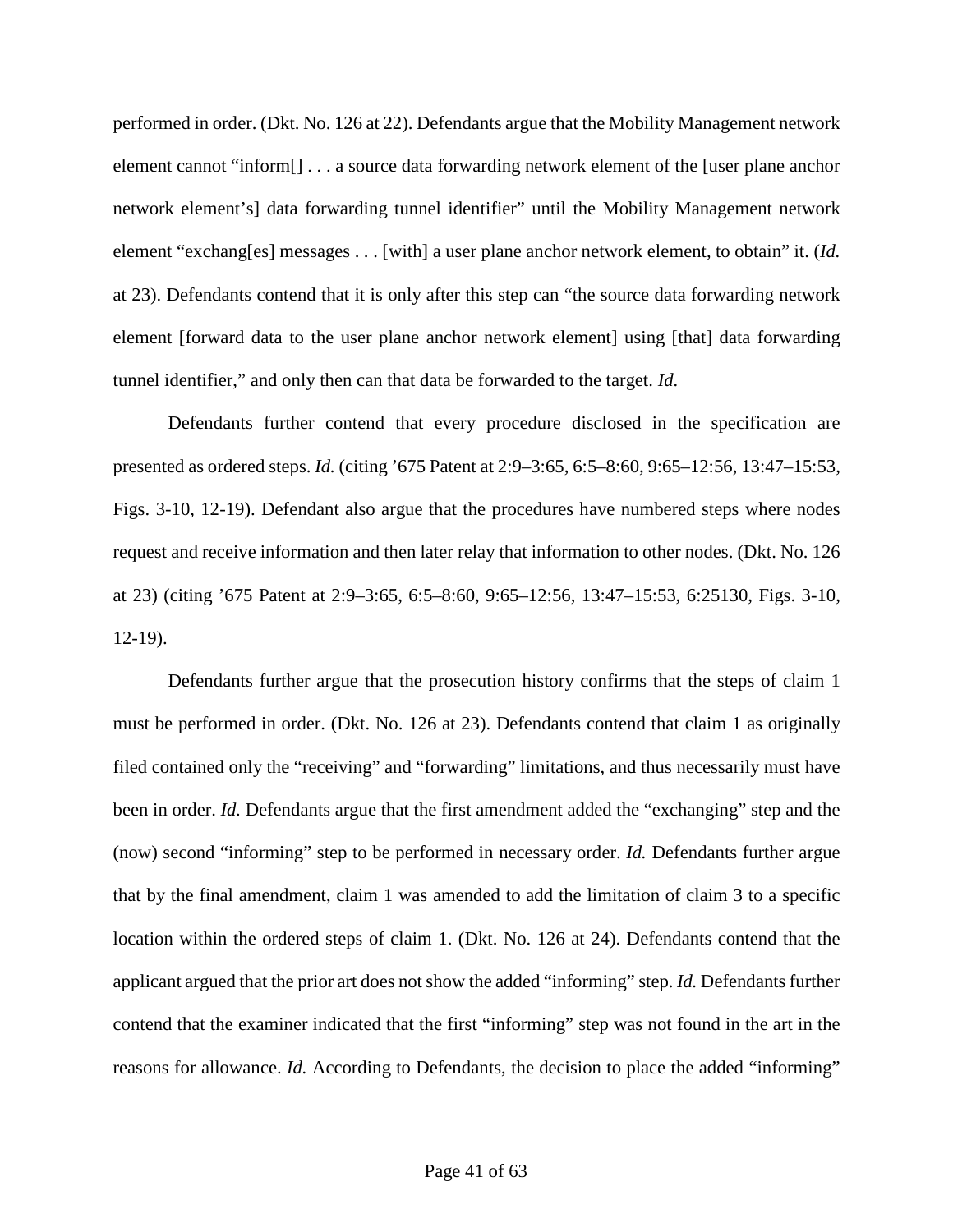performed in order. (Dkt. No. 126 at 22). Defendants argue that the Mobility Management network element cannot "inform[] . . . a source data forwarding network element of the [user plane anchor network element's] data forwarding tunnel identifier" until the Mobility Management network element "exchang[es] messages . . . [with] a user plane anchor network element, to obtain" it. (*Id.* at 23). Defendants contend that it is only after this step can "the source data forwarding network element [forward data to the user plane anchor network element] using [that] data forwarding tunnel identifier," and only then can that data be forwarded to the target. *Id.*

Defendants further contend that every procedure disclosed in the specification are presented as ordered steps. *Id.* (citing '675 Patent at 2:9–3:65, 6:5–8:60, 9:65–12:56, 13:47–15:53, Figs. 3-10, 12-19). Defendant also argue that the procedures have numbered steps where nodes request and receive information and then later relay that information to other nodes. (Dkt. No. 126 at 23) (citing '675 Patent at 2:9–3:65, 6:5–8:60, 9:65–12:56, 13:47–15:53, 6:25130, Figs. 3-10, 12-19).

Defendants further argue that the prosecution history confirms that the steps of claim 1 must be performed in order. (Dkt. No. 126 at 23). Defendants contend that claim 1 as originally filed contained only the "receiving" and "forwarding" limitations, and thus necessarily must have been in order. *Id.* Defendants argue that the first amendment added the "exchanging" step and the (now) second "informing" step to be performed in necessary order. *Id.* Defendants further argue that by the final amendment, claim 1 was amended to add the limitation of claim 3 to a specific location within the ordered steps of claim 1. (Dkt. No. 126 at 24). Defendants contend that the applicant argued that the prior art does not show the added "informing" step. *Id.* Defendants further contend that the examiner indicated that the first "informing" step was not found in the art in the reasons for allowance. *Id.* According to Defendants, the decision to place the added "informing"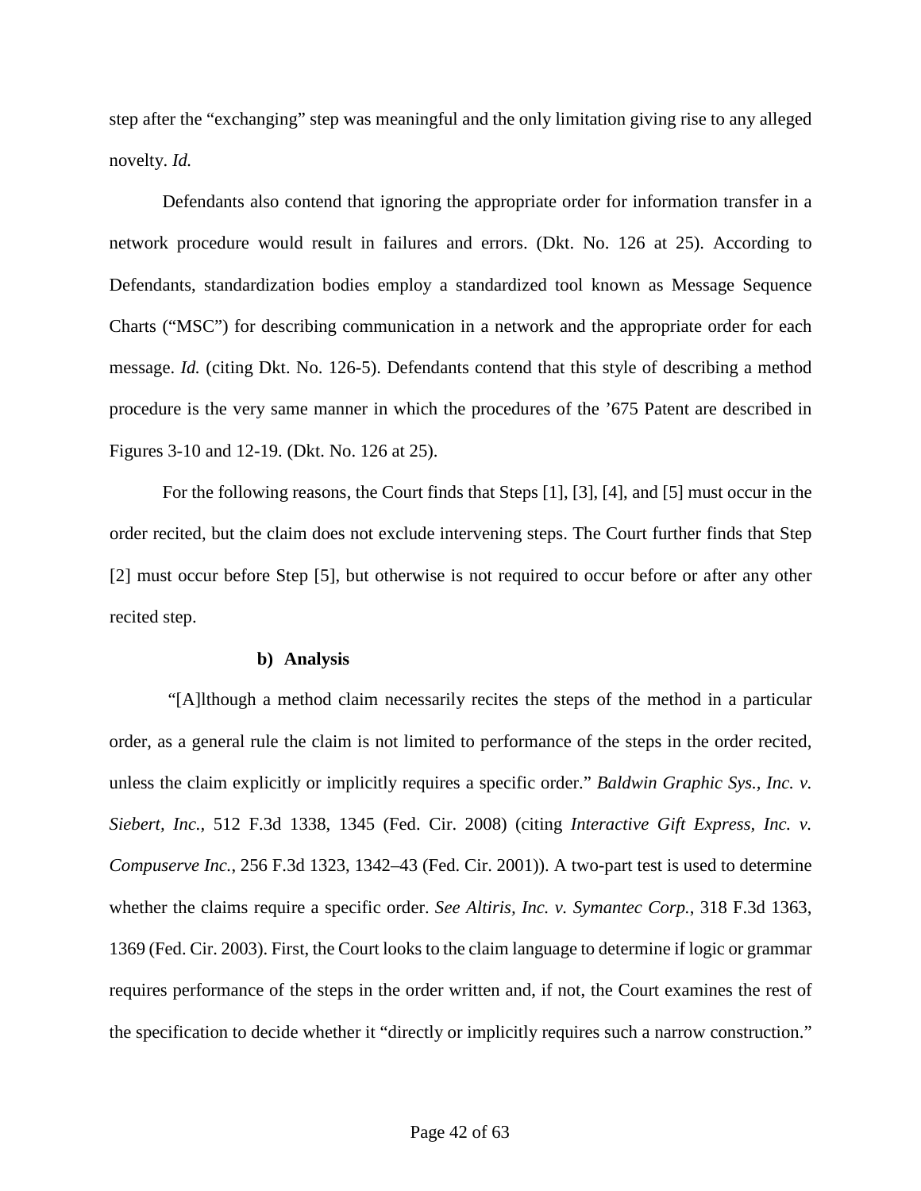step after the "exchanging" step was meaningful and the only limitation giving rise to any alleged novelty. *Id.*

Defendants also contend that ignoring the appropriate order for information transfer in a network procedure would result in failures and errors. (Dkt. No. 126 at 25). According to Defendants, standardization bodies employ a standardized tool known as Message Sequence Charts ("MSC") for describing communication in a network and the appropriate order for each message. *Id.* (citing Dkt. No. 126-5). Defendants contend that this style of describing a method procedure is the very same manner in which the procedures of the '675 Patent are described in Figures 3-10 and 12-19. (Dkt. No. 126 at 25).

For the following reasons, the Court finds that Steps [1], [3], [4], and [5] must occur in the order recited, but the claim does not exclude intervening steps. The Court further finds that Step [2] must occur before Step [5], but otherwise is not required to occur before or after any other recited step.

**b) Analysis**

"[A]lthough a method claim necessarily recites the steps of the method in a particular order, as a general rule the claim is not limited to performance of the steps in the order recited, unless the claim explicitly or implicitly requires a specific order." *Baldwin Graphic Sys., Inc. v. Siebert, Inc.*, 512 F.3d 1338, 1345 (Fed. Cir. 2008) (citing *Interactive Gift Express, Inc. v. Compuserve Inc.*, 256 F.3d 1323, 1342–43 (Fed. Cir. 2001)). A two-part test is used to determine whether the claims require a specific order. *See Altiris, Inc. v. Symantec Corp.*, 318 F.3d 1363, 1369 (Fed. Cir. 2003). First, the Court looks to the claim language to determine if logic or grammar requires performance of the steps in the order written and, if not, the Court examines the rest of the specification to decide whether it "directly or implicitly requires such a narrow construction."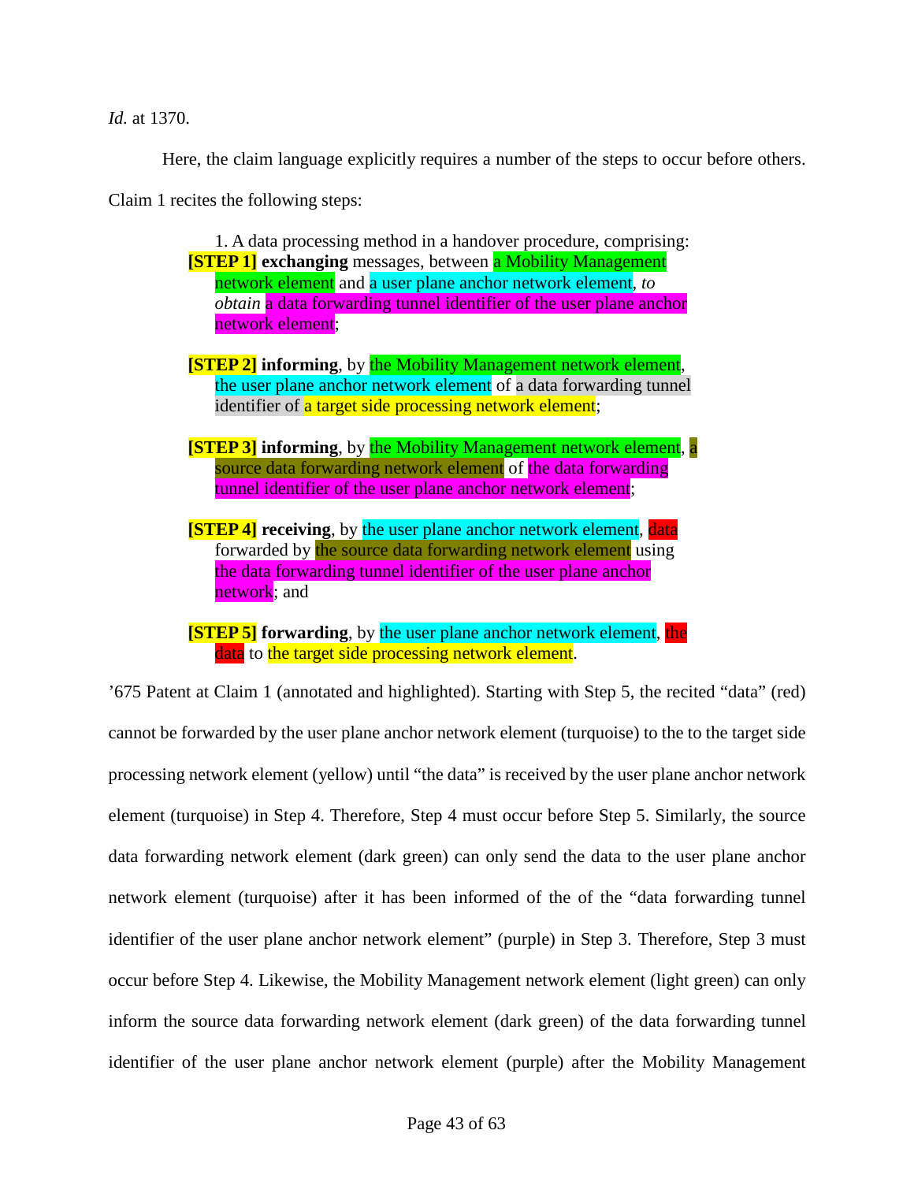*Id.* at 1370.

Here, the claim language explicitly requires a number of the steps to occur before others. Claim 1 recites the following steps:

> 1. A data processing method in a handover procedure, comprising:
>
> **[STEP 1] exchanging** messages, between a Mobility Management network element and a user plane anchor network element, *to obtain* a data forwarding tunnel identifier of the user plane anchor network element;
>
> **[STEP 2] informing**, by the Mobility Management network element, the user plane anchor network element of a data forwarding tunnel identifier of a target side processing network element;
>
> **[STEP 3] informing**, by the Mobility Management network element, a source data forwarding network element of the data forwarding tunnel identifier of the user plane anchor network element;
>
> **[STEP 4] receiving**, by the user plane anchor network element, data forwarded by the source data forwarding network element using the data forwarding tunnel identifier of the user plane anchor network; and
>
> **[STEP 5] forwarding**, by the user plane anchor network element, the data to the target side processing network element.

'675 Patent at Claim 1 (annotated and highlighted). Starting with Step 5, the recited "data" (red) cannot be forwarded by the user plane anchor network element (turquoise) to the to the target side processing network element (yellow) until "the data" is received by the user plane anchor network element (turquoise) in Step 4. Therefore, Step 4 must occur before Step 5. Similarly, the source data forwarding network element (dark green) can only send the data to the user plane anchor network element (turquoise) after it has been informed of the of the "data forwarding tunnel identifier of the user plane anchor network element" (purple) in Step 3. Therefore, Step 3 must occur before Step 4. Likewise, the Mobility Management network element (light green) can only inform the source data forwarding network element (dark green) of the data forwarding tunnel identifier of the user plane anchor network element (purple) after the Mobility Management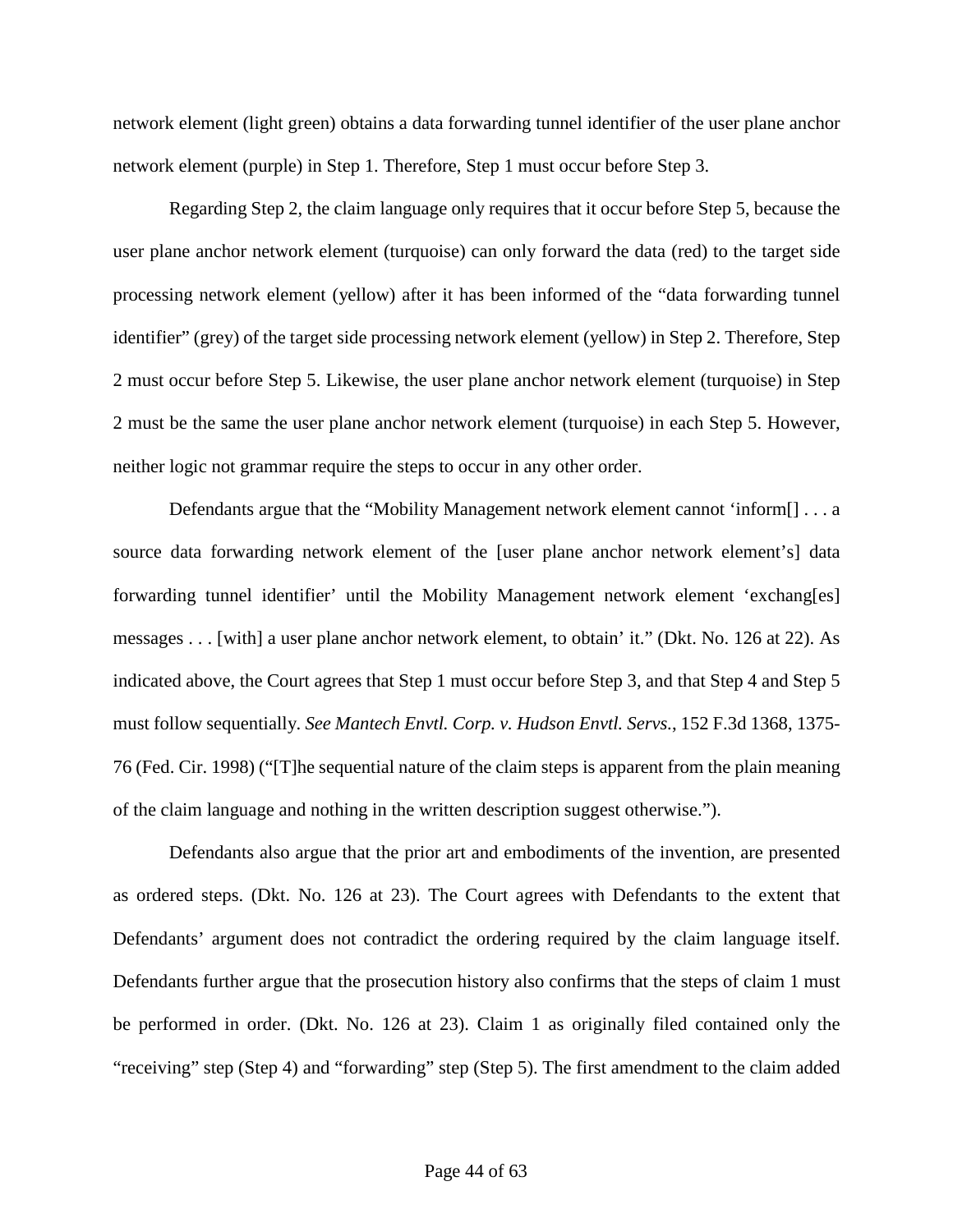network element (light green) obtains a data forwarding tunnel identifier of the user plane anchor network element (purple) in Step 1. Therefore, Step 1 must occur before Step 3.

Regarding Step 2, the claim language only requires that it occur before Step 5, because the user plane anchor network element (turquoise) can only forward the data (red) to the target side processing network element (yellow) after it has been informed of the "data forwarding tunnel identifier" (grey) of the target side processing network element (yellow) in Step 2. Therefore, Step 2 must occur before Step 5. Likewise, the user plane anchor network element (turquoise) in Step 2 must be the same the user plane anchor network element (turquoise) in each Step 5. However, neither logic not grammar require the steps to occur in any other order.

Defendants argue that the "Mobility Management network element cannot 'inform[] . . . a source data forwarding network element of the [user plane anchor network element's] data forwarding tunnel identifier' until the Mobility Management network element 'exchang[es] messages . . . [with] a user plane anchor network element, to obtain' it." (Dkt. No. 126 at 22). As indicated above, the Court agrees that Step 1 must occur before Step 3, and that Step 4 and Step 5 must follow sequentially. *See Mantech Envtl. Corp. v. Hudson Envtl. Servs.*, 152 F.3d 1368, 1375-76 (Fed. Cir. 1998) ("[T]he sequential nature of the claim steps is apparent from the plain meaning of the claim language and nothing in the written description suggest otherwise.").

Defendants also argue that the prior art and embodiments of the invention, are presented as ordered steps. (Dkt. No. 126 at 23). The Court agrees with Defendants to the extent that Defendants' argument does not contradict the ordering required by the claim language itself. Defendants further argue that the prosecution history also confirms that the steps of claim 1 must be performed in order. (Dkt. No. 126 at 23). Claim 1 as originally filed contained only the "receiving" step (Step 4) and "forwarding" step (Step 5). The first amendment to the claim added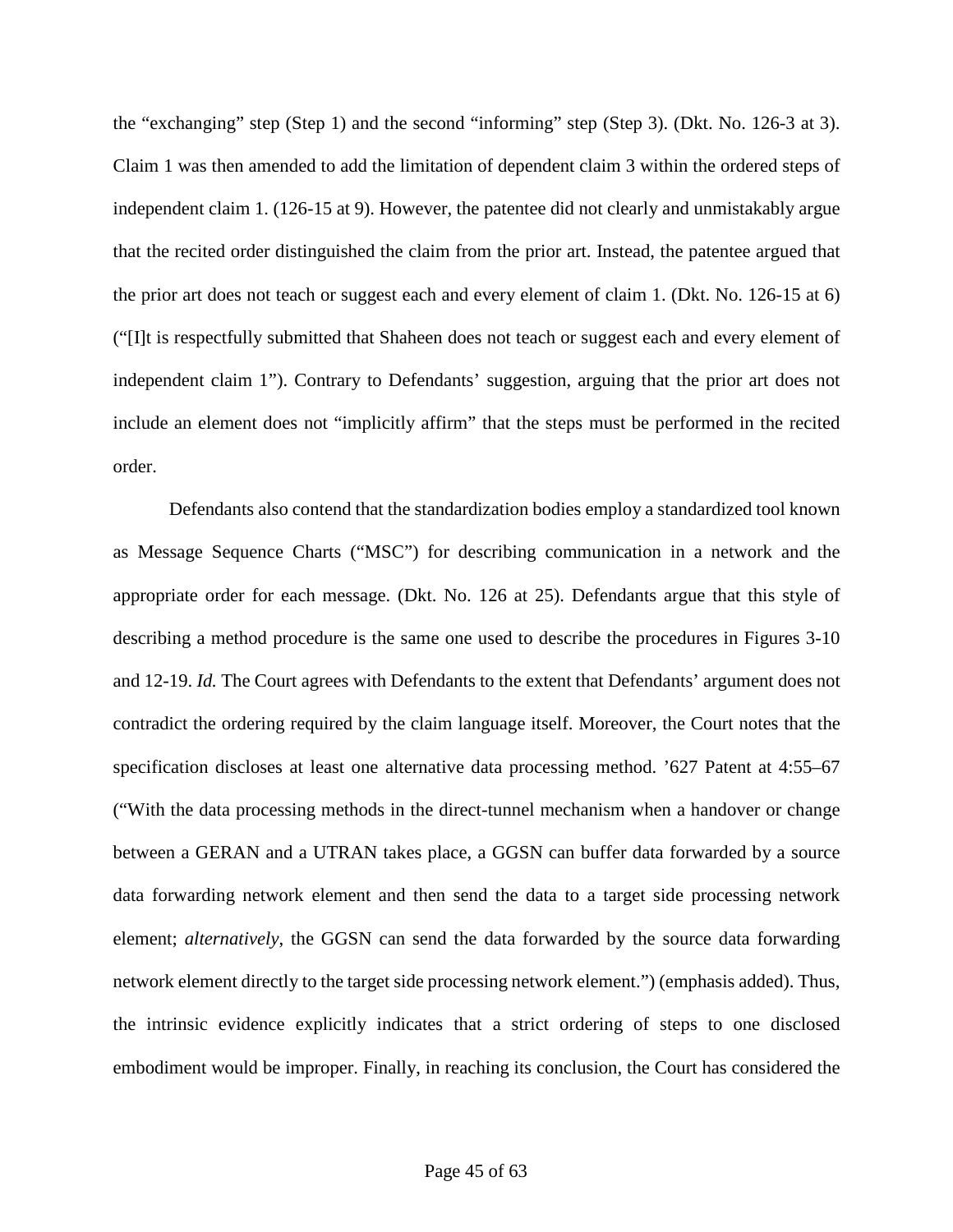the "exchanging" step (Step 1) and the second "informing" step (Step 3). (Dkt. No. 126-3 at 3). Claim 1 was then amended to add the limitation of dependent claim 3 within the ordered steps of independent claim 1. (126-15 at 9). However, the patentee did not clearly and unmistakably argue that the recited order distinguished the claim from the prior art. Instead, the patentee argued that the prior art does not teach or suggest each and every element of claim 1. (Dkt. No. 126-15 at 6) ("[I]t is respectfully submitted that Shaheen does not teach or suggest each and every element of independent claim 1"). Contrary to Defendants' suggestion, arguing that the prior art does not include an element does not "implicitly affirm" that the steps must be performed in the recited order.

Defendants also contend that the standardization bodies employ a standardized tool known as Message Sequence Charts ("MSC") for describing communication in a network and the appropriate order for each message. (Dkt. No. 126 at 25). Defendants argue that this style of describing a method procedure is the same one used to describe the procedures in Figures 3-10 and 12-19. *Id.* The Court agrees with Defendants to the extent that Defendants' argument does not contradict the ordering required by the claim language itself. Moreover, the Court notes that the specification discloses at least one alternative data processing method. '627 Patent at 4:55–67 ("With the data processing methods in the direct-tunnel mechanism when a handover or change between a GERAN and a UTRAN takes place, a GGSN can buffer data forwarded by a source data forwarding network element and then send the data to a target side processing network element; *alternatively*, the GGSN can send the data forwarded by the source data forwarding network element directly to the target side processing network element.") (emphasis added). Thus, the intrinsic evidence explicitly indicates that a strict ordering of steps to one disclosed embodiment would be improper. Finally, in reaching its conclusion, the Court has considered the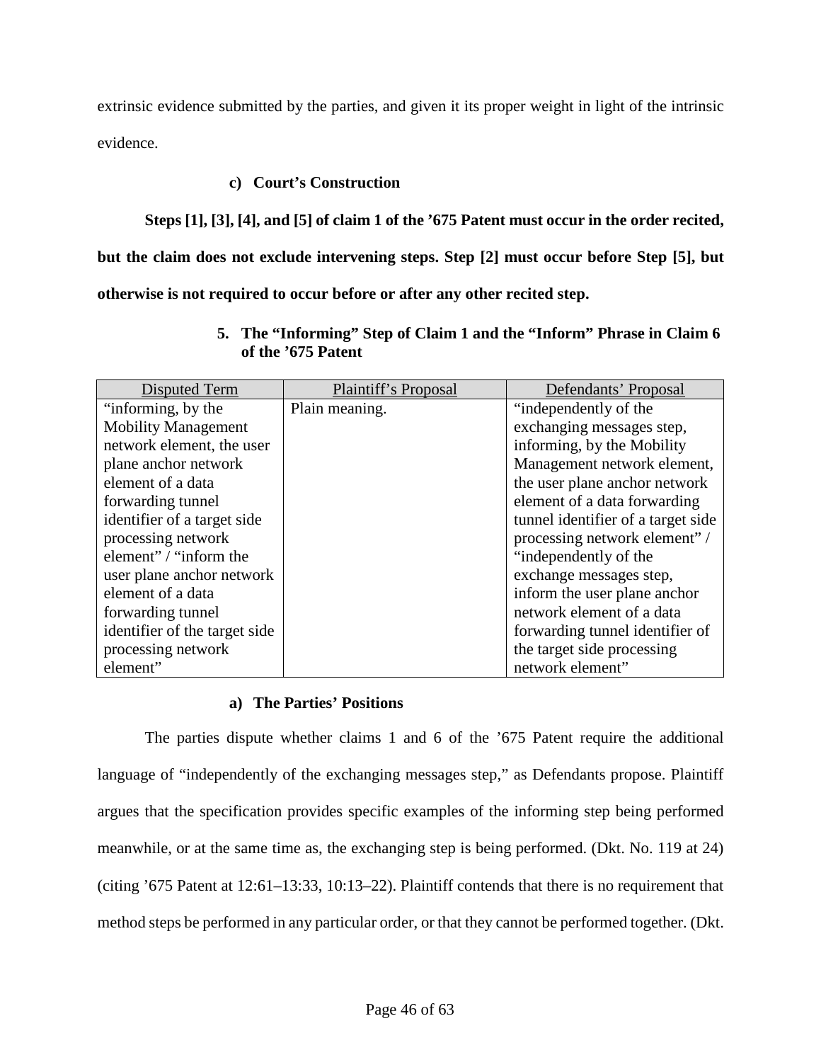extrinsic evidence submitted by the parties, and given it its proper weight in light of the intrinsic evidence.

#### c) Court's Construction

**Steps [1], [3], [4], and [5] of claim 1 of the '675 Patent must occur in the order recited, but the claim does not exclude intervening steps. Step [2] must occur before Step [5], but otherwise is not required to occur before or after any other recited step.**

### 5. The "Informing" Step of Claim 1 and the "Inform" Phrase in Claim 6 of the '675 Patent

| Disputed Term | Plaintiff's Proposal | Defendants' Proposal |
|---|---|---|
| "informing, by the Mobility Management network element, the user plane anchor network element of a data forwarding tunnel identifier of a target side processing network element" / "inform the user plane anchor network element of a data forwarding tunnel identifier of the target side processing network element" | Plain meaning. | "independently of the exchanging messages step, informing, by the Mobility Management network element, the user plane anchor network element of a data forwarding tunnel identifier of a target side processing network element" / "independently of the exchange messages step, inform the user plane anchor network element of a data forwarding tunnel identifier of the target side processing network element" |

#### a) The Parties' Positions

The parties dispute whether claims 1 and 6 of the '675 Patent require the additional language of "independently of the exchanging messages step," as Defendants propose. Plaintiff argues that the specification provides specific examples of the informing step being performed meanwhile, or at the same time as, the exchanging step is being performed. (Dkt. No. 119 at 24) (citing '675 Patent at 12:61–13:33, 10:13–22). Plaintiff contends that there is no requirement that method steps be performed in any particular order, or that they cannot be performed together. (Dkt.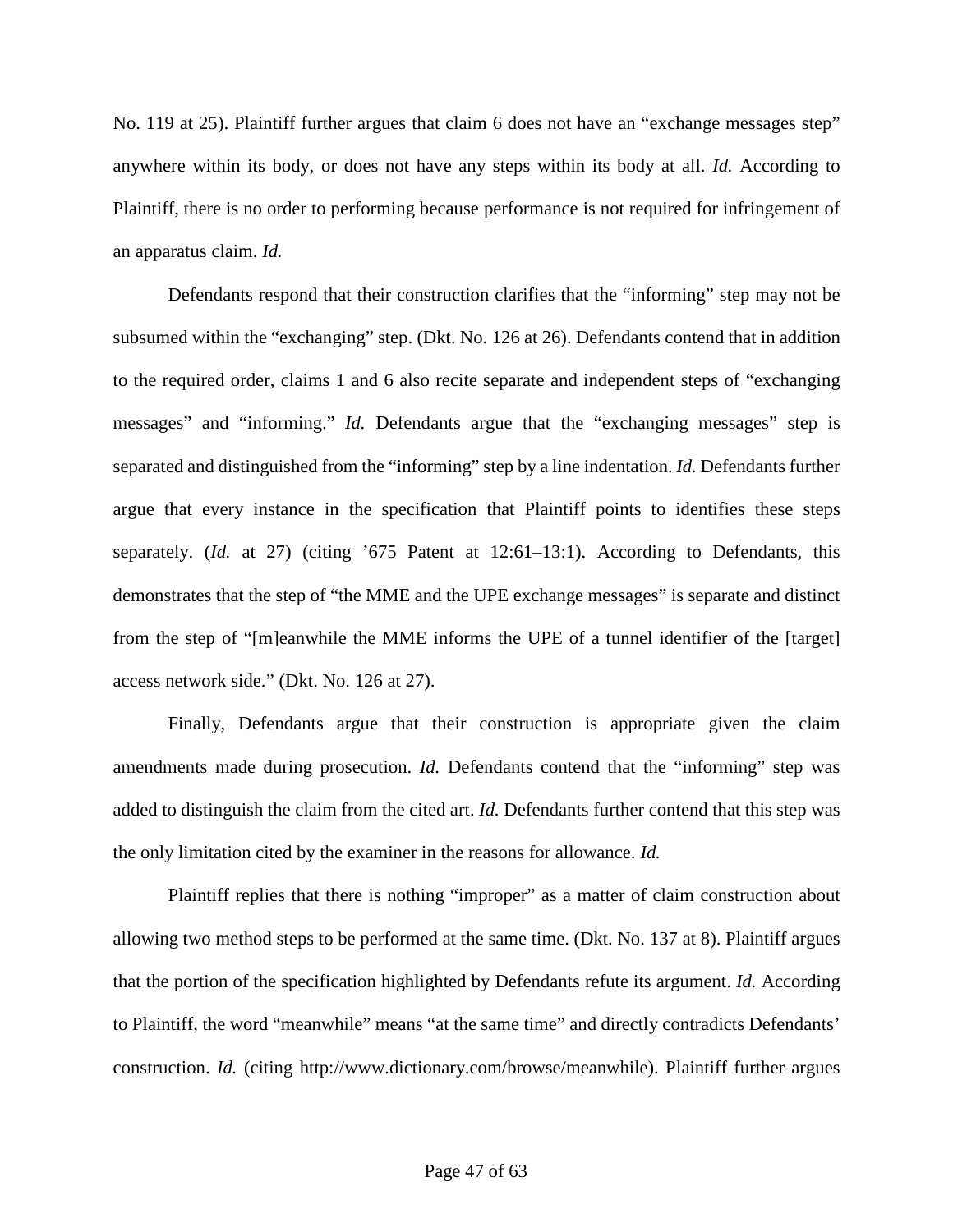No. 119 at 25). Plaintiff further argues that claim 6 does not have an "exchange messages step" anywhere within its body, or does not have any steps within its body at all. *Id.* According to Plaintiff, there is no order to performing because performance is not required for infringement of an apparatus claim. *Id.*

Defendants respond that their construction clarifies that the "informing" step may not be subsumed within the "exchanging" step. (Dkt. No. 126 at 26). Defendants contend that in addition to the required order, claims 1 and 6 also recite separate and independent steps of "exchanging messages" and "informing." *Id.* Defendants argue that the "exchanging messages" step is separated and distinguished from the "informing" step by a line indentation. *Id.* Defendants further argue that every instance in the specification that Plaintiff points to identifies these steps separately. (*Id.* at 27) (citing '675 Patent at 12:61–13:1). According to Defendants, this demonstrates that the step of "the MME and the UPE exchange messages" is separate and distinct from the step of "[m]eanwhile the MME informs the UPE of a tunnel identifier of the [target] access network side." (Dkt. No. 126 at 27).

Finally, Defendants argue that their construction is appropriate given the claim amendments made during prosecution. *Id.* Defendants contend that the "informing" step was added to distinguish the claim from the cited art. *Id.* Defendants further contend that this step was the only limitation cited by the examiner in the reasons for allowance. *Id.*

Plaintiff replies that there is nothing "improper" as a matter of claim construction about allowing two method steps to be performed at the same time. (Dkt. No. 137 at 8). Plaintiff argues that the portion of the specification highlighted by Defendants refute its argument. *Id.* According to Plaintiff, the word "meanwhile" means "at the same time" and directly contradicts Defendants' construction. *Id.* (citing http://www.dictionary.com/browse/meanwhile). Plaintiff further argues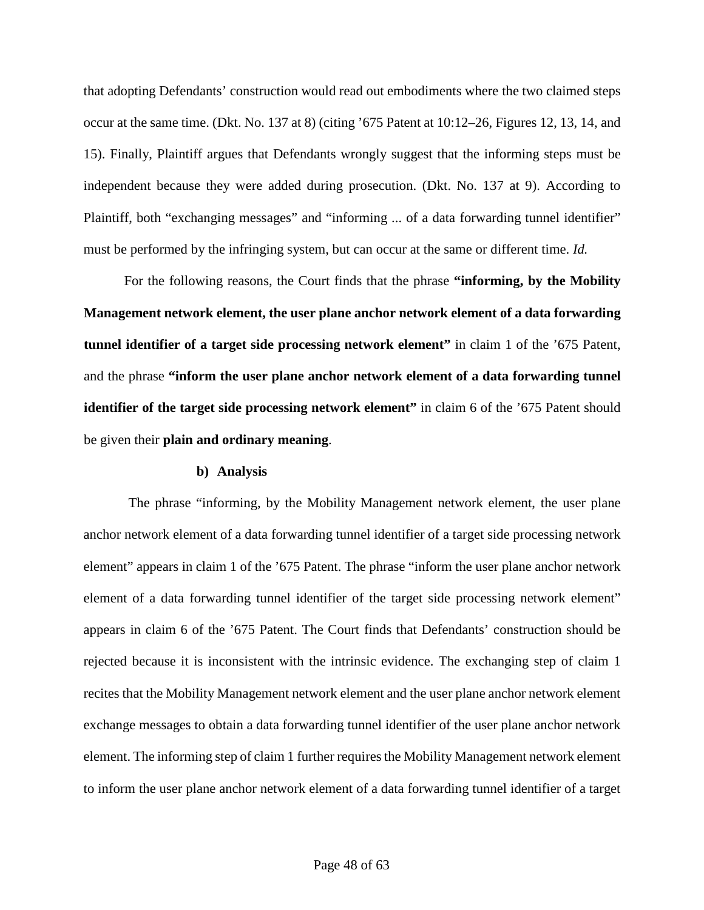that adopting Defendants' construction would read out embodiments where the two claimed steps occur at the same time. (Dkt. No. 137 at 8) (citing '675 Patent at 10:12–26, Figures 12, 13, 14, and 15). Finally, Plaintiff argues that Defendants wrongly suggest that the informing steps must be independent because they were added during prosecution. (Dkt. No. 137 at 9). According to Plaintiff, both "exchanging messages" and "informing ... of a data forwarding tunnel identifier" must be performed by the infringing system, but can occur at the same or different time. *Id.*

For the following reasons, the Court finds that the phrase **"informing, by the Mobility Management network element, the user plane anchor network element of a data forwarding tunnel identifier of a target side processing network element"** in claim 1 of the '675 Patent, and the phrase **"inform the user plane anchor network element of a data forwarding tunnel identifier of the target side processing network element"** in claim 6 of the '675 Patent should be given their **plain and ordinary meaning**.

#### b) Analysis

The phrase "informing, by the Mobility Management network element, the user plane anchor network element of a data forwarding tunnel identifier of a target side processing network element" appears in claim 1 of the '675 Patent. The phrase "inform the user plane anchor network element of a data forwarding tunnel identifier of the target side processing network element" appears in claim 6 of the '675 Patent. The Court finds that Defendants' construction should be rejected because it is inconsistent with the intrinsic evidence. The exchanging step of claim 1 recites that the Mobility Management network element and the user plane anchor network element exchange messages to obtain a data forwarding tunnel identifier of the user plane anchor network element. The informing step of claim 1 further requires the Mobility Management network element to inform the user plane anchor network element of a data forwarding tunnel identifier of a target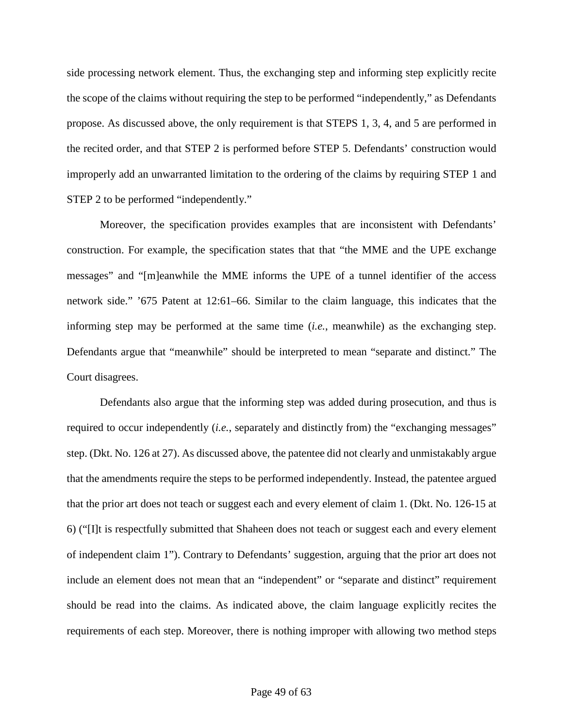side processing network element. Thus, the exchanging step and informing step explicitly recite the scope of the claims without requiring the step to be performed "independently," as Defendants propose. As discussed above, the only requirement is that STEPS 1, 3, 4, and 5 are performed in the recited order, and that STEP 2 is performed before STEP 5. Defendants' construction would improperly add an unwarranted limitation to the ordering of the claims by requiring STEP 1 and STEP 2 to be performed "independently."

Moreover, the specification provides examples that are inconsistent with Defendants' construction. For example, the specification states that that "the MME and the UPE exchange messages" and "[m]eanwhile the MME informs the UPE of a tunnel identifier of the access network side." '675 Patent at 12:61–66. Similar to the claim language, this indicates that the informing step may be performed at the same time (*i.e.*, meanwhile) as the exchanging step. Defendants argue that "meanwhile" should be interpreted to mean "separate and distinct." The Court disagrees.

Defendants also argue that the informing step was added during prosecution, and thus is required to occur independently (*i.e.*, separately and distinctly from) the "exchanging messages" step. (Dkt. No. 126 at 27). As discussed above, the patentee did not clearly and unmistakably argue that the amendments require the steps to be performed independently. Instead, the patentee argued that the prior art does not teach or suggest each and every element of claim 1. (Dkt. No. 126-15 at 6) ("[I]t is respectfully submitted that Shaheen does not teach or suggest each and every element of independent claim 1"). Contrary to Defendants' suggestion, arguing that the prior art does not include an element does not mean that an "independent" or "separate and distinct" requirement should be read into the claims. As indicated above, the claim language explicitly recites the requirements of each step. Moreover, there is nothing improper with allowing two method steps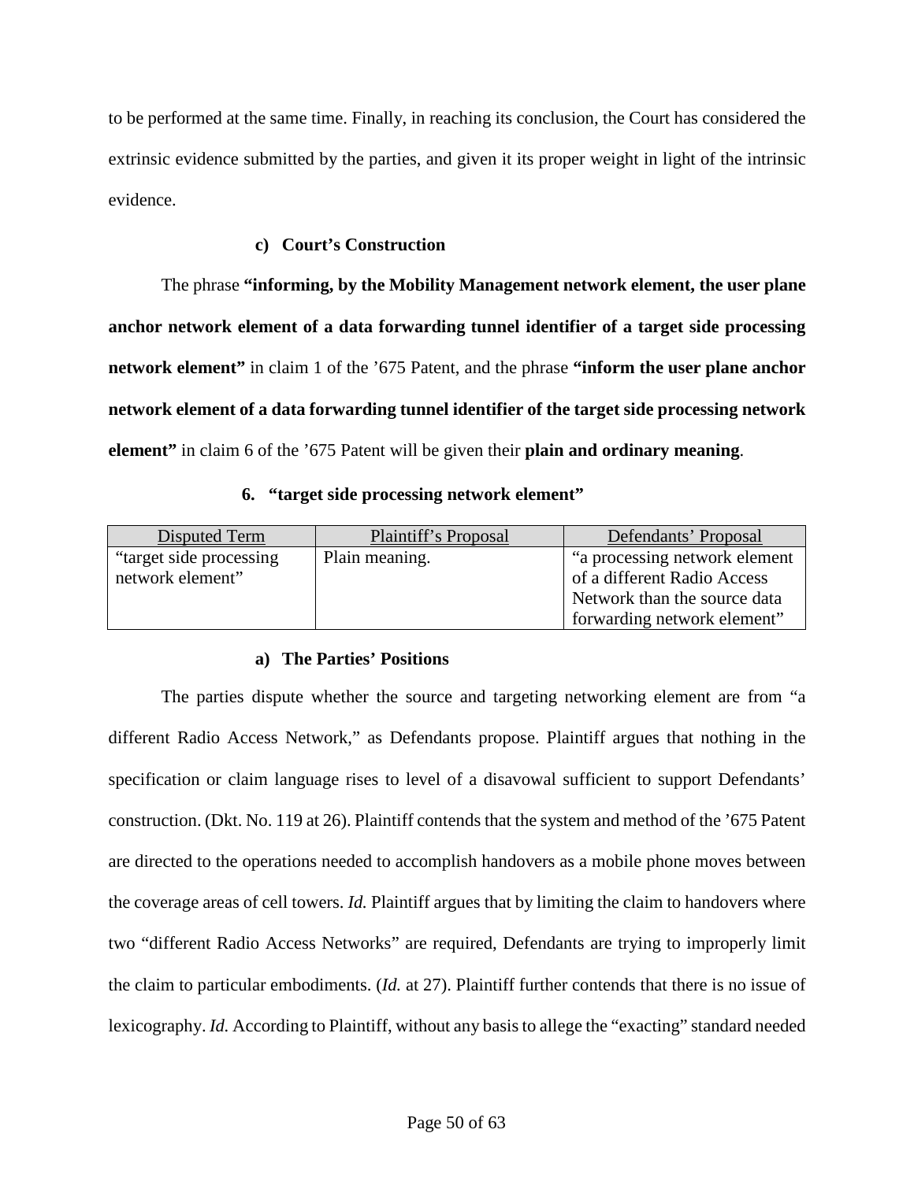to be performed at the same time. Finally, in reaching its conclusion, the Court has considered the extrinsic evidence submitted by the parties, and given it its proper weight in light of the intrinsic evidence.

#### c) Court's Construction

The phrase **"informing, by the Mobility Management network element, the user plane anchor network element of a data forwarding tunnel identifier of a target side processing network element"** in claim 1 of the '675 Patent, and the phrase **"inform the user plane anchor network element of a data forwarding tunnel identifier of the target side processing network element"** in claim 6 of the '675 Patent will be given their **plain and ordinary meaning**.

### 6. "target side processing network element"

| Disputed Term | Plaintiff's Proposal | Defendants' Proposal |
|---|---|---|
| "target side processing network element" | Plain meaning. | "a processing network element of a different Radio Access Network than the source data forwarding network element" |

#### a) The Parties' Positions

The parties dispute whether the source and targeting networking element are from "a different Radio Access Network," as Defendants propose. Plaintiff argues that nothing in the specification or claim language rises to level of a disavowal sufficient to support Defendants' construction. (Dkt. No. 119 at 26). Plaintiff contends that the system and method of the '675 Patent are directed to the operations needed to accomplish handovers as a mobile phone moves between the coverage areas of cell towers. *Id.* Plaintiff argues that by limiting the claim to handovers where two "different Radio Access Networks" are required, Defendants are trying to improperly limit the claim to particular embodiments. (*Id.* at 27). Plaintiff further contends that there is no issue of lexicography. *Id.* According to Plaintiff, without any basis to allege the "exacting" standard needed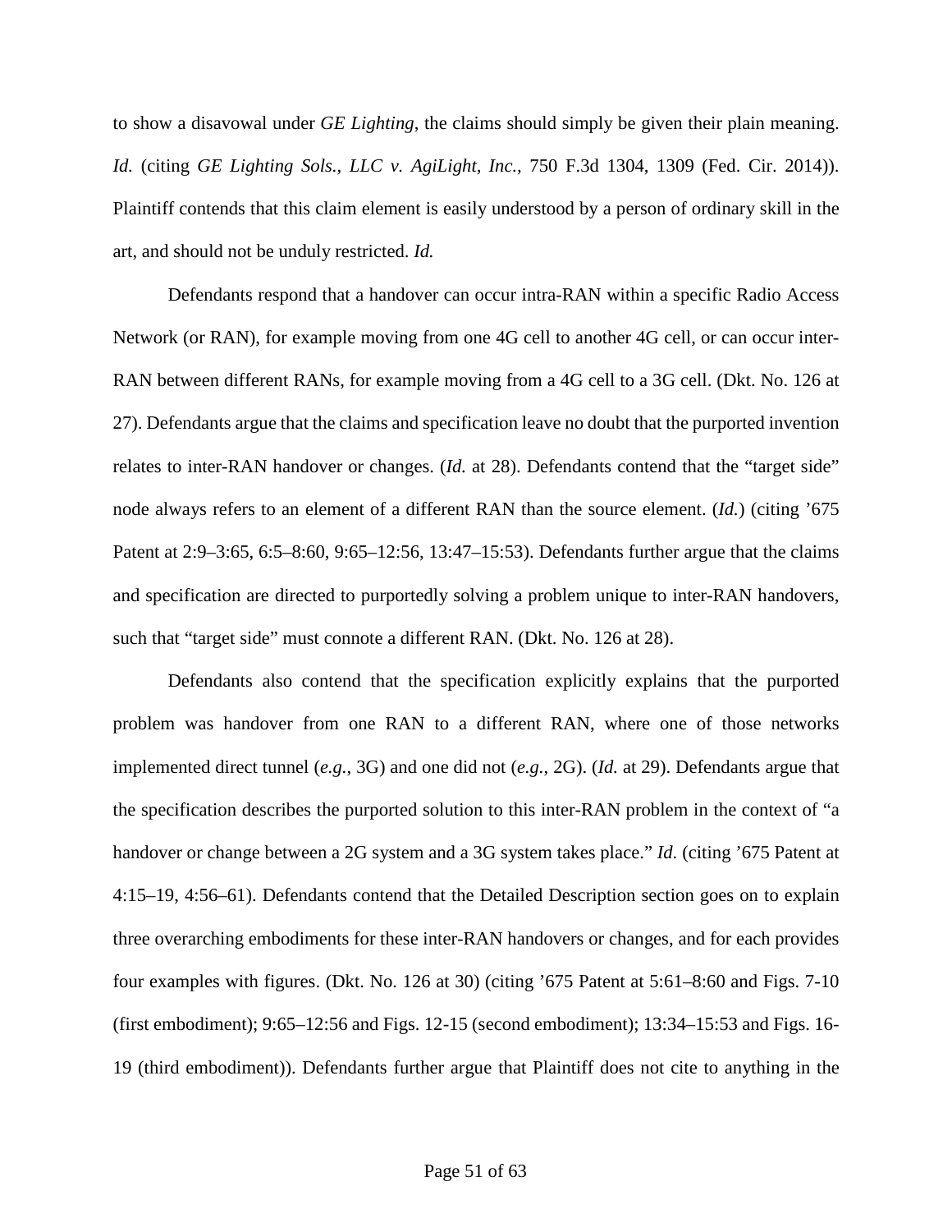to show a disavowal under *GE Lighting*, the claims should simply be given their plain meaning. *Id.* (citing *GE Lighting Sols., LLC v. AgiLight, Inc.*, 750 F.3d 1304, 1309 (Fed. Cir. 2014)). Plaintiff contends that this claim element is easily understood by a person of ordinary skill in the art, and should not be unduly restricted. *Id.*

Defendants respond that a handover can occur intra-RAN within a specific Radio Access Network (or RAN), for example moving from one 4G cell to another 4G cell, or can occur inter-RAN between different RANs, for example moving from a 4G cell to a 3G cell. (Dkt. No. 126 at 27). Defendants argue that the claims and specification leave no doubt that the purported invention relates to inter-RAN handover or changes. (*Id.* at 28). Defendants contend that the "target side" node always refers to an element of a different RAN than the source element. (*Id.*) (citing '675 Patent at 2:9–3:65, 6:5–8:60, 9:65–12:56, 13:47–15:53). Defendants further argue that the claims and specification are directed to purportedly solving a problem unique to inter-RAN handovers, such that "target side" must connote a different RAN. (Dkt. No. 126 at 28).

Defendants also contend that the specification explicitly explains that the purported problem was handover from one RAN to a different RAN, where one of those networks implemented direct tunnel (*e.g.*, 3G) and one did not (*e.g.*, 2G). (*Id.* at 29). Defendants argue that the specification describes the purported solution to this inter-RAN problem in the context of "a handover or change between a 2G system and a 3G system takes place." *Id.* (citing '675 Patent at 4:15–19, 4:56–61). Defendants contend that the Detailed Description section goes on to explain three overarching embodiments for these inter-RAN handovers or changes, and for each provides four examples with figures. (Dkt. No. 126 at 30) (citing '675 Patent at 5:61–8:60 and Figs. 7-10 (first embodiment); 9:65–12:56 and Figs. 12-15 (second embodiment); 13:34–15:53 and Figs. 16-19 (third embodiment)). Defendants further argue that Plaintiff does not cite to anything in the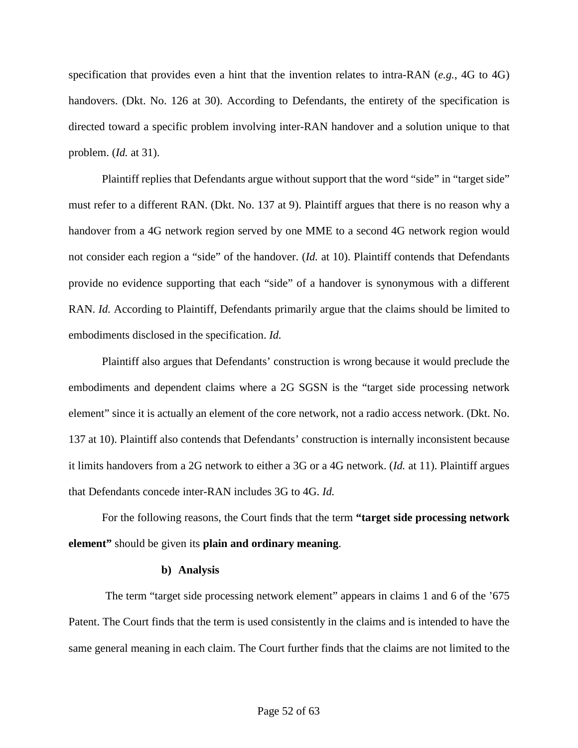specification that provides even a hint that the invention relates to intra-RAN (*e.g.*, 4G to 4G) handovers. (Dkt. No. 126 at 30). According to Defendants, the entirety of the specification is directed toward a specific problem involving inter-RAN handover and a solution unique to that problem. (*Id.* at 31).

Plaintiff replies that Defendants argue without support that the word "side" in "target side" must refer to a different RAN. (Dkt. No. 137 at 9). Plaintiff argues that there is no reason why a handover from a 4G network region served by one MME to a second 4G network region would not consider each region a "side" of the handover. (*Id.* at 10). Plaintiff contends that Defendants provide no evidence supporting that each "side" of a handover is synonymous with a different RAN. *Id.* According to Plaintiff, Defendants primarily argue that the claims should be limited to embodiments disclosed in the specification. *Id.*

Plaintiff also argues that Defendants' construction is wrong because it would preclude the embodiments and dependent claims where a 2G SGSN is the "target side processing network element" since it is actually an element of the core network, not a radio access network. (Dkt. No. 137 at 10). Plaintiff also contends that Defendants' construction is internally inconsistent because it limits handovers from a 2G network to either a 3G or a 4G network. (*Id.* at 11). Plaintiff argues that Defendants concede inter-RAN includes 3G to 4G. *Id.*

For the following reasons, the Court finds that the term **"target side processing network element"** should be given its **plain and ordinary meaning**.

#### b) Analysis

The term "target side processing network element" appears in claims 1 and 6 of the '675 Patent. The Court finds that the term is used consistently in the claims and is intended to have the same general meaning in each claim. The Court further finds that the claims are not limited to the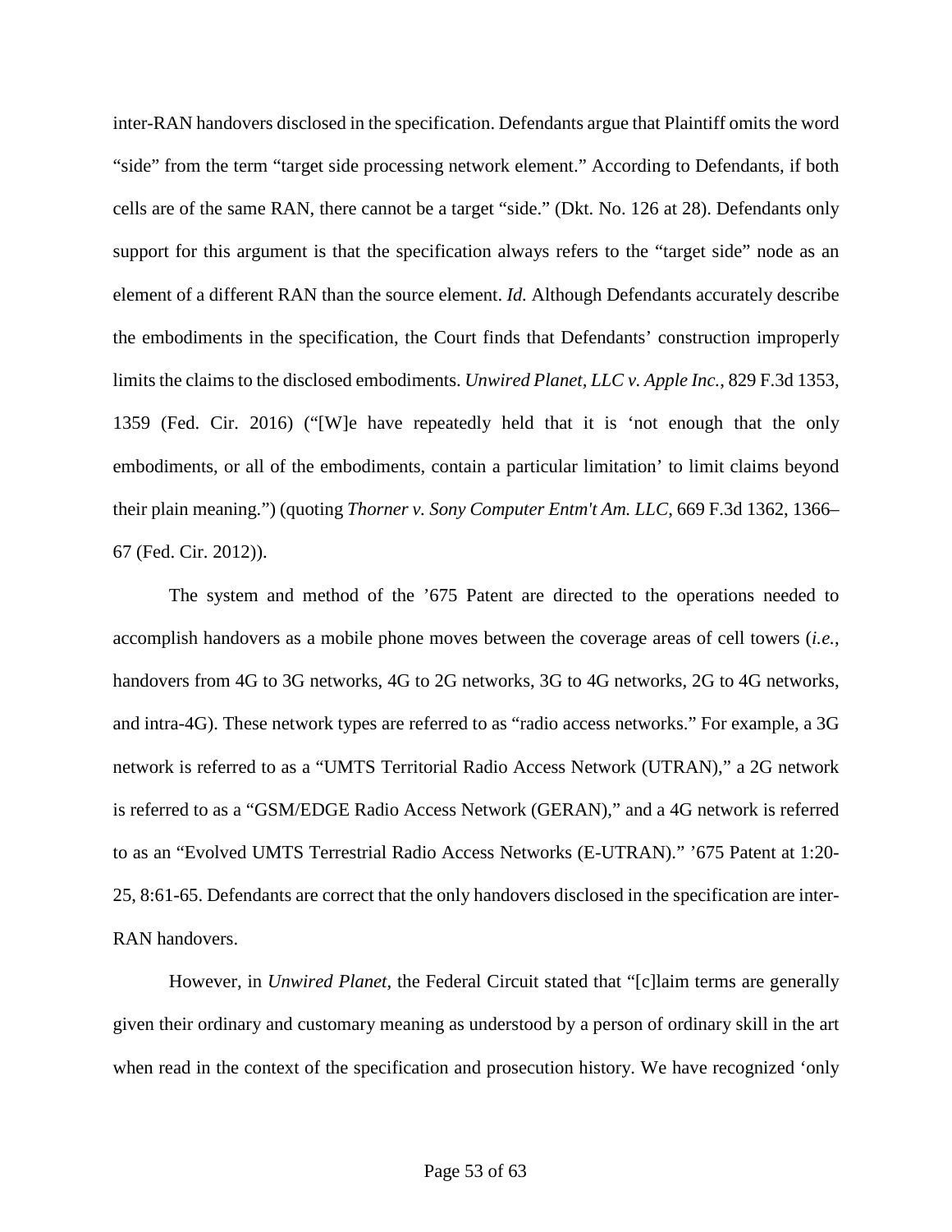inter-RAN handovers disclosed in the specification. Defendants argue that Plaintiff omits the word "side" from the term "target side processing network element." According to Defendants, if both cells are of the same RAN, there cannot be a target "side." (Dkt. No. 126 at 28). Defendants only support for this argument is that the specification always refers to the "target side" node as an element of a different RAN than the source element. *Id.* Although Defendants accurately describe the embodiments in the specification, the Court finds that Defendants' construction improperly limits the claims to the disclosed embodiments. *Unwired Planet, LLC v. Apple Inc.*, 829 F.3d 1353, 1359 (Fed. Cir. 2016) ("[W]e have repeatedly held that it is 'not enough that the only embodiments, or all of the embodiments, contain a particular limitation' to limit claims beyond their plain meaning.") (quoting *Thorner v. Sony Computer Entm't Am. LLC*, 669 F.3d 1362, 1366–67 (Fed. Cir. 2012)).

The system and method of the '675 Patent are directed to the operations needed to accomplish handovers as a mobile phone moves between the coverage areas of cell towers (*i.e.*, handovers from 4G to 3G networks, 4G to 2G networks, 3G to 4G networks, 2G to 4G networks, and intra-4G). These network types are referred to as "radio access networks." For example, a 3G network is referred to as a "UMTS Territorial Radio Access Network (UTRAN)," a 2G network is referred to as a "GSM/EDGE Radio Access Network (GERAN)," and a 4G network is referred to as an "Evolved UMTS Terrestrial Radio Access Networks (E-UTRAN)." '675 Patent at 1:20-25, 8:61-65. Defendants are correct that the only handovers disclosed in the specification are inter-RAN handovers.

However, in *Unwired Planet*, the Federal Circuit stated that "[c]laim terms are generally given their ordinary and customary meaning as understood by a person of ordinary skill in the art when read in the context of the specification and prosecution history. We have recognized 'only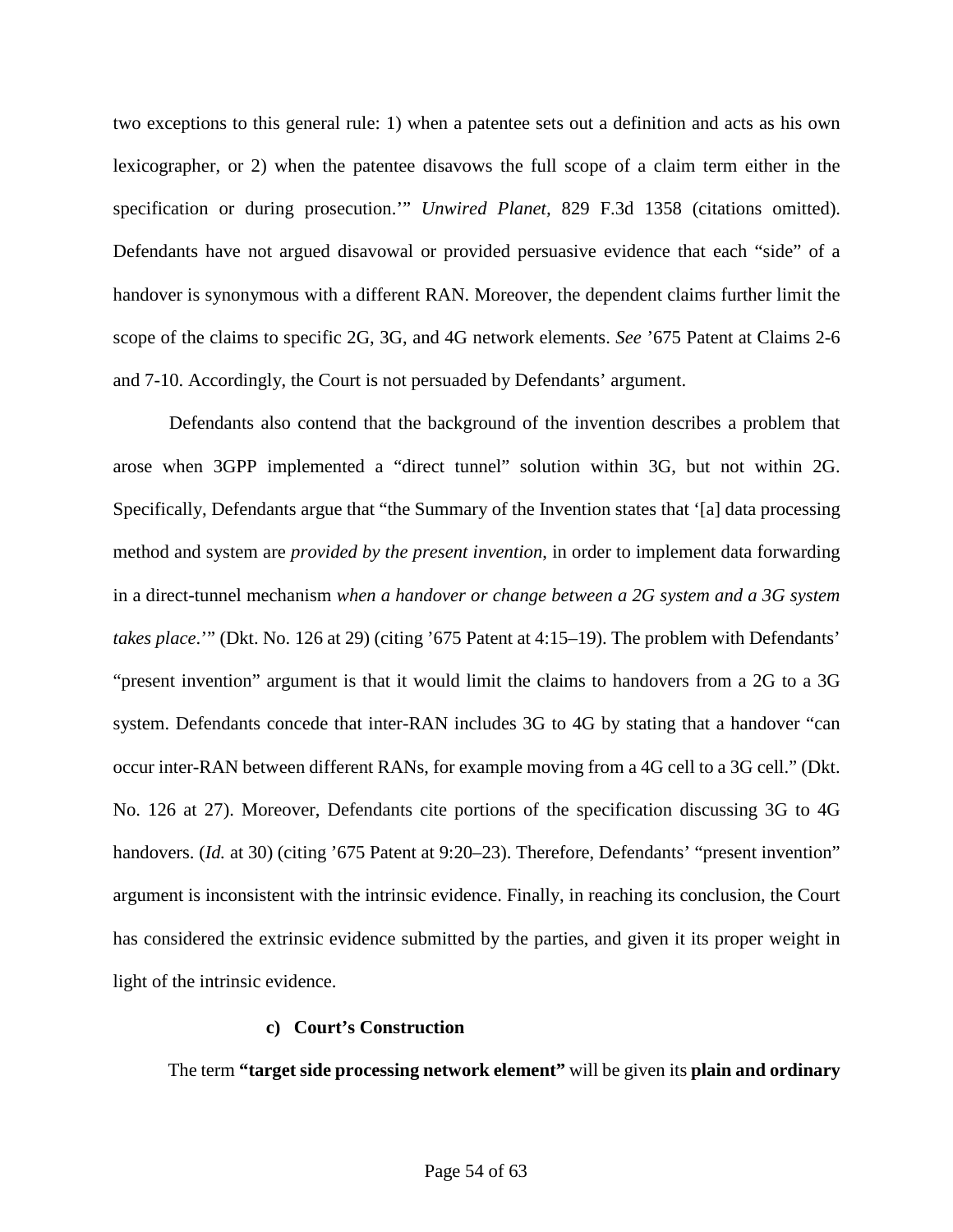two exceptions to this general rule: 1) when a patentee sets out a definition and acts as his own lexicographer, or 2) when the patentee disavows the full scope of a claim term either in the specification or during prosecution.'" *Unwired Planet*, 829 F.3d 1358 (citations omitted). Defendants have not argued disavowal or provided persuasive evidence that each "side" of a handover is synonymous with a different RAN. Moreover, the dependent claims further limit the scope of the claims to specific 2G, 3G, and 4G network elements. *See* '675 Patent at Claims 2-6 and 7-10. Accordingly, the Court is not persuaded by Defendants' argument.

Defendants also contend that the background of the invention describes a problem that arose when 3GPP implemented a "direct tunnel" solution within 3G, but not within 2G. Specifically, Defendants argue that "the Summary of the Invention states that '[a] data processing method and system are *provided by the present invention*, in order to implement data forwarding in a direct-tunnel mechanism *when a handover or change between a 2G system and a 3G system takes place*.'" (Dkt. No. 126 at 29) (citing '675 Patent at 4:15–19). The problem with Defendants' "present invention" argument is that it would limit the claims to handovers from a 2G to a 3G system. Defendants concede that inter-RAN includes 3G to 4G by stating that a handover "can occur inter-RAN between different RANs, for example moving from a 4G cell to a 3G cell." (Dkt. No. 126 at 27). Moreover, Defendants cite portions of the specification discussing 3G to 4G handovers. (*Id.* at 30) (citing '675 Patent at 9:20–23). Therefore, Defendants' "present invention" argument is inconsistent with the intrinsic evidence. Finally, in reaching its conclusion, the Court has considered the extrinsic evidence submitted by the parties, and given it its proper weight in light of the intrinsic evidence.

#### c) Court's Construction

The term **"target side processing network element"** will be given its **plain and ordinary**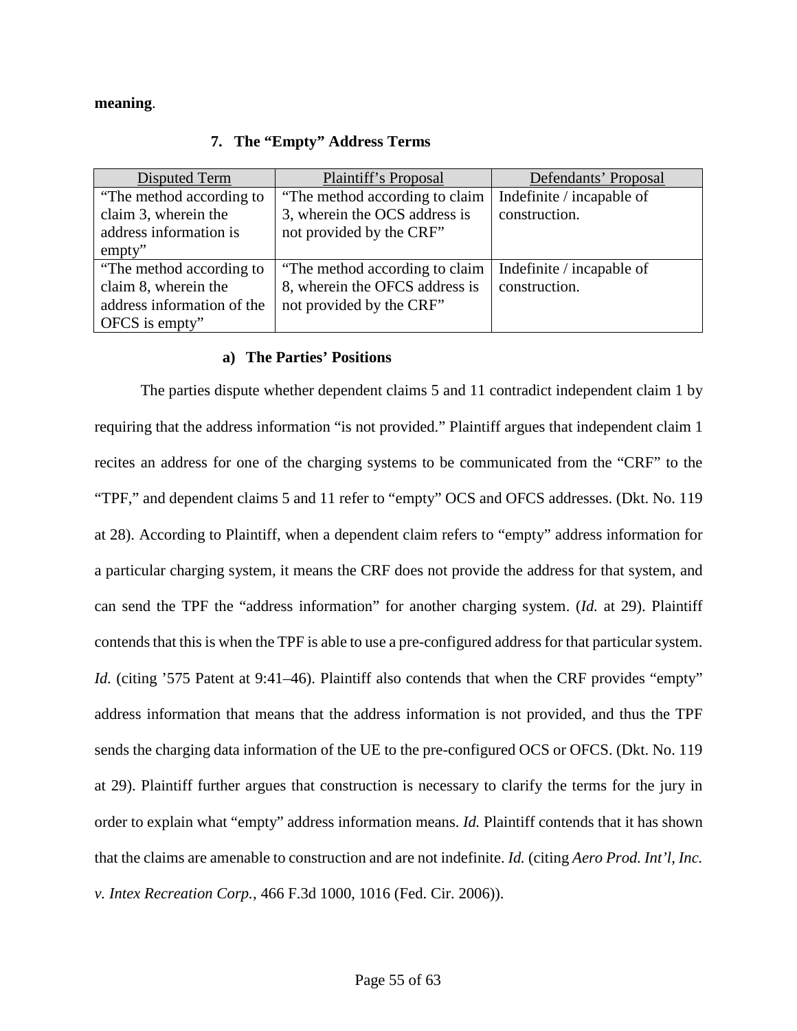**meaning**.

### 7. The "Empty" Address Terms

| Disputed Term | Plaintiff's Proposal | Defendants' Proposal |
| --- | --- | --- |
| "The method according to claim 3, wherein the address information is empty" | "The method according to claim 3, wherein the OCS address is not provided by the CRF" | Indefinite / incapable of construction. |
| "The method according to claim 8, wherein the address information of the OFCS is empty" | "The method according to claim 8, wherein the OFCS address is not provided by the CRF" | Indefinite / incapable of construction. |

#### a) The Parties' Positions

The parties dispute whether dependent claims 5 and 11 contradict independent claim 1 by requiring that the address information "is not provided." Plaintiff argues that independent claim 1 recites an address for one of the charging systems to be communicated from the "CRF" to the "TPF," and dependent claims 5 and 11 refer to "empty" OCS and OFCS addresses. (Dkt. No. 119 at 28). According to Plaintiff, when a dependent claim refers to "empty" address information for a particular charging system, it means the CRF does not provide the address for that system, and can send the TPF the "address information" for another charging system. (*Id.* at 29). Plaintiff contends that this is when the TPF is able to use a pre-configured address for that particular system. *Id.* (citing '575 Patent at 9:41–46). Plaintiff also contends that when the CRF provides "empty" address information that means that the address information is not provided, and thus the TPF sends the charging data information of the UE to the pre-configured OCS or OFCS. (Dkt. No. 119 at 29). Plaintiff further argues that construction is necessary to clarify the terms for the jury in order to explain what "empty" address information means. *Id.* Plaintiff contends that it has shown that the claims are amenable to construction and are not indefinite. *Id.* (citing *Aero Prod. Int'l, Inc. v. Intex Recreation Corp.*, 466 F.3d 1000, 1016 (Fed. Cir. 2006)).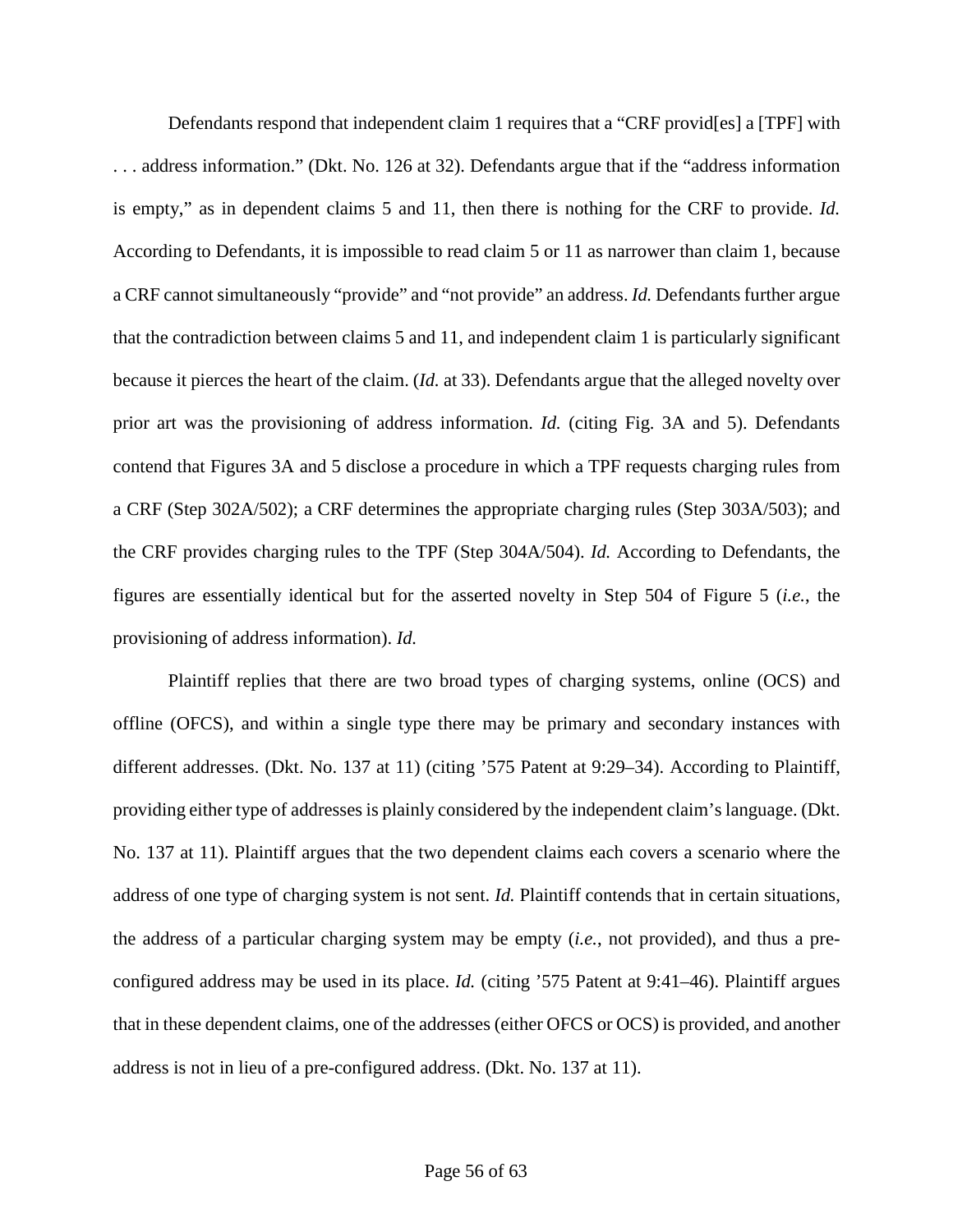Defendants respond that independent claim 1 requires that a "CRF provid[es] a [TPF] with . . . address information." (Dkt. No. 126 at 32). Defendants argue that if the "address information is empty," as in dependent claims 5 and 11, then there is nothing for the CRF to provide. *Id.* According to Defendants, it is impossible to read claim 5 or 11 as narrower than claim 1, because a CRF cannot simultaneously "provide" and "not provide" an address. *Id.* Defendants further argue that the contradiction between claims 5 and 11, and independent claim 1 is particularly significant because it pierces the heart of the claim. (*Id.* at 33). Defendants argue that the alleged novelty over prior art was the provisioning of address information. *Id.* (citing Fig. 3A and 5). Defendants contend that Figures 3A and 5 disclose a procedure in which a TPF requests charging rules from a CRF (Step 302A/502); a CRF determines the appropriate charging rules (Step 303A/503); and the CRF provides charging rules to the TPF (Step 304A/504). *Id.* According to Defendants, the figures are essentially identical but for the asserted novelty in Step 504 of Figure 5 (*i.e.*, the provisioning of address information). *Id.*

Plaintiff replies that there are two broad types of charging systems, online (OCS) and offline (OFCS), and within a single type there may be primary and secondary instances with different addresses. (Dkt. No. 137 at 11) (citing '575 Patent at 9:29–34). According to Plaintiff, providing either type of addresses is plainly considered by the independent claim's language. (Dkt. No. 137 at 11). Plaintiff argues that the two dependent claims each covers a scenario where the address of one type of charging system is not sent. *Id.* Plaintiff contends that in certain situations, the address of a particular charging system may be empty (*i.e.*, not provided), and thus a pre-configured address may be used in its place. *Id.* (citing '575 Patent at 9:41–46). Plaintiff argues that in these dependent claims, one of the addresses (either OFCS or OCS) is provided, and another address is not in lieu of a pre-configured address. (Dkt. No. 137 at 11).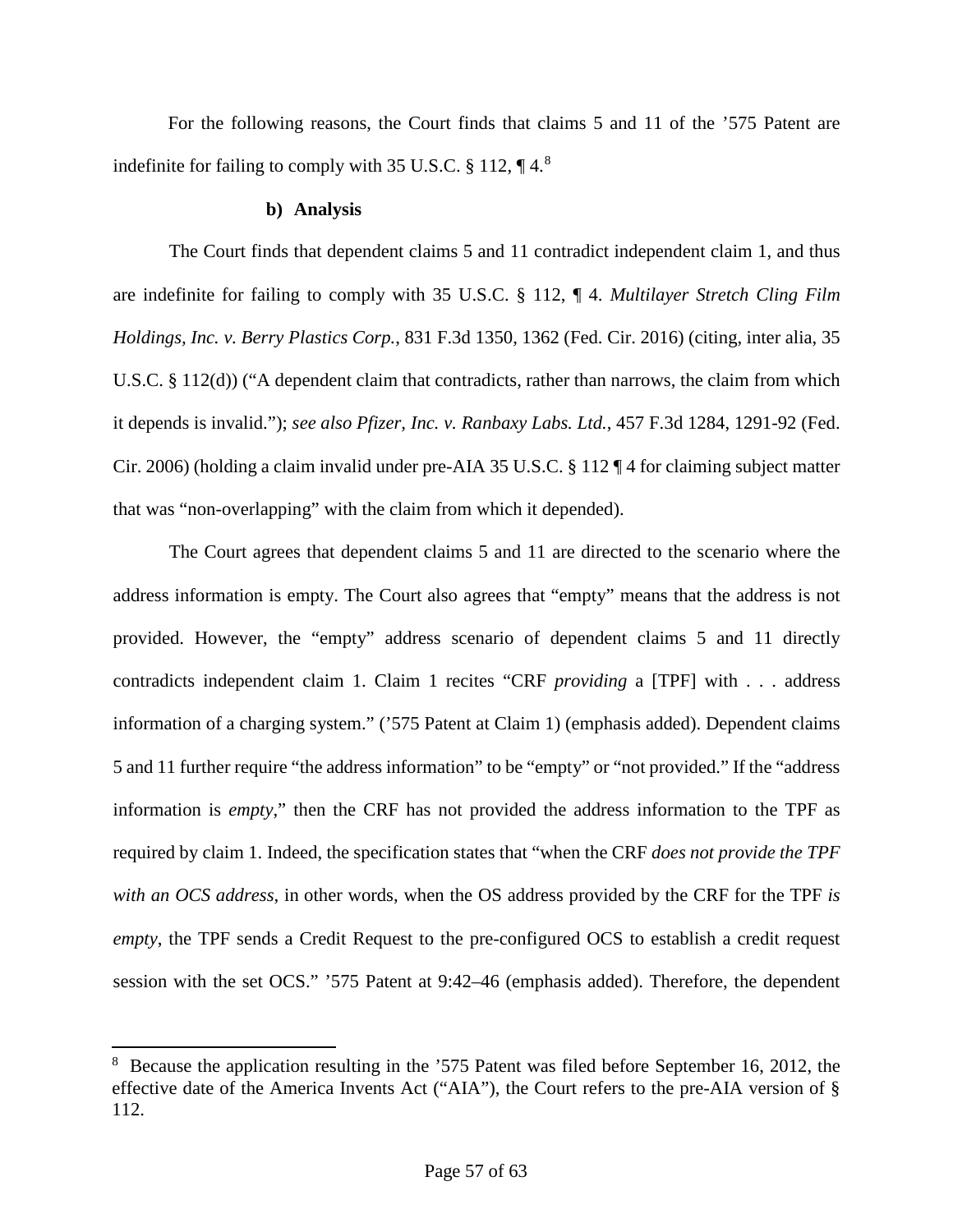For the following reasons, the Court finds that claims 5 and 11 of the ’575 Patent are indefinite for failing to comply with 35 U.S.C. § 112, ¶ 4.[8]

**b) Analysis**

The Court finds that dependent claims 5 and 11 contradict independent claim 1, and thus are indefinite for failing to comply with 35 U.S.C. § 112, ¶ 4. *Multilayer Stretch Cling Film Holdings, Inc. v. Berry Plastics Corp.*, 831 F.3d 1350, 1362 (Fed. Cir. 2016) (citing, inter alia, 35 U.S.C. § 112(d)) (“A dependent claim that contradicts, rather than narrows, the claim from which it depends is invalid.”); *see also Pfizer, Inc. v. Ranbaxy Labs. Ltd.*, 457 F.3d 1284, 1291-92 (Fed. Cir. 2006) (holding a claim invalid under pre-AIA 35 U.S.C. § 112 ¶ 4 for claiming subject matter that was “non-overlapping” with the claim from which it depended).

The Court agrees that dependent claims 5 and 11 are directed to the scenario where the address information is empty. The Court also agrees that “empty” means that the address is not provided. However, the “empty” address scenario of dependent claims 5 and 11 directly contradicts independent claim 1. Claim 1 recites “CRF *providing* a [TPF] with . . . address information of a charging system.” (’575 Patent at Claim 1) (emphasis added). Dependent claims 5 and 11 further require “the address information” to be “empty” or “not provided.” If the “address information is *empty*,” then the CRF has not provided the address information to the TPF as required by claim 1. Indeed, the specification states that “when the CRF *does not provide the TPF with an OCS address*, in other words, when the OS address provided by the CRF for the TPF *is empty*, the TPF sends a Credit Request to the pre-configured OCS to establish a credit request session with the set OCS.” ’575 Patent at 9:42–46 (emphasis added). Therefore, the dependent

[8] Because the application resulting in the ’575 Patent was filed before September 16, 2012, the effective date of the America Invents Act (“AIA”), the Court refers to the pre-AIA version of § 112.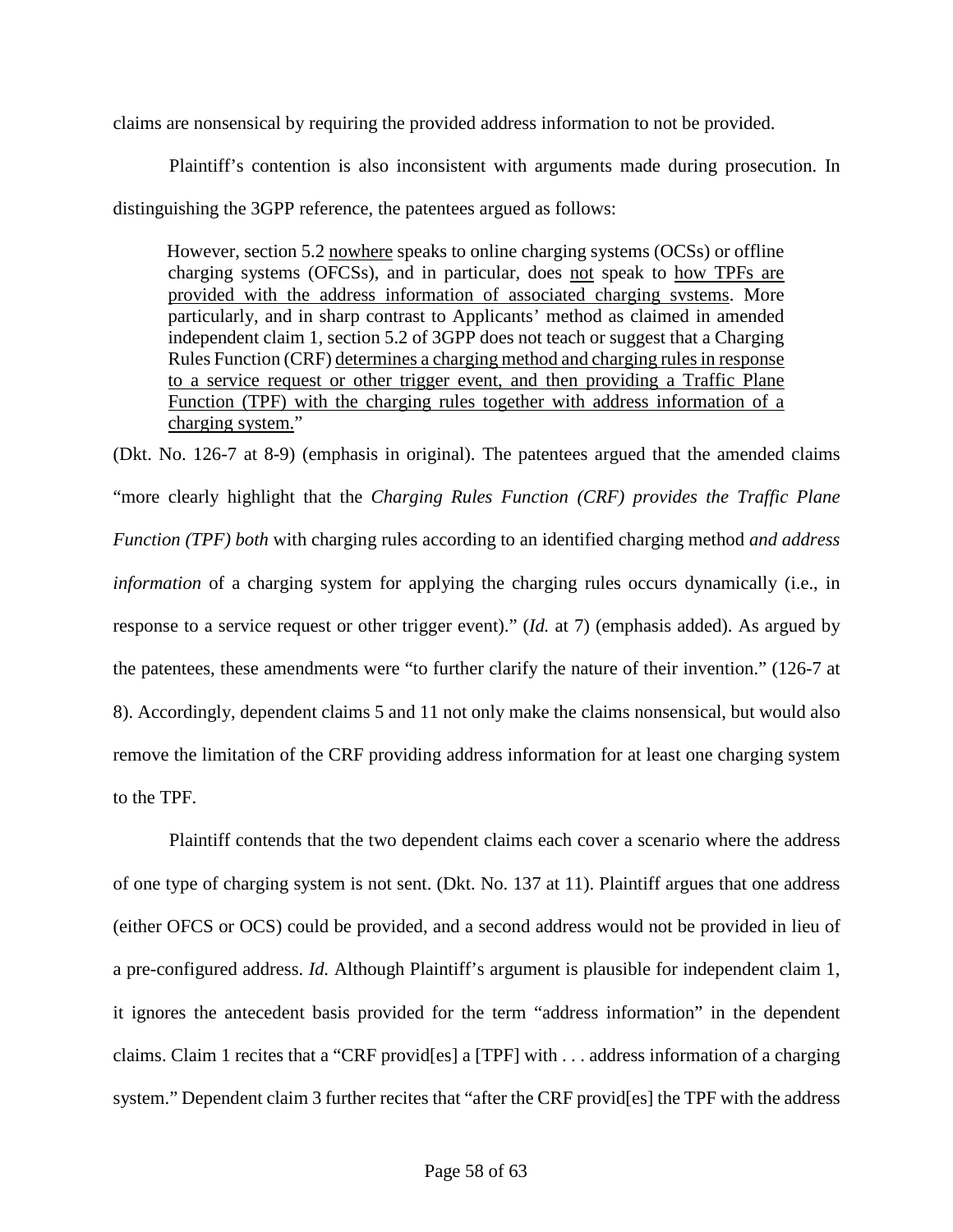claims are nonsensical by requiring the provided address information to not be provided.

Plaintiff's contention is also inconsistent with arguments made during prosecution. In distinguishing the 3GPP reference, the patentees argued as follows:

> However, section 5.2 <u>nowhere</u> speaks to online charging systems (OCSs) or offline charging systems (OFCSs), and in particular, does <u>not</u> speak to <u>how TPFs are provided with the address information of associated charging systems</u>. More particularly, and in sharp contrast to Applicants' method as claimed in amended independent claim 1, section 5.2 of 3GPP does not teach or suggest that a Charging Rules Function (CRF) <u>determines a charging method and charging rules in response to a service request or other trigger event, and then providing a Traffic Plane Function (TPF) with the charging rules together with address information of a charging system.</u>"

(Dkt. No. 126-7 at 8-9) (emphasis in original). The patentees argued that the amended claims "more clearly highlight that the *Charging Rules Function (CRF) provides the Traffic Plane Function (TPF) both* with charging rules according to an identified charging method *and address information* of a charging system for applying the charging rules occurs dynamically (i.e., in response to a service request or other trigger event)." (*Id.* at 7) (emphasis added). As argued by the patentees, these amendments were "to further clarify the nature of their invention." (126-7 at 8). Accordingly, dependent claims 5 and 11 not only make the claims nonsensical, but would also remove the limitation of the CRF providing address information for at least one charging system to the TPF.

Plaintiff contends that the two dependent claims each cover a scenario where the address of one type of charging system is not sent. (Dkt. No. 137 at 11). Plaintiff argues that one address (either OFCS or OCS) could be provided, and a second address would not be provided in lieu of a pre-configured address. *Id.* Although Plaintiff's argument is plausible for independent claim 1, it ignores the antecedent basis provided for the term "address information" in the dependent claims. Claim 1 recites that a "CRF provid[es] a [TPF] with . . . address information of a charging system." Dependent claim 3 further recites that "after the CRF provid[es] the TPF with the address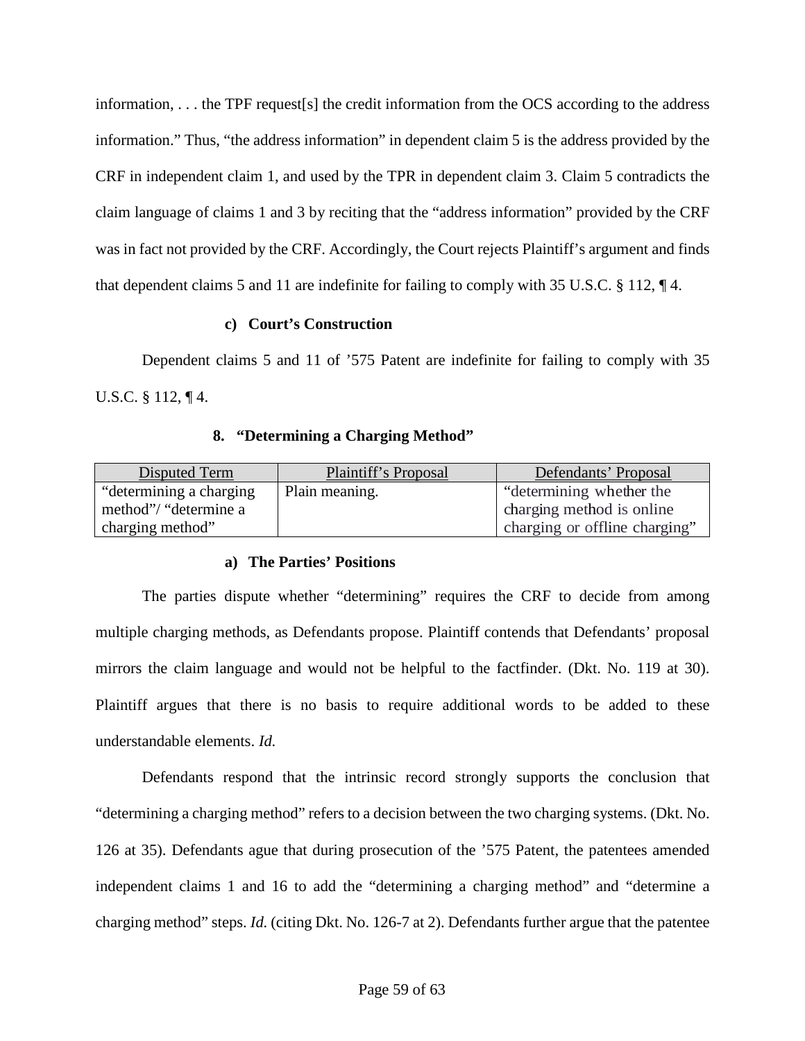information, . . . the TPF request[s] the credit information from the OCS according to the address information." Thus, "the address information" in dependent claim 5 is the address provided by the CRF in independent claim 1, and used by the TPR in dependent claim 3. Claim 5 contradicts the claim language of claims 1 and 3 by reciting that the "address information" provided by the CRF was in fact not provided by the CRF. Accordingly, the Court rejects Plaintiff's argument and finds that dependent claims 5 and 11 are indefinite for failing to comply with 35 U.S.C. § 112, ¶ 4.

#### c) Court's Construction

Dependent claims 5 and 11 of '575 Patent are indefinite for failing to comply with 35 U.S.C. § 112, ¶ 4.

### 8. "Determining a Charging Method"

| Disputed Term | Plaintiff's Proposal | Defendants' Proposal |
|---|---|---|
| "determining a charging method"/ "determine a charging method" | Plain meaning. | "determining whether the charging method is online charging or offline charging" |

#### a) The Parties' Positions

The parties dispute whether "determining" requires the CRF to decide from among multiple charging methods, as Defendants propose. Plaintiff contends that Defendants' proposal mirrors the claim language and would not be helpful to the factfinder. (Dkt. No. 119 at 30). Plaintiff argues that there is no basis to require additional words to be added to these understandable elements. *Id.*

Defendants respond that the intrinsic record strongly supports the conclusion that "determining a charging method" refers to a decision between the two charging systems. (Dkt. No. 126 at 35). Defendants ague that during prosecution of the '575 Patent, the patentees amended independent claims 1 and 16 to add the "determining a charging method" and "determine a charging method" steps. *Id.* (citing Dkt. No. 126-7 at 2). Defendants further argue that the patentee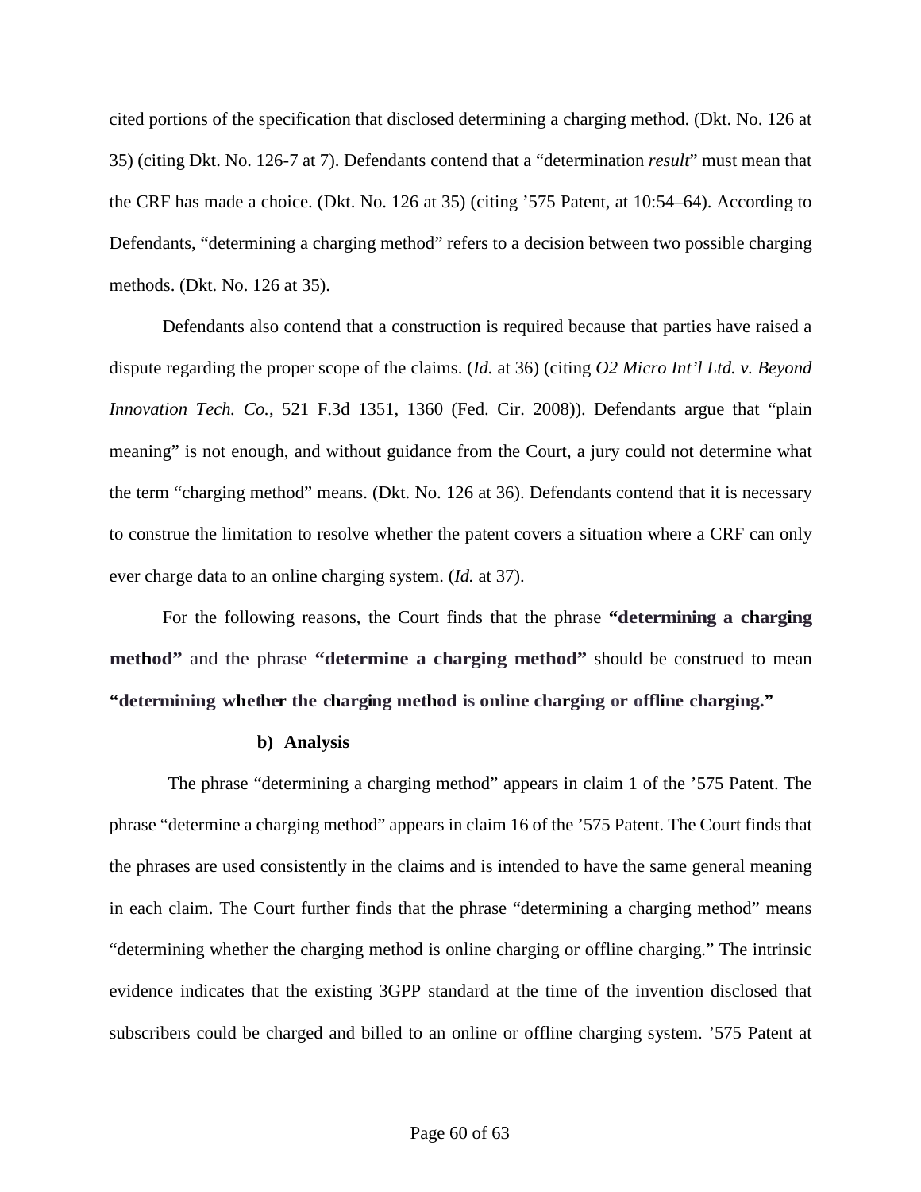cited portions of the specification that disclosed determining a charging method. (Dkt. No. 126 at 35) (citing Dkt. No. 126-7 at 7). Defendants contend that a "determination *result*" must mean that the CRF has made a choice. (Dkt. No. 126 at 35) (citing '575 Patent, at 10:54–64). According to Defendants, "determining a charging method" refers to a decision between two possible charging methods. (Dkt. No. 126 at 35).

Defendants also contend that a construction is required because that parties have raised a dispute regarding the proper scope of the claims. (*Id.* at 36) (citing *O2 Micro Int'l Ltd. v. Beyond Innovation Tech. Co.*, 521 F.3d 1351, 1360 (Fed. Cir. 2008)). Defendants argue that "plain meaning" is not enough, and without guidance from the Court, a jury could not determine what the term "charging method" means. (Dkt. No. 126 at 36). Defendants contend that it is necessary to construe the limitation to resolve whether the patent covers a situation where a CRF can only ever charge data to an online charging system. (*Id.* at 37).

For the following reasons, the Court finds that the phrase **"determining a charging method"** and the phrase **"determine a charging method"** should be construed to mean **"determining whether the charging method is online charging or offline charging."**

**b) Analysis**

The phrase "determining a charging method" appears in claim 1 of the '575 Patent. The phrase "determine a charging method" appears in claim 16 of the '575 Patent. The Court finds that the phrases are used consistently in the claims and is intended to have the same general meaning in each claim. The Court further finds that the phrase "determining a charging method" means "determining whether the charging method is online charging or offline charging." The intrinsic evidence indicates that the existing 3GPP standard at the time of the invention disclosed that subscribers could be charged and billed to an online or offline charging system. '575 Patent at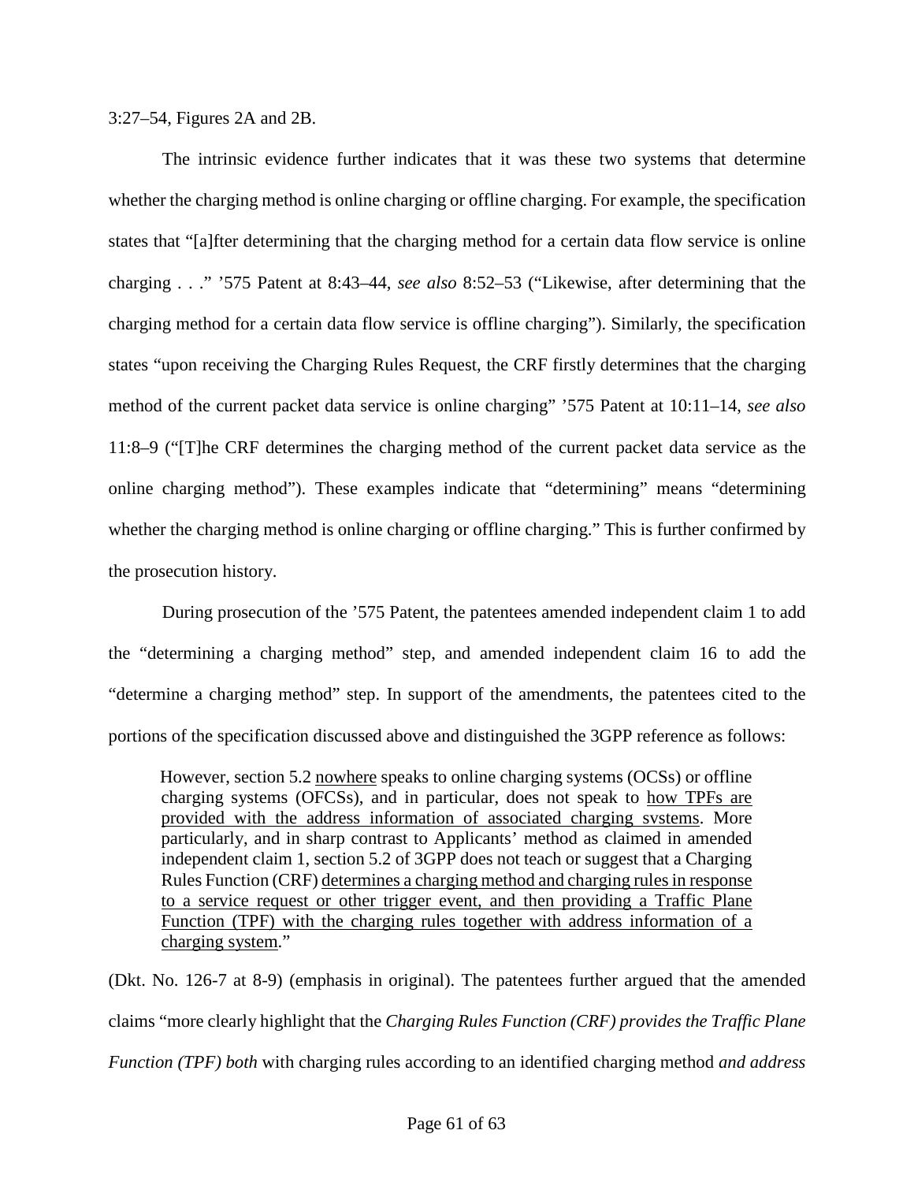3:27–54, Figures 2A and 2B.

The intrinsic evidence further indicates that it was these two systems that determine whether the charging method is online charging or offline charging. For example, the specification states that "[a]fter determining that the charging method for a certain data flow service is online charging . . ." '575 Patent at 8:43–44, *see also* 8:52–53 ("Likewise, after determining that the charging method for a certain data flow service is offline charging"). Similarly, the specification states "upon receiving the Charging Rules Request, the CRF firstly determines that the charging method of the current packet data service is online charging" '575 Patent at 10:11–14, *see also* 11:8–9 ("[T]he CRF determines the charging method of the current packet data service as the online charging method"). These examples indicate that "determining" means "determining whether the charging method is online charging or offline charging." This is further confirmed by the prosecution history.

During prosecution of the '575 Patent, the patentees amended independent claim 1 to add the "determining a charging method" step, and amended independent claim 16 to add the "determine a charging method" step. In support of the amendments, the patentees cited to the portions of the specification discussed above and distinguished the 3GPP reference as follows:

> However, section 5.2 <u>nowhere</u> speaks to online charging systems (OCSs) or offline charging systems (OFCSs), and in particular, does not speak to <u>how TPFs are provided with the address information of associated charging systems</u>. More particularly, and in sharp contrast to Applicants' method as claimed in amended independent claim 1, section 5.2 of 3GPP does not teach or suggest that a Charging Rules Function (CRF) <u>determines a charging method and charging rules in response to a service request or other trigger event, and then providing a Traffic Plane Function (TPF) with the charging rules together with address information of a charging system</u>."

(Dkt. No. 126-7 at 8-9) (emphasis in original). The patentees further argued that the amended claims "more clearly highlight that the *Charging Rules Function (CRF) provides the Traffic Plane Function (TPF) both* with charging rules according to an identified charging method *and address*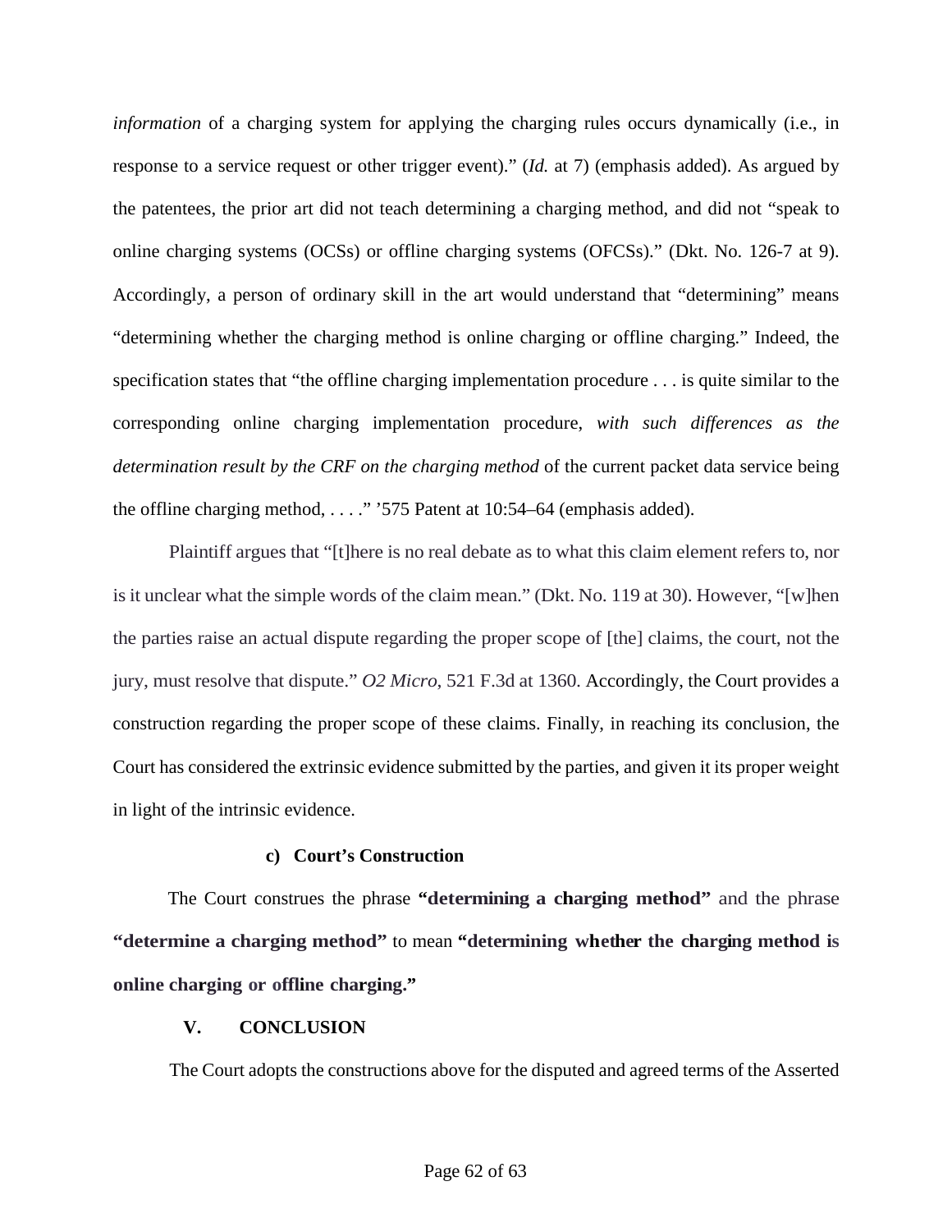*information* of a charging system for applying the charging rules occurs dynamically (i.e., in response to a service request or other trigger event)." (*Id.* at 7) (emphasis added). As argued by the patentees, the prior art did not teach determining a charging method, and did not "speak to online charging systems (OCSs) or offline charging systems (OFCSs)." (Dkt. No. 126-7 at 9). Accordingly, a person of ordinary skill in the art would understand that "determining" means "determining whether the charging method is online charging or offline charging." Indeed, the specification states that "the offline charging implementation procedure . . . is quite similar to the corresponding online charging implementation procedure, *with such differences as the determination result by the CRF on the charging method* of the current packet data service being the offline charging method, . . . ." '575 Patent at 10:54–64 (emphasis added).

Plaintiff argues that "[t]here is no real debate as to what this claim element refers to, nor is it unclear what the simple words of the claim mean." (Dkt. No. 119 at 30). However, "[w]hen the parties raise an actual dispute regarding the proper scope of [the] claims, the court, not the jury, must resolve that dispute." *O2 Micro*, 521 F.3d at 1360. Accordingly, the Court provides a construction regarding the proper scope of these claims. Finally, in reaching its conclusion, the Court has considered the extrinsic evidence submitted by the parties, and given it its proper weight in light of the intrinsic evidence.

#### c) Court's Construction

The Court construes the phrase **"determining a charging method"** and the phrase **"determine a charging method"** to mean **"determining whether the charging method is online charging or offline charging."**

## V. CONCLUSION

The Court adopts the constructions above for the disputed and agreed terms of the Asserted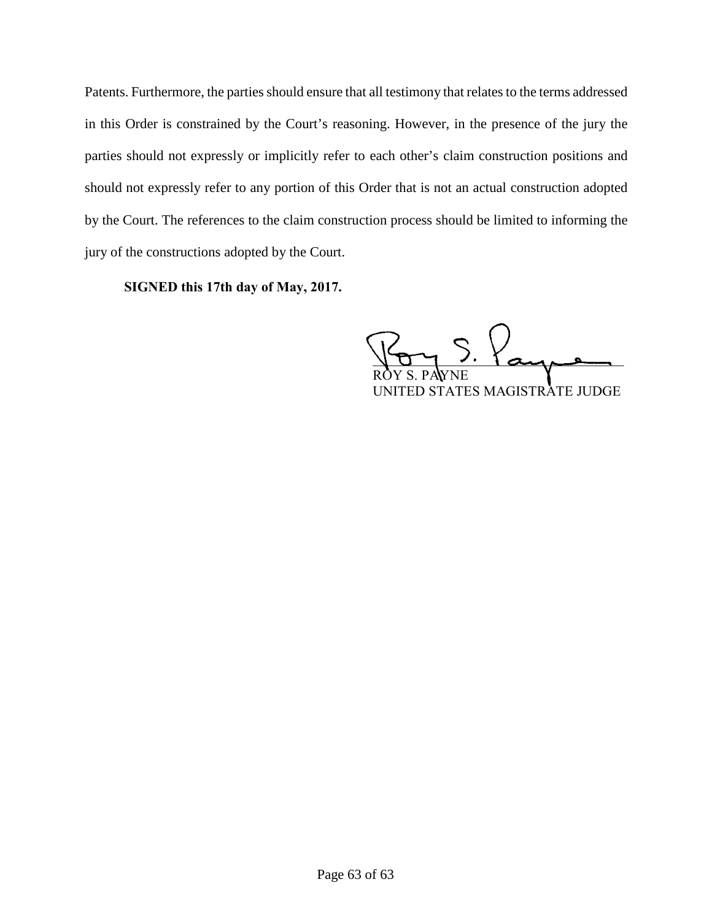Patents. Furthermore, the parties should ensure that all testimony that relates to the terms addressed in this Order is constrained by the Court's reasoning. However, in the presence of the jury the parties should not expressly or implicitly refer to each other's claim construction positions and should not expressly refer to any portion of this Order that is not an actual construction adopted by the Court. The references to the claim construction process should be limited to informing the jury of the constructions adopted by the Court.

**SIGNED this 17th day of May, 2017.**

ROY S. PAYNE
UNITED STATES MAGISTRATE JUDGE